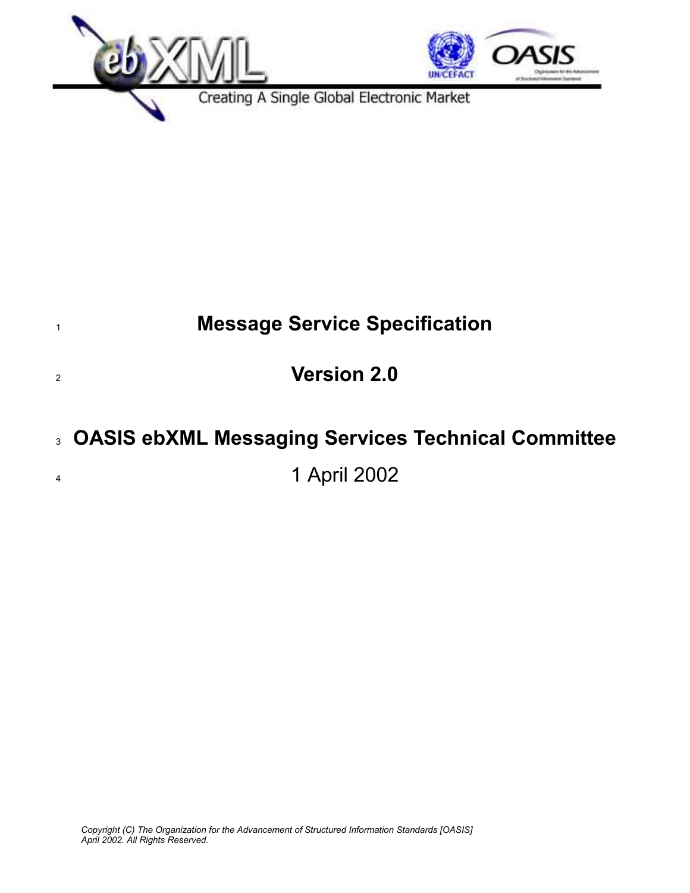Creating A Single Global Electronic Market

# Message Service Specification

# Version 2.0

# OASIS ebXML Messaging Services Technical Committee

1 April 2002

*Copyright (C) The Organization for the Advancement of Structured Information Standards [OASIS] April 2002. All Rights Reserved.*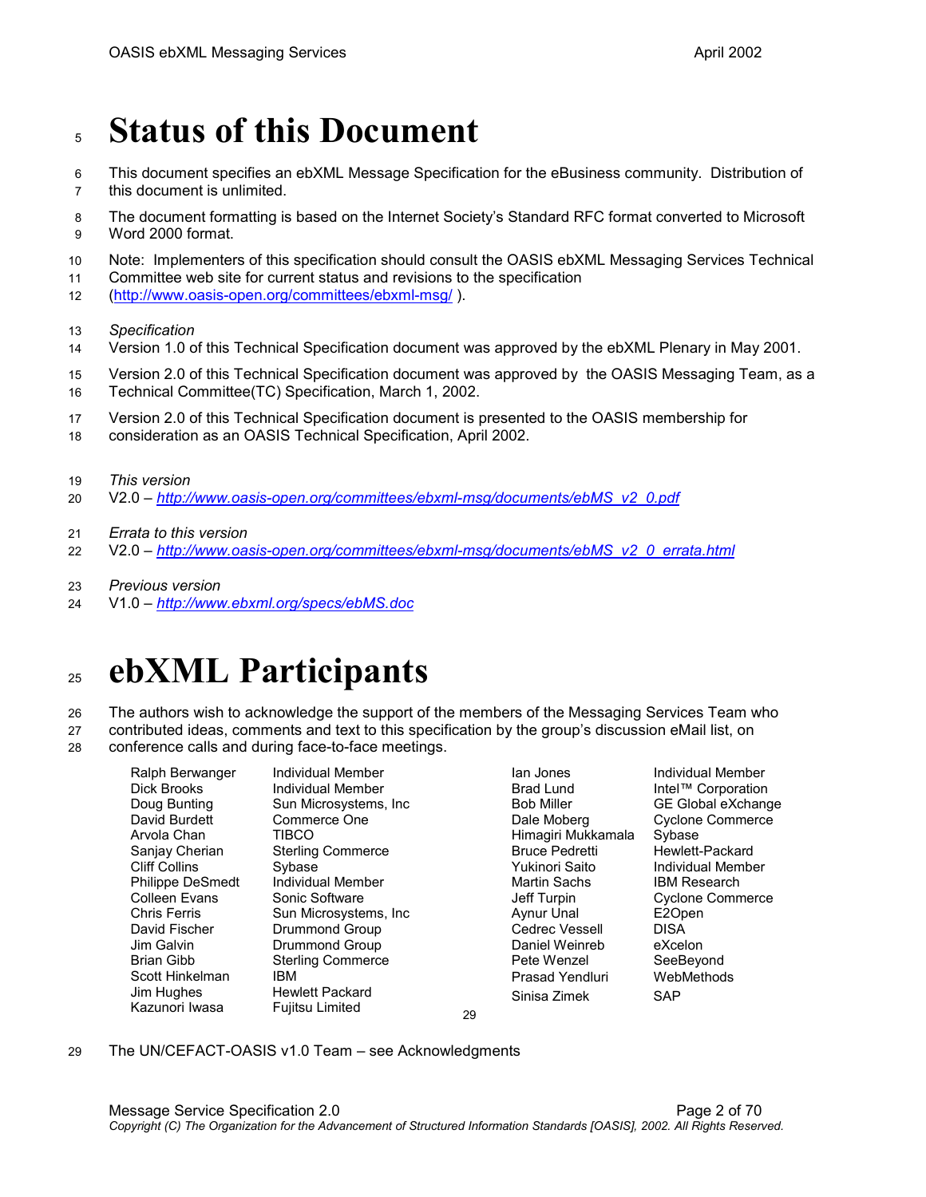# Status of this Document

This document specifies an ebXML Message Specification for the eBusiness community. Distribution of this document is unlimited.

The document formatting is based on the Internet Society's Standard RFC format converted to Microsoft Word 2000 format.

Note: Implementers of this specification should consult the OASIS ebXML Messaging Services Technical Committee web site for current status and revisions to the specification (http://www.oasis-open.org/committees/ebxml-msg/ ).

*Specification*

Version 1.0 of this Technical Specification document was approved by the ebXML Plenary in May 2001.

Version 2.0 of this Technical Specification document was approved by the OASIS Messaging Team, as a Technical Committee(TC) Specification, March 1, 2002.

Version 2.0 of this Technical Specification document is presented to the OASIS membership for consideration as an OASIS Technical Specification, April 2002.

*This version*

V2.0 – *http://www.oasis-open.org/committees/ebxml-msg/documents/ebMS_v2_0.pdf*

*Errata to this version*

V2.0 – *http://www.oasis-open.org/committees/ebxml-msg/documents/ebMS_v2_0_errata.html*

*Previous version*

V1.0 – *http://www.ebxml.org/specs/ebMS.doc*

# ebXML Participants

The authors wish to acknowledge the support of the members of the Messaging Services Team who contributed ideas, comments and text to this specification by the group's discussion eMail list, on conference calls and during face-to-face meetings.

| | |
|---|---|
| Ralph Berwanger | Individual Member |
| Dick Brooks | Individual Member |
| Doug Bunting | Sun Microsystems, Inc |
| David Burdett | Commerce One |
| Arvola Chan | TIBCO |
| Sanjay Cherian | Sterling Commerce |
| Cliff Collins | Sybase |
| Philippe DeSmedt | Individual Member |
| Colleen Evans | Sonic Software |
| Chris Ferris | Sun Microsystems, Inc |
| David Fischer | Drummond Group |
| Jim Galvin | Drummond Group |
| Brian Gibb | Sterling Commerce |
| Scott Hinkelman | IBM |
| Jim Hughes | Hewlett Packard |
| Kazunori Iwasa | Fujitsu Limited |
| Ian Jones | Individual Member |
| Brad Lund | Intel™ Corporation |
| Bob Miller | GE Global eXchange |
| Dale Moberg | Cyclone Commerce |
| Himagiri Mukkamala | Sybase |
| Bruce Pedretti | Hewlett-Packard |
| Yukinori Saito | Individual Member |
| Martin Sachs | IBM Research |
| Jeff Turpin | Cyclone Commerce |
| Aynur Unal | E2Open |
| Cedrec Vessell | DISA |
| Daniel Weinreb | eXcelon |
| Pete Wenzel | SeeBeyond |
| Prasad Yendluri | WebMethods |
| Sinisa Zimek | SAP |

The UN/CEFACT-OASIS v1.0 Team – see Acknowledgments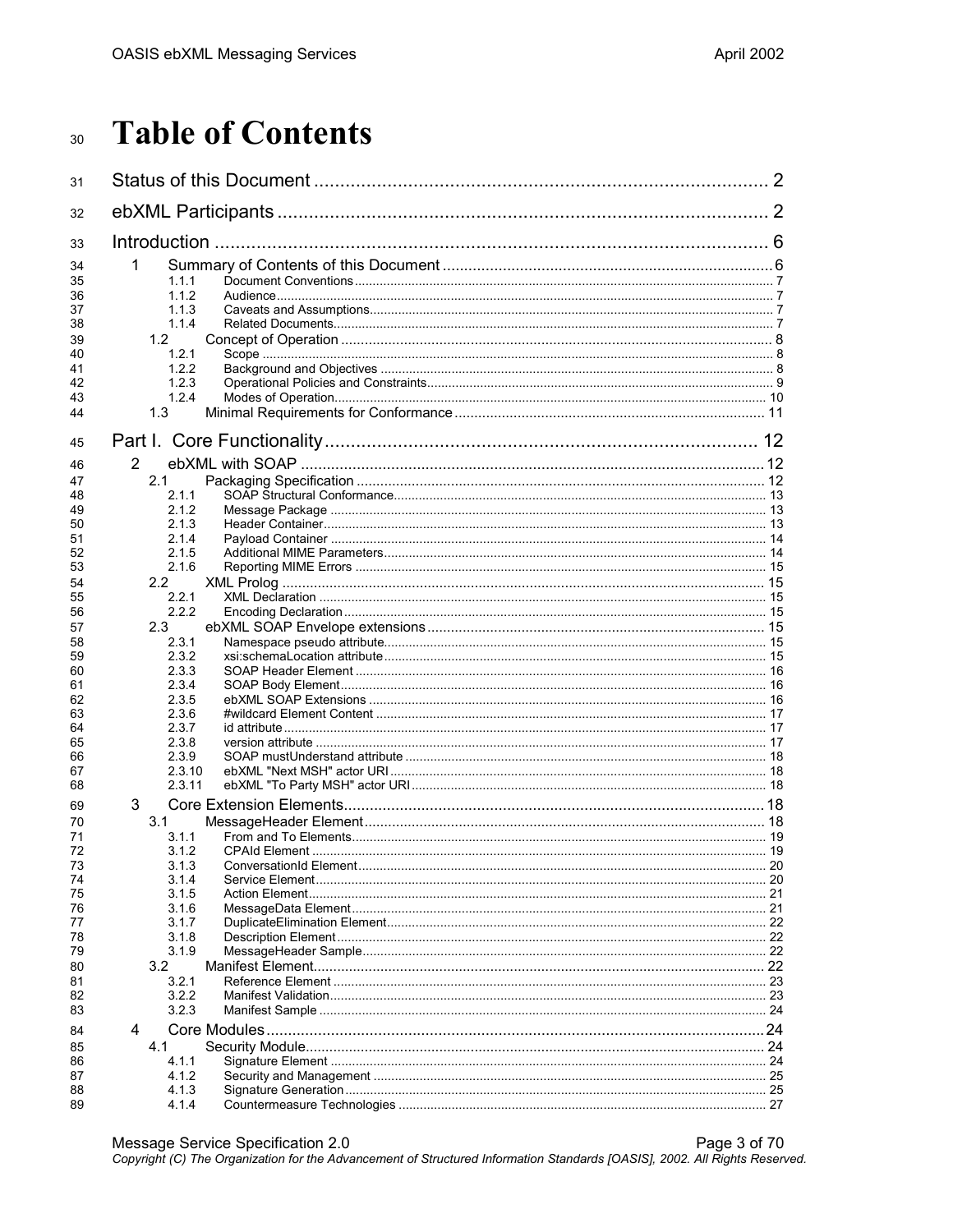# Table of Contents

Status of this Document ........................................................................................ 2

ebXML Participants ............................................................................................... 2

Introduction ........................................................................................................... 6

- 1 Summary of Contents of this Document ........................................................................... 6
  - 1.1.1 Document Conventions ........................................................................................... 7
  - 1.1.2 Audience ................................................................................................................. 7
  - 1.1.3 Caveats and Assumptions ........................................................................................ 7
  - 1.1.4 Related Documents .................................................................................................. 7
- 1.2 Concept of Operation ....................................................................................................... 8
  - 1.2.1 Scope ....................................................................................................................... 8
  - 1.2.2 Background and Objectives ...................................................................................... 8
  - 1.2.3 Operational Policies and Constraints ........................................................................ 9
  - 1.2.4 Modes of Operation ................................................................................................ 10
- 1.3 Minimal Requirements for Conformance ........................................................................ 11

Part I. Core Functionality .................................................................................... 12

- 2 ebXML with SOAP ........................................................................................................... 12
- 2.1 Packaging Specification .................................................................................................. 12
  - 2.1.1 SOAP Structural Conformance ................................................................................. 13
  - 2.1.2 Message Package .................................................................................................... 13
  - 2.1.3 Header Container ..................................................................................................... 13
  - 2.1.4 Payload Container .................................................................................................... 14
  - 2.1.5 Additional MIME Parameters ................................................................................... 14
  - 2.1.6 Reporting MIME Errors ............................................................................................ 15
- 2.2 XML Prolog ..................................................................................................................... 15
  - 2.2.1 XML Declaration ....................................................................................................... 15
  - 2.2.2 Encoding Declaration ............................................................................................... 15
- 2.3 ebXML SOAP Envelope extensions ................................................................................. 15
  - 2.3.1 Namespace pseudo attribute .................................................................................... 15
  - 2.3.2 xsi:schemaLocation attribute .................................................................................... 15
  - 2.3.3 SOAP Header Element ............................................................................................. 16
  - 2.3.4 SOAP Body Element ................................................................................................ 16
  - 2.3.5 ebXML SOAP Extensions ......................................................................................... 16
  - 2.3.6 #wildcard Element Content ...................................................................................... 17
  - 2.3.7 id attribute ............................................................................................................... 17
  - 2.3.8 version attribute ....................................................................................................... 17
  - 2.3.9 SOAP mustUnderstand attribute .............................................................................. 18
  - 2.3.10 ebXML "Next MSH" actor URI ................................................................................ 18
  - 2.3.11 ebXML "To Party MSH" actor URI ........................................................................... 18
- 3 Core Extension Elements ................................................................................................. 18
- 3.1 MessageHeader Element ................................................................................................. 18
  - 3.1.1 From and To Elements ............................................................................................. 19
  - 3.1.2 CPAId Element ......................................................................................................... 19
  - 3.1.3 ConversationId Element ........................................................................................... 20
  - 3.1.4 Service Element ....................................................................................................... 20
  - 3.1.5 Action Element ......................................................................................................... 21
  - 3.1.6 MessageData Element ............................................................................................. 21
  - 3.1.7 DuplicateElimination Element .................................................................................. 22
  - 3.1.8 Description Element ................................................................................................. 22
  - 3.1.9 MessageHeader Sample ........................................................................................... 22
- 3.2 Manifest Element ............................................................................................................ 22
  - 3.2.1 Reference Element ................................................................................................... 23
  - 3.2.2 Manifest Validation ................................................................................................... 23
  - 3.2.3 Manifest Sample ...................................................................................................... 24
- 4 Core Modules ................................................................................................................... 24
- 4.1 Security Module .............................................................................................................. 24
  - 4.1.1 Signature Element .................................................................................................... 24
  - 4.1.2 Security and Management ........................................................................................ 25
  - 4.1.3 Signature Generation ................................................................................................ 25
  - 4.1.4 Countermeasure Technologies .................................................................................. 27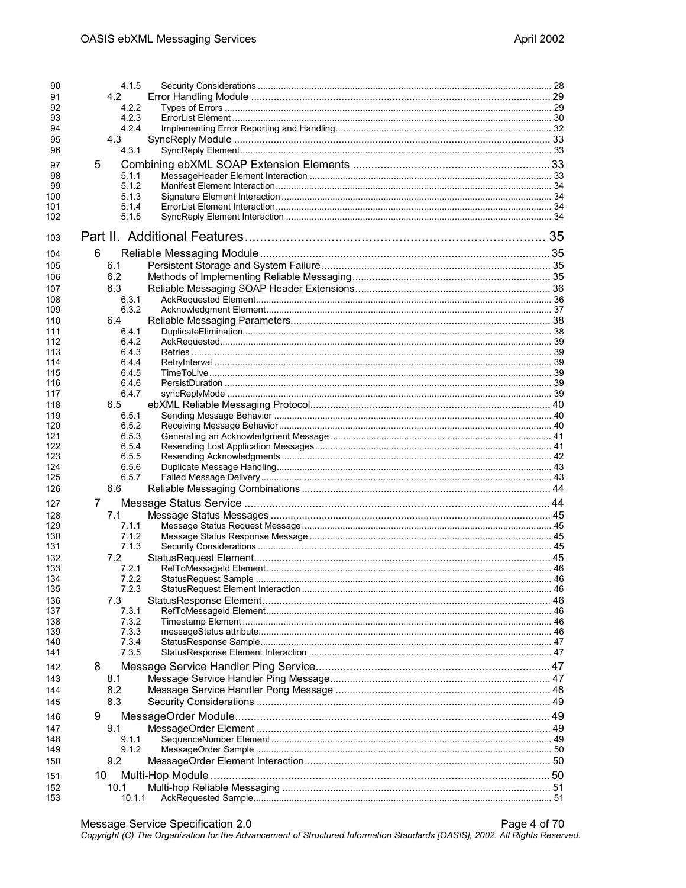90 4.1.5 Security Considerations ........ 28
91 4.2 Error Handling Module ........ 29
92 4.2.2 Types of Errors ........ 29
93 4.2.3 ErrorList Element ........ 30
94 4.2.4 Implementing Error Reporting and Handling ........ 32
95 4.3 SyncReply Module ........ 33
96 4.3.1 SyncReply Element ........ 33
97 5 Combining ebXML SOAP Extension Elements ........ 33
98 5.1.1 MessageHeader Element Interaction ........ 33
99 5.1.2 Manifest Element Interaction ........ 34
100 5.1.3 Signature Element Interaction ........ 34
101 5.1.4 ErrorList Element Interaction ........ 34
102 5.1.5 SyncReply Element Interaction ........ 34
103 Part II. Additional Features ........ 35
104 6 Reliable Messaging Module ........ 35
105 6.1 Persistent Storage and System Failure ........ 35
106 6.2 Methods of Implementing Reliable Messaging ........ 35
107 6.3 Reliable Messaging SOAP Header Extensions ........ 36
108 6.3.1 AckRequested Element ........ 36
109 6.3.2 Acknowledgment Element ........ 37
110 6.4 Reliable Messaging Parameters ........ 38
111 6.4.1 DuplicateElimination ........ 38
112 6.4.2 AckRequested ........ 39
113 6.4.3 Retries ........ 39
114 6.4.4 RetryInterval ........ 39
115 6.4.5 TimeToLive ........ 39
116 6.4.6 PersistDuration ........ 39
117 6.4.7 syncReplyMode ........ 39
118 6.5 ebXML Reliable Messaging Protocol ........ 40
119 6.5.1 Sending Message Behavior ........ 40
120 6.5.2 Receiving Message Behavior ........ 40
121 6.5.3 Generating an Acknowledgment Message ........ 41
122 6.5.4 Resending Lost Application Messages ........ 41
123 6.5.5 Resending Acknowledgments ........ 42
124 6.5.6 Duplicate Message Handling ........ 43
125 6.5.7 Failed Message Delivery ........ 43
126 6.6 Reliable Messaging Combinations ........ 44
127 7 Message Status Service ........ 44
128 7.1 Message Status Messages ........ 45
129 7.1.1 Message Status Request Message ........ 45
130 7.1.2 Message Status Response Message ........ 45
131 7.1.3 Security Considerations ........ 45
132 7.2 StatusRequest Element ........ 45
133 7.2.1 RefToMessageId Element ........ 46
134 7.2.2 StatusRequest Sample ........ 46
135 7.2.3 StatusRequest Element Interaction ........ 46
136 7.3 StatusResponse Element ........ 46
137 7.3.1 RefToMessageId Element ........ 46
138 7.3.2 Timestamp Element ........ 46
139 7.3.3 messageStatus attribute ........ 46
140 7.3.4 StatusResponse Sample ........ 47
141 7.3.5 StatusResponse Element Interaction ........ 47
142 8 Message Service Handler Ping Service ........ 47
143 8.1 Message Service Handler Ping Message ........ 47
144 8.2 Message Service Handler Pong Message ........ 48
145 8.3 Security Considerations ........ 49
146 9 MessageOrder Module ........ 49
147 9.1 MessageOrder Element ........ 49
148 9.1.1 SequenceNumber Element ........ 49
149 9.1.2 MessageOrder Sample ........ 50
150 9.2 MessageOrder Element Interaction ........ 50
151 10 Multi-Hop Module ........ 50
152 10.1 Multi-hop Reliable Messaging ........ 51
153 10.1.1 AckRequested Sample ........ 51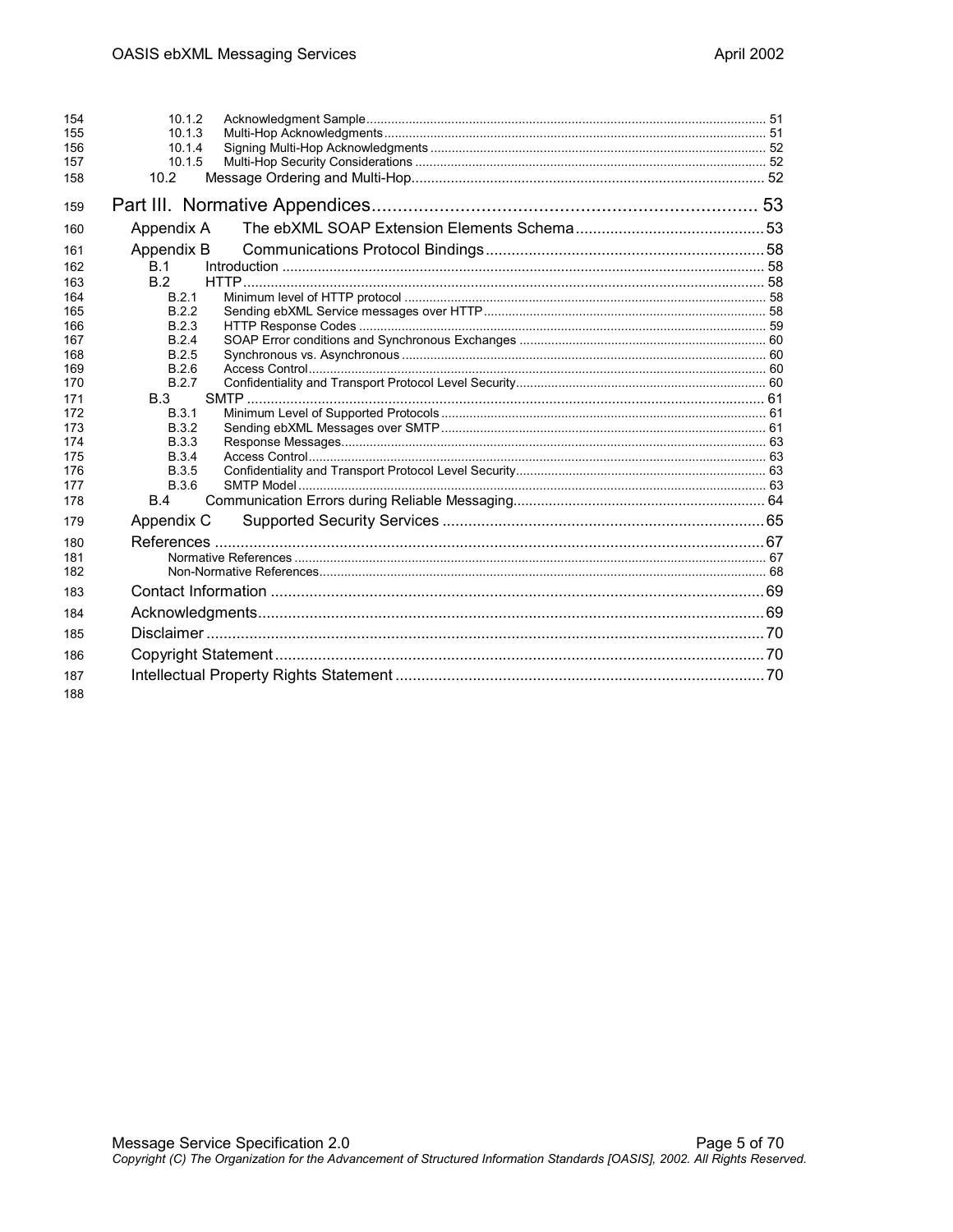10.1.2 Acknowledgment Sample ..... 51
10.1.3 Multi-Hop Acknowledgments ..... 51
10.1.4 Signing Multi-Hop Acknowledgments ..... 52
10.1.5 Multi-Hop Security Considerations ..... 52
10.2 Message Ordering and Multi-Hop ..... 52

Part III. Normative Appendices ..... 53

Appendix A The ebXML SOAP Extension Elements Schema ..... 53

Appendix B Communications Protocol Bindings ..... 58
B.1 Introduction ..... 58
B.2 HTTP ..... 58
B.2.1 Minimum level of HTTP protocol ..... 58
B.2.2 Sending ebXML Service messages over HTTP ..... 58
B.2.3 HTTP Response Codes ..... 59
B.2.4 SOAP Error conditions and Synchronous Exchanges ..... 60
B.2.5 Synchronous vs. Asynchronous ..... 60
B.2.6 Access Control ..... 60
B.2.7 Confidentiality and Transport Protocol Level Security ..... 60
B.3 SMTP ..... 61
B.3.1 Minimum Level of Supported Protocols ..... 61
B.3.2 Sending ebXML Messages over SMTP ..... 61
B.3.3 Response Messages ..... 63
B.3.4 Access Control ..... 63
B.3.5 Confidentiality and Transport Protocol Level Security ..... 63
B.3.6 SMTP Model ..... 63
B.4 Communication Errors during Reliable Messaging ..... 64

Appendix C Supported Security Services ..... 65

References ..... 67
Normative References ..... 67
Non-Normative References ..... 68

Contact Information ..... 69

Acknowledgments ..... 69

Disclaimer ..... 70

Copyright Statement ..... 70

Intellectual Property Rights Statement ..... 70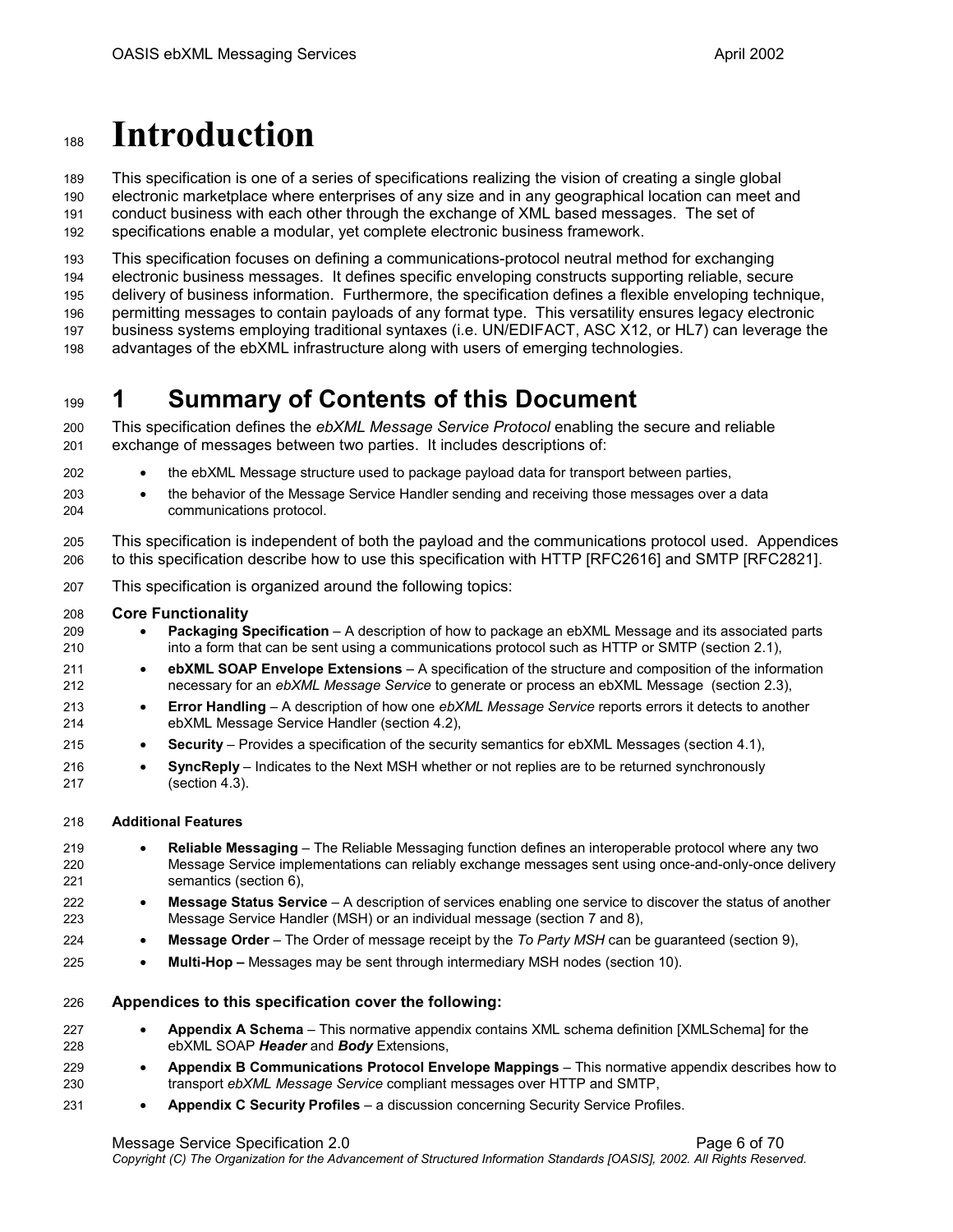# Introduction

This specification is one of a series of specifications realizing the vision of creating a single global electronic marketplace where enterprises of any size and in any geographical location can meet and conduct business with each other through the exchange of XML based messages. The set of specifications enable a modular, yet complete electronic business framework.

This specification focuses on defining a communications-protocol neutral method for exchanging electronic business messages. It defines specific enveloping constructs supporting reliable, secure delivery of business information. Furthermore, the specification defines a flexible enveloping technique, permitting messages to contain payloads of any format type. This versatility ensures legacy electronic business systems employing traditional syntaxes (i.e. UN/EDIFACT, ASC X12, or HL7) can leverage the advantages of the ebXML infrastructure along with users of emerging technologies.

# 1 Summary of Contents of this Document

This specification defines the *ebXML Message Service Protocol* enabling the secure and reliable exchange of messages between two parties. It includes descriptions of:

- the ebXML Message structure used to package payload data for transport between parties,
- the behavior of the Message Service Handler sending and receiving those messages over a data communications protocol.

This specification is independent of both the payload and the communications protocol used. Appendices to this specification describe how to use this specification with HTTP [RFC2616] and SMTP [RFC2821].

This specification is organized around the following topics:

**Core Functionality**

- **Packaging Specification** – A description of how to package an ebXML Message and its associated parts into a form that can be sent using a communications protocol such as HTTP or SMTP (section 2.1),
- **ebXML SOAP Envelope Extensions** – A specification of the structure and composition of the information necessary for an *ebXML Message Service* to generate or process an ebXML Message (section 2.3),
- **Error Handling** – A description of how one *ebXML Message Service* reports errors it detects to another ebXML Message Service Handler (section 4.2),
- **Security** – Provides a specification of the security semantics for ebXML Messages (section 4.1),
- **SyncReply** – Indicates to the Next MSH whether or not replies are to be returned synchronously (section 4.3).

**Additional Features**

- **Reliable Messaging** – The Reliable Messaging function defines an interoperable protocol where any two Message Service implementations can reliably exchange messages sent using once-and-only-once delivery semantics (section 6),
- **Message Status Service** – A description of services enabling one service to discover the status of another Message Service Handler (MSH) or an individual message (section 7 and 8),
- **Message Order** – The Order of message receipt by the *To Party MSH* can be guaranteed (section 9),
- **Multi-Hop –** Messages may be sent through intermediary MSH nodes (section 10).

**Appendices to this specification cover the following:**

- **Appendix A Schema** – This normative appendix contains XML schema definition [XMLSchema] for the ebXML SOAP ***Header*** and ***Body*** Extensions,
- **Appendix B Communications Protocol Envelope Mappings** – This normative appendix describes how to transport *ebXML Message Service* compliant messages over HTTP and SMTP,
- **Appendix C Security Profiles** – a discussion concerning Security Service Profiles.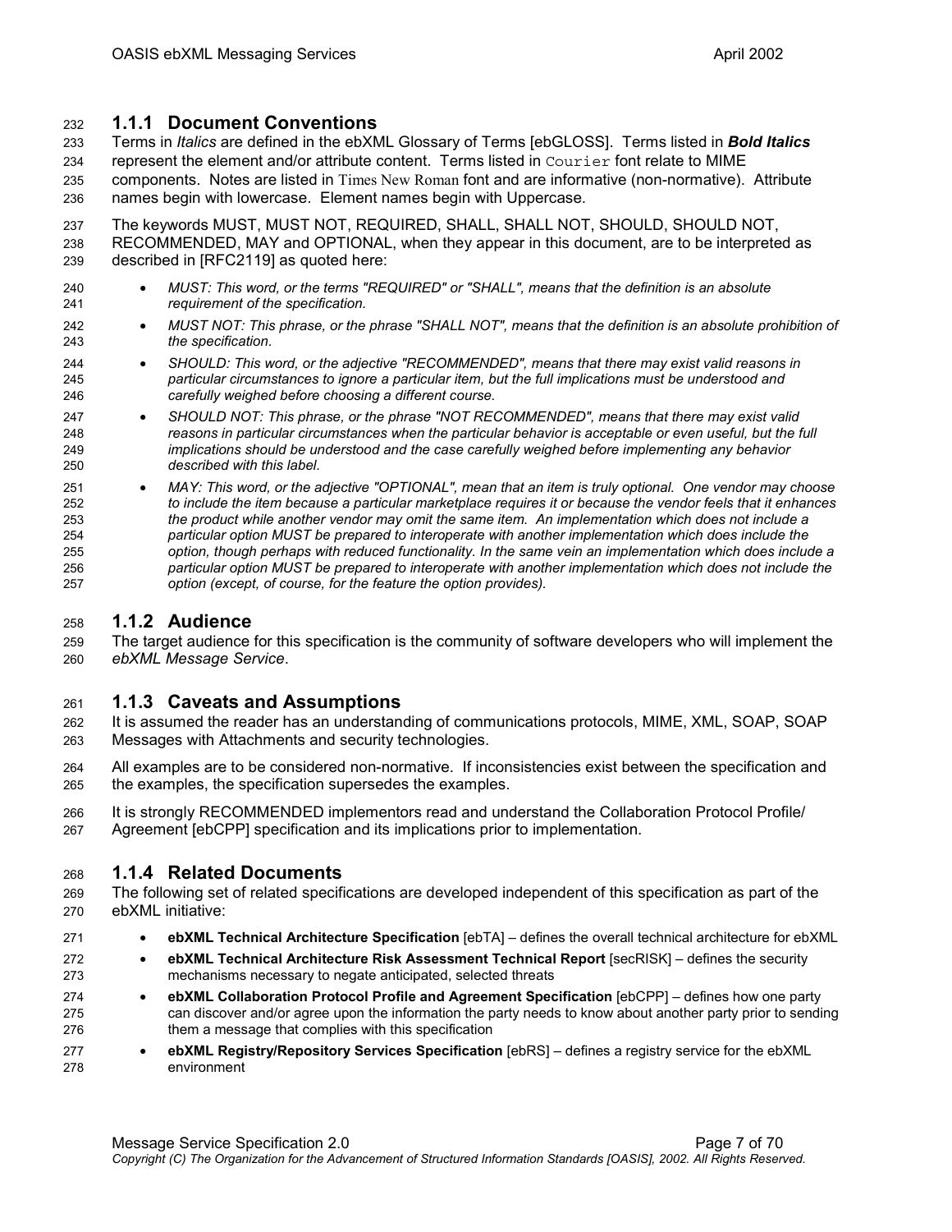### 1.1.1 Document Conventions

Terms in *Italics* are defined in the ebXML Glossary of Terms [ebGLOSS]. Terms listed in ***Bold Italics*** represent the element and/or attribute content. Terms listed in `Courier` font relate to MIME components. Notes are listed in Times New Roman font and are informative (non-normative). Attribute names begin with lowercase. Element names begin with Uppercase.

The keywords MUST, MUST NOT, REQUIRED, SHALL, SHALL NOT, SHOULD, SHOULD NOT, RECOMMENDED, MAY and OPTIONAL, when they appear in this document, are to be interpreted as described in [RFC2119] as quoted here:

- *MUST: This word, or the terms "REQUIRED" or "SHALL", means that the definition is an absolute requirement of the specification.*
- *MUST NOT: This phrase, or the phrase "SHALL NOT", means that the definition is an absolute prohibition of the specification.*
- *SHOULD: This word, or the adjective "RECOMMENDED", means that there may exist valid reasons in particular circumstances to ignore a particular item, but the full implications must be understood and carefully weighed before choosing a different course.*
- *SHOULD NOT: This phrase, or the phrase "NOT RECOMMENDED", means that there may exist valid reasons in particular circumstances when the particular behavior is acceptable or even useful, but the full implications should be understood and the case carefully weighed before implementing any behavior described with this label.*
- *MAY: This word, or the adjective "OPTIONAL", mean that an item is truly optional. One vendor may choose to include the item because a particular marketplace requires it or because the vendor feels that it enhances the product while another vendor may omit the same item. An implementation which does not include a particular option MUST be prepared to interoperate with another implementation which does include the option, though perhaps with reduced functionality. In the same vein an implementation which does include a particular option MUST be prepared to interoperate with another implementation which does not include the option (except, of course, for the feature the option provides).*

### 1.1.2 Audience

The target audience for this specification is the community of software developers who will implement the *ebXML Message Service*.

### 1.1.3 Caveats and Assumptions

It is assumed the reader has an understanding of communications protocols, MIME, XML, SOAP, SOAP Messages with Attachments and security technologies.

All examples are to be considered non-normative. If inconsistencies exist between the specification and the examples, the specification supersedes the examples.

It is strongly RECOMMENDED implementors read and understand the Collaboration Protocol Profile/ Agreement [ebCPP] specification and its implications prior to implementation.

### 1.1.4 Related Documents

The following set of related specifications are developed independent of this specification as part of the ebXML initiative:

- **ebXML Technical Architecture Specification** [ebTA] – defines the overall technical architecture for ebXML
- **ebXML Technical Architecture Risk Assessment Technical Report** [secRISK] – defines the security mechanisms necessary to negate anticipated, selected threats
- **ebXML Collaboration Protocol Profile and Agreement Specification** [ebCPP] – defines how one party can discover and/or agree upon the information the party needs to know about another party prior to sending them a message that complies with this specification
- **ebXML Registry/Repository Services Specification** [ebRS] – defines a registry service for the ebXML environment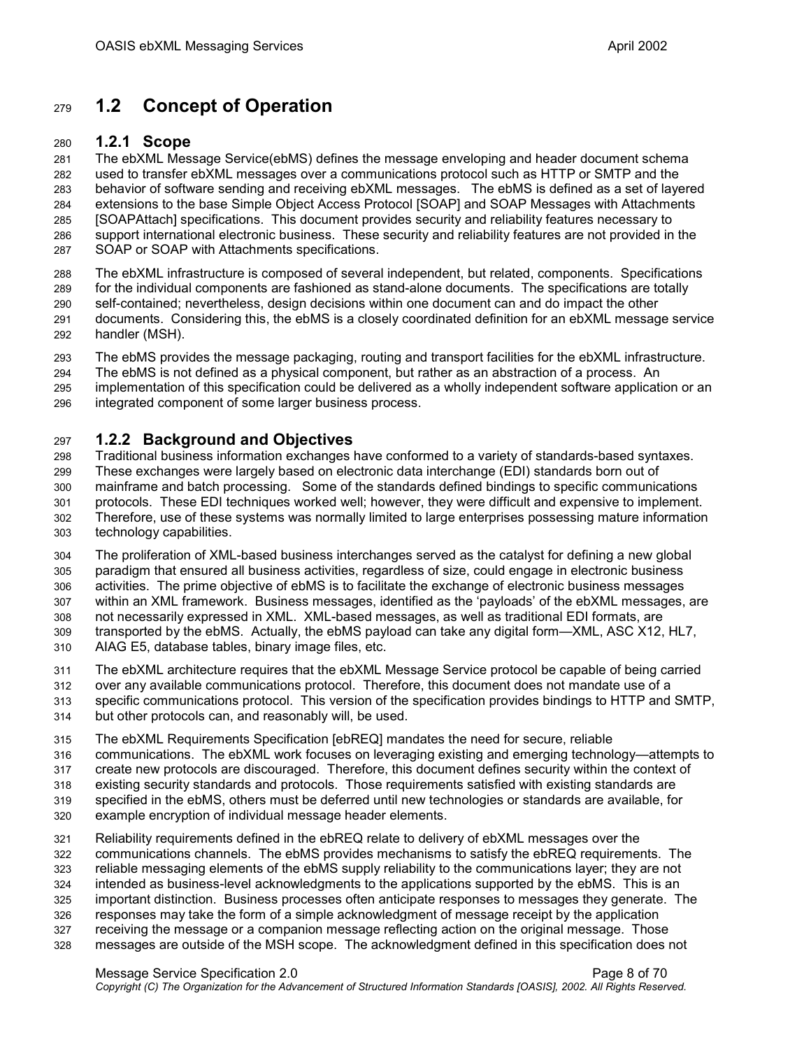## 1.2 Concept of Operation

### 1.2.1 Scope

The ebXML Message Service(ebMS) defines the message enveloping and header document schema used to transfer ebXML messages over a communications protocol such as HTTP or SMTP and the behavior of software sending and receiving ebXML messages. The ebMS is defined as a set of layered extensions to the base Simple Object Access Protocol [SOAP] and SOAP Messages with Attachments [SOAPAttach] specifications. This document provides security and reliability features necessary to support international electronic business. These security and reliability features are not provided in the SOAP or SOAP with Attachments specifications.

The ebXML infrastructure is composed of several independent, but related, components. Specifications for the individual components are fashioned as stand-alone documents. The specifications are totally self-contained; nevertheless, design decisions within one document can and do impact the other documents. Considering this, the ebMS is a closely coordinated definition for an ebXML message service handler (MSH).

The ebMS provides the message packaging, routing and transport facilities for the ebXML infrastructure. The ebMS is not defined as a physical component, but rather as an abstraction of a process. An implementation of this specification could be delivered as a wholly independent software application or an integrated component of some larger business process.

### 1.2.2 Background and Objectives

Traditional business information exchanges have conformed to a variety of standards-based syntaxes. These exchanges were largely based on electronic data interchange (EDI) standards born out of mainframe and batch processing. Some of the standards defined bindings to specific communications protocols. These EDI techniques worked well; however, they were difficult and expensive to implement. Therefore, use of these systems was normally limited to large enterprises possessing mature information technology capabilities.

The proliferation of XML-based business interchanges served as the catalyst for defining a new global paradigm that ensured all business activities, regardless of size, could engage in electronic business activities. The prime objective of ebMS is to facilitate the exchange of electronic business messages within an XML framework. Business messages, identified as the 'payloads' of the ebXML messages, are not necessarily expressed in XML. XML-based messages, as well as traditional EDI formats, are transported by the ebMS. Actually, the ebMS payload can take any digital form—XML, ASC X12, HL7, AIAG E5, database tables, binary image files, etc.

The ebXML architecture requires that the ebXML Message Service protocol be capable of being carried over any available communications protocol. Therefore, this document does not mandate use of a specific communications protocol. This version of the specification provides bindings to HTTP and SMTP, but other protocols can, and reasonably will, be used.

The ebXML Requirements Specification [ebREQ] mandates the need for secure, reliable communications. The ebXML work focuses on leveraging existing and emerging technology—attempts to create new protocols are discouraged. Therefore, this document defines security within the context of existing security standards and protocols. Those requirements satisfied with existing standards are specified in the ebMS, others must be deferred until new technologies or standards are available, for example encryption of individual message header elements.

Reliability requirements defined in the ebREQ relate to delivery of ebXML messages over the communications channels. The ebMS provides mechanisms to satisfy the ebREQ requirements. The reliable messaging elements of the ebMS supply reliability to the communications layer; they are not intended as business-level acknowledgments to the applications supported by the ebMS. This is an important distinction. Business processes often anticipate responses to messages they generate. The responses may take the form of a simple acknowledgment of message receipt by the application receiving the message or a companion message reflecting action on the original message. Those messages are outside of the MSH scope. The acknowledgment defined in this specification does not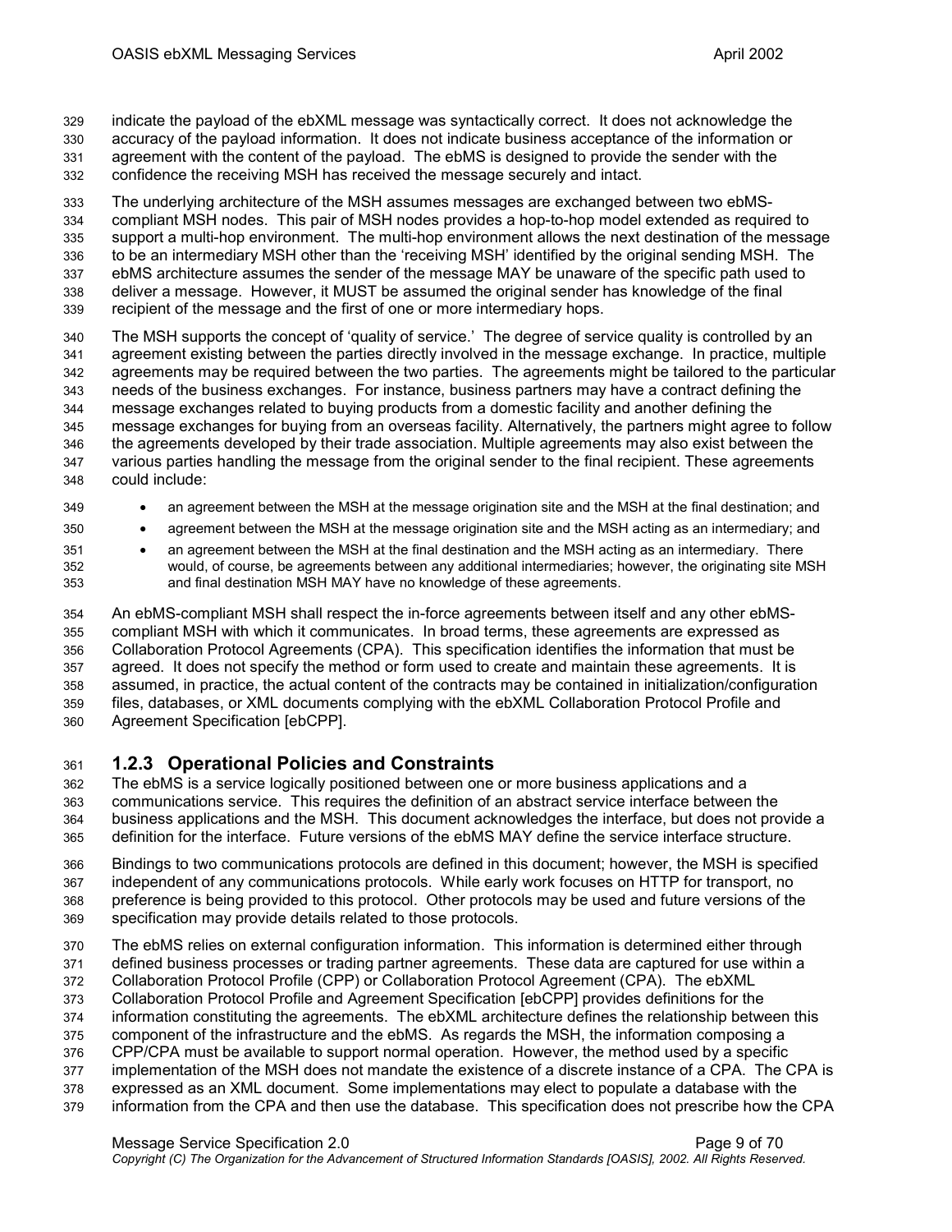indicate the payload of the ebXML message was syntactically correct. It does not acknowledge the accuracy of the payload information. It does not indicate business acceptance of the information or agreement with the content of the payload. The ebMS is designed to provide the sender with the confidence the receiving MSH has received the message securely and intact.

The underlying architecture of the MSH assumes messages are exchanged between two ebMS-compliant MSH nodes. This pair of MSH nodes provides a hop-to-hop model extended as required to support a multi-hop environment. The multi-hop environment allows the next destination of the message to be an intermediary MSH other than the 'receiving MSH' identified by the original sending MSH. The ebMS architecture assumes the sender of the message MAY be unaware of the specific path used to deliver a message. However, it MUST be assumed the original sender has knowledge of the final recipient of the message and the first of one or more intermediary hops.

The MSH supports the concept of 'quality of service.' The degree of service quality is controlled by an agreement existing between the parties directly involved in the message exchange. In practice, multiple agreements may be required between the two parties. The agreements might be tailored to the particular needs of the business exchanges. For instance, business partners may have a contract defining the message exchanges related to buying products from a domestic facility and another defining the message exchanges for buying from an overseas facility. Alternatively, the partners might agree to follow the agreements developed by their trade association. Multiple agreements may also exist between the various parties handling the message from the original sender to the final recipient. These agreements could include:

- an agreement between the MSH at the message origination site and the MSH at the final destination; and
- agreement between the MSH at the message origination site and the MSH acting as an intermediary; and
- an agreement between the MSH at the final destination and the MSH acting as an intermediary. There would, of course, be agreements between any additional intermediaries; however, the originating site MSH and final destination MSH MAY have no knowledge of these agreements.

An ebMS-compliant MSH shall respect the in-force agreements between itself and any other ebMS-compliant MSH with which it communicates. In broad terms, these agreements are expressed as Collaboration Protocol Agreements (CPA). This specification identifies the information that must be agreed. It does not specify the method or form used to create and maintain these agreements. It is assumed, in practice, the actual content of the contracts may be contained in initialization/configuration files, databases, or XML documents complying with the ebXML Collaboration Protocol Profile and Agreement Specification [ebCPP].

### 1.2.3 Operational Policies and Constraints

The ebMS is a service logically positioned between one or more business applications and a communications service. This requires the definition of an abstract service interface between the business applications and the MSH. This document acknowledges the interface, but does not provide a definition for the interface. Future versions of the ebMS MAY define the service interface structure.

Bindings to two communications protocols are defined in this document; however, the MSH is specified independent of any communications protocols. While early work focuses on HTTP for transport, no preference is being provided to this protocol. Other protocols may be used and future versions of the specification may provide details related to those protocols.

The ebMS relies on external configuration information. This information is determined either through defined business processes or trading partner agreements. These data are captured for use within a Collaboration Protocol Profile (CPP) or Collaboration Protocol Agreement (CPA). The ebXML Collaboration Protocol Profile and Agreement Specification [ebCPP] provides definitions for the information constituting the agreements. The ebXML architecture defines the relationship between this component of the infrastructure and the ebMS. As regards the MSH, the information composing a CPP/CPA must be available to support normal operation. However, the method used by a specific implementation of the MSH does not mandate the existence of a discrete instance of a CPA. The CPA is expressed as an XML document. Some implementations may elect to populate a database with the information from the CPA and then use the database. This specification does not prescribe how the CPA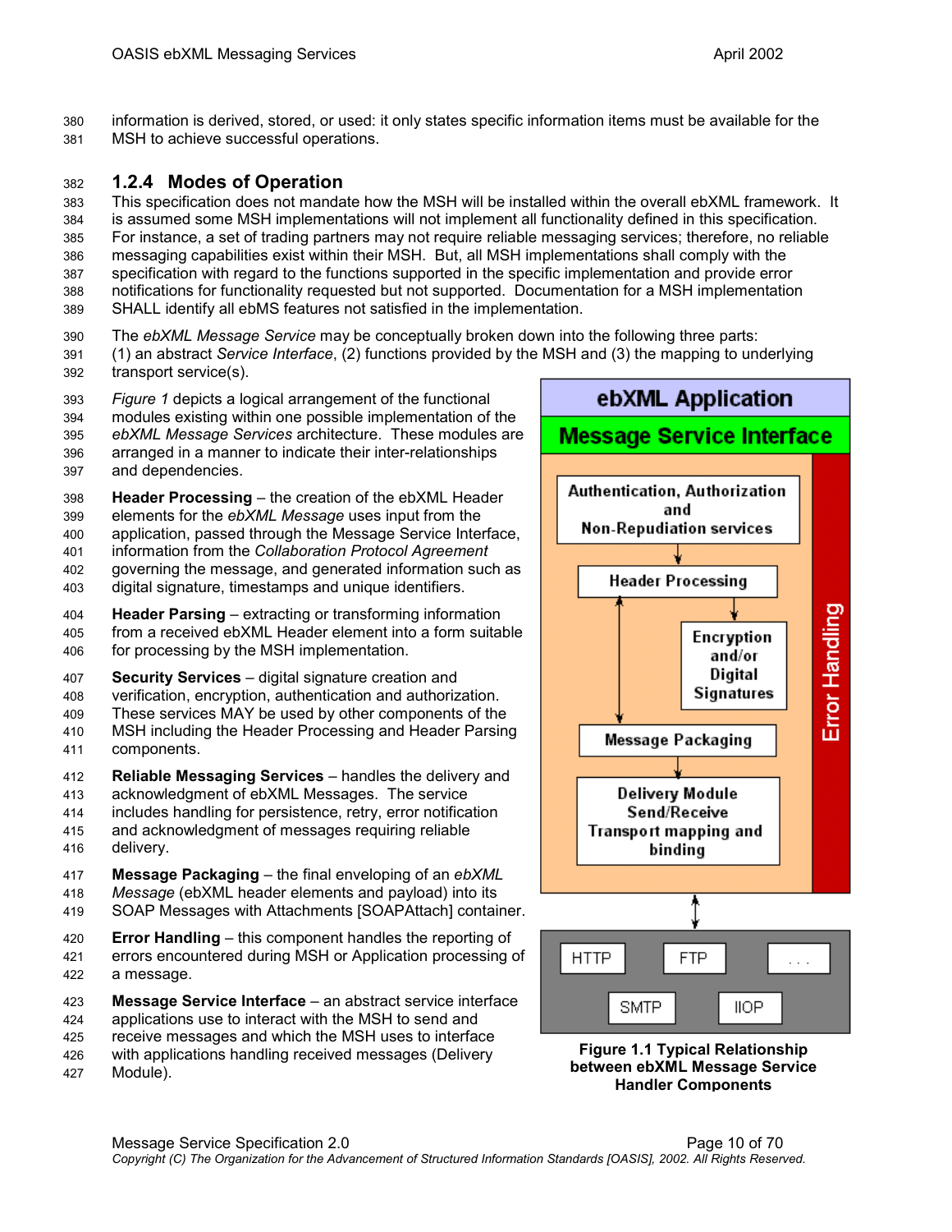information is derived, stored, or used: it only states specific information items must be available for the MSH to achieve successful operations.

### 1.2.4 Modes of Operation

This specification does not mandate how the MSH will be installed within the overall ebXML framework. It is assumed some MSH implementations will not implement all functionality defined in this specification. For instance, a set of trading partners may not require reliable messaging services; therefore, no reliable messaging capabilities exist within their MSH. But, all MSH implementations shall comply with the specification with regard to the functions supported in the specific implementation and provide error notifications for functionality requested but not supported. Documentation for a MSH implementation SHALL identify all ebMS features not satisfied in the implementation.

The *ebXML Message Service* may be conceptually broken down into the following three parts: (1) an abstract *Service Interface*, (2) functions provided by the MSH and (3) the mapping to underlying transport service(s).

*Figure 1* depicts a logical arrangement of the functional modules existing within one possible implementation of the *ebXML Message Services* architecture. These modules are arranged in a manner to indicate their inter-relationships and dependencies.

**Header Processing** – the creation of the ebXML Header elements for the *ebXML Message* uses input from the application, passed through the Message Service Interface, information from the *Collaboration Protocol Agreement* governing the message, and generated information such as digital signature, timestamps and unique identifiers.

**Header Parsing** – extracting or transforming information from a received ebXML Header element into a form suitable for processing by the MSH implementation.

**Security Services** – digital signature creation and verification, encryption, authentication and authorization. These services MAY be used by other components of the MSH including the Header Processing and Header Parsing components.

**Reliable Messaging Services** – handles the delivery and acknowledgment of ebXML Messages. The service includes handling for persistence, retry, error notification and acknowledgment of messages requiring reliable delivery.

**Message Packaging** – the final enveloping of an *ebXML Message* (ebXML header elements and payload) into its SOAP Messages with Attachments [SOAPAttach] container.

**Error Handling** – this component handles the reporting of errors encountered during MSH or Application processing of a message.

**Message Service Interface** – an abstract service interface applications use to interact with the MSH to send and receive messages and which the MSH uses to interface with applications handling received messages (Delivery Module).

ebXML Application
Message Service Interface
Authentication, Authorization and Non-Repudiation services
Header Processing
Encryption and/or Digital Signatures
Message Packaging
Delivery Module Send/Receive Transport mapping and binding
Error Handling
HTTP | FTP | . . . | SMTP | IIOP

**Figure 1.1 Typical Relationship between ebXML Message Service Handler Components**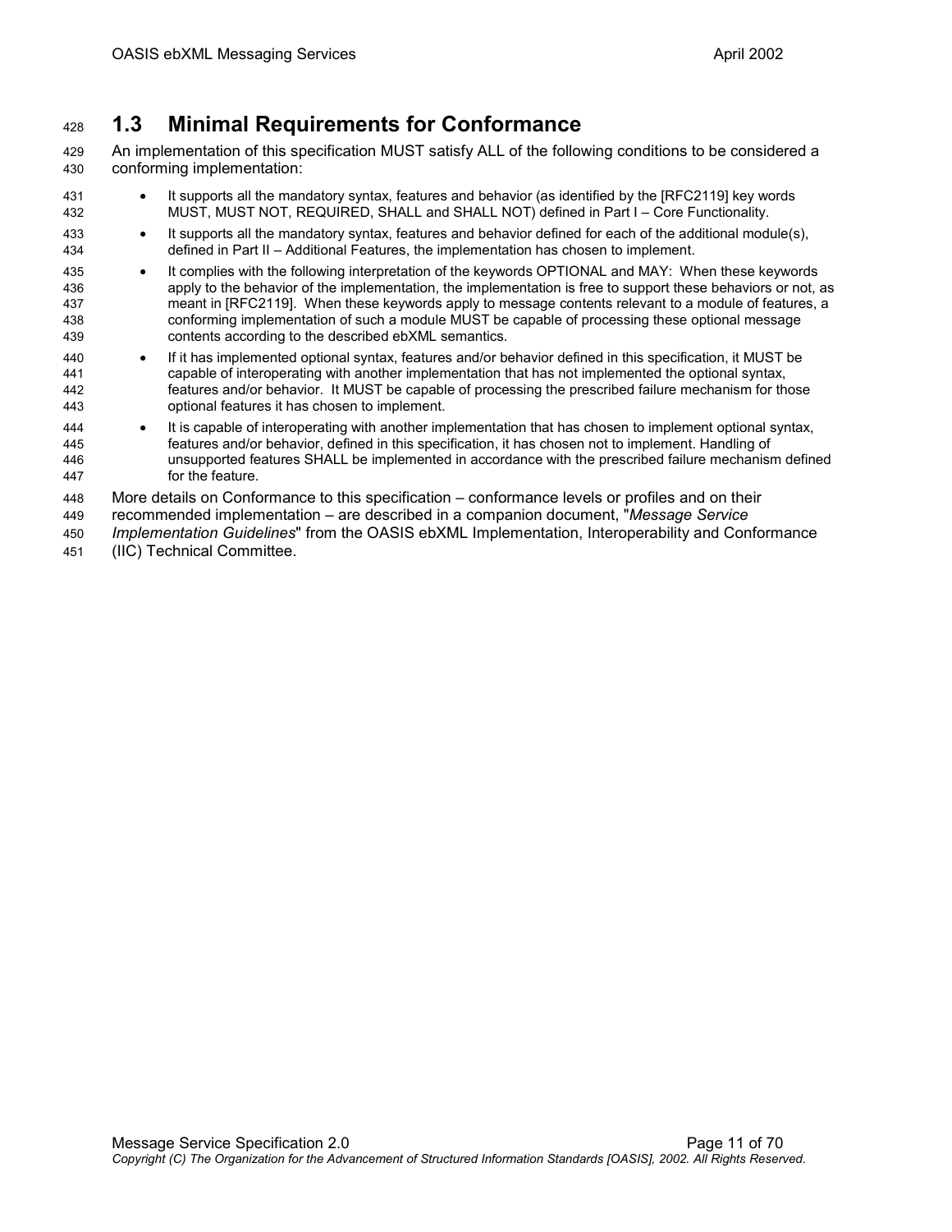## 1.3 Minimal Requirements for Conformance

An implementation of this specification MUST satisfy ALL of the following conditions to be considered a conforming implementation:

- It supports all the mandatory syntax, features and behavior (as identified by the [RFC2119] key words MUST, MUST NOT, REQUIRED, SHALL and SHALL NOT) defined in Part I – Core Functionality.
- It supports all the mandatory syntax, features and behavior defined for each of the additional module(s), defined in Part II – Additional Features, the implementation has chosen to implement.
- It complies with the following interpretation of the keywords OPTIONAL and MAY: When these keywords apply to the behavior of the implementation, the implementation is free to support these behaviors or not, as meant in [RFC2119]. When these keywords apply to message contents relevant to a module of features, a conforming implementation of such a module MUST be capable of processing these optional message contents according to the described ebXML semantics.
- If it has implemented optional syntax, features and/or behavior defined in this specification, it MUST be capable of interoperating with another implementation that has not implemented the optional syntax, features and/or behavior. It MUST be capable of processing the prescribed failure mechanism for those optional features it has chosen to implement.
- It is capable of interoperating with another implementation that has chosen to implement optional syntax, features and/or behavior, defined in this specification, it has chosen not to implement. Handling of unsupported features SHALL be implemented in accordance with the prescribed failure mechanism defined for the feature.

More details on Conformance to this specification – conformance levels or profiles and on their recommended implementation – are described in a companion document, "*Message Service Implementation Guidelines*" from the OASIS ebXML Implementation, Interoperability and Conformance (IIC) Technical Committee.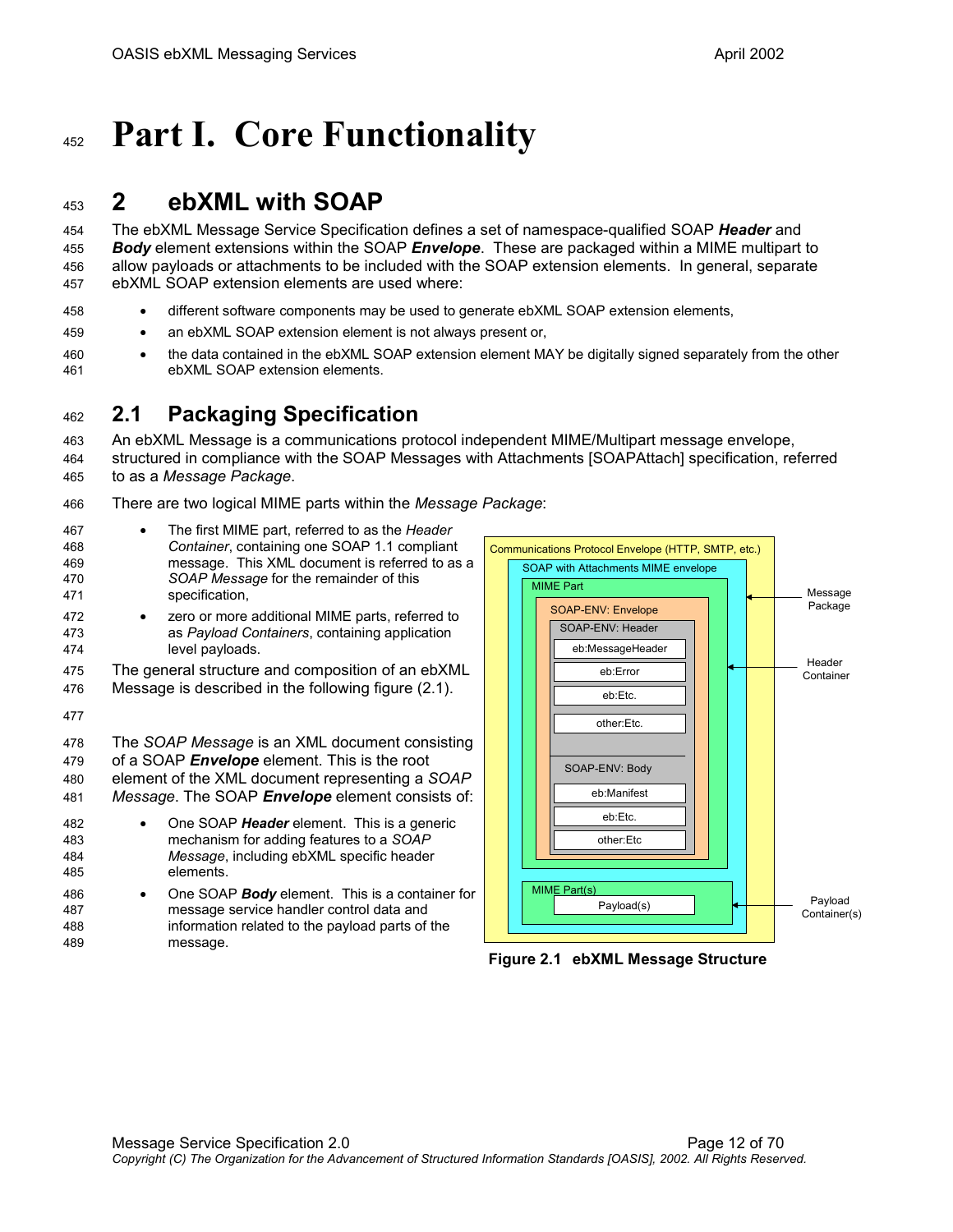# Part I. Core Functionality

## 2 ebXML with SOAP

The ebXML Message Service Specification defines a set of namespace-qualified SOAP ***Header*** and ***Body*** element extensions within the SOAP ***Envelope***. These are packaged within a MIME multipart to allow payloads or attachments to be included with the SOAP extension elements. In general, separate ebXML SOAP extension elements are used where:

- different software components may be used to generate ebXML SOAP extension elements,
- an ebXML SOAP extension element is not always present or,
- the data contained in the ebXML SOAP extension element MAY be digitally signed separately from the other ebXML SOAP extension elements.

### 2.1 Packaging Specification

An ebXML Message is a communications protocol independent MIME/Multipart message envelope, structured in compliance with the SOAP Messages with Attachments [SOAPAttach] specification, referred to as a *Message Package*.

There are two logical MIME parts within the *Message Package*:

- The first MIME part, referred to as the *Header Container*, containing one SOAP 1.1 compliant message. This XML document is referred to as a *SOAP Message* for the remainder of this specification,
- zero or more additional MIME parts, referred to as *Payload Containers*, containing application level payloads.

The general structure and composition of an ebXML Message is described in the following figure (2.1).

**Figure 2.1 ebXML Message Structure**

The *SOAP Message* is an XML document consisting of a SOAP ***Envelope*** element. This is the root element of the XML document representing a *SOAP Message*. The SOAP ***Envelope*** element consists of:

- One SOAP ***Header*** element. This is a generic mechanism for adding features to a *SOAP Message*, including ebXML specific header elements.
- One SOAP ***Body*** element. This is a container for message service handler control data and information related to the payload parts of the message.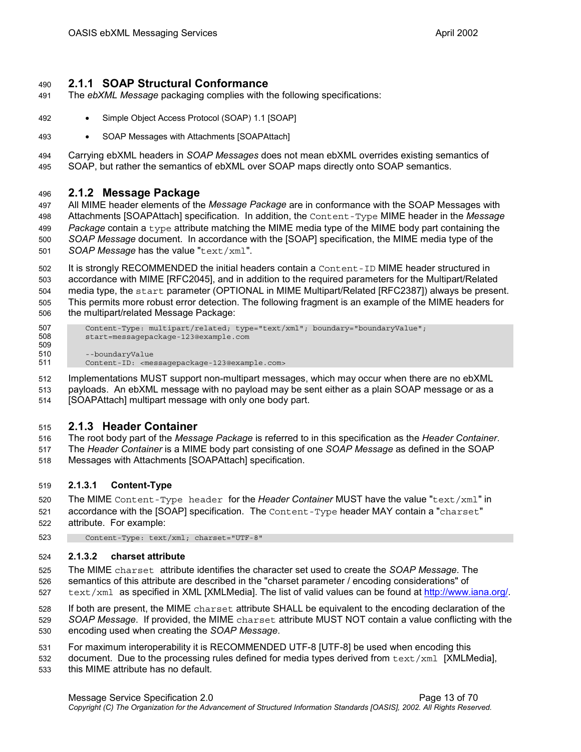### 2.1.1 SOAP Structural Conformance

The *ebXML Message* packaging complies with the following specifications:

- Simple Object Access Protocol (SOAP) 1.1 [SOAP]
- SOAP Messages with Attachments [SOAPAttach]

Carrying ebXML headers in *SOAP Messages* does not mean ebXML overrides existing semantics of SOAP, but rather the semantics of ebXML over SOAP maps directly onto SOAP semantics.

### 2.1.2 Message Package

All MIME header elements of the *Message Package* are in conformance with the SOAP Messages with Attachments [SOAPAttach] specification. In addition, the `Content-Type` MIME header in the *Message Package* contain a `type` attribute matching the MIME media type of the MIME body part containing the *SOAP Message* document. In accordance with the [SOAP] specification, the MIME media type of the *SOAP Message* has the value "`text/xml`".

It is strongly RECOMMENDED the initial headers contain a `Content-ID` MIME header structured in accordance with MIME [RFC2045], and in addition to the required parameters for the Multipart/Related media type, the `start` parameter (OPTIONAL in MIME Multipart/Related [RFC2387]) always be present. This permits more robust error detection. The following fragment is an example of the MIME headers for the multipart/related Message Package:

```
Content-Type: multipart/related; type="text/xml"; boundary="boundaryValue";
start=messagepackage-123@example.com

--boundaryValue
Content-ID: <messagepackage-123@example.com>
```

Implementations MUST support non-multipart messages, which may occur when there are no ebXML payloads. An ebXML message with no payload may be sent either as a plain SOAP message or as a [SOAPAttach] multipart message with only one body part.

### 2.1.3 Header Container

The root body part of the *Message Package* is referred to in this specification as the *Header Container*. The *Header Container* is a MIME body part consisting of one *SOAP Message* as defined in the SOAP Messages with Attachments [SOAPAttach] specification.

#### 2.1.3.1 Content-Type

The MIME `Content-Type header` for the *Header Container* MUST have the value "`text/xml`" in accordance with the [SOAP] specification. The `Content-Type` header MAY contain a "`charset`" attribute. For example:

```
Content-Type: text/xml; charset="UTF-8"
```

#### 2.1.3.2 charset attribute

The MIME `charset` attribute identifies the character set used to create the *SOAP Message*. The semantics of this attribute are described in the "charset parameter / encoding considerations" of `text/xml` as specified in XML [XMLMedia]. The list of valid values can be found at http://www.iana.org/.

If both are present, the MIME `charset` attribute SHALL be equivalent to the encoding declaration of the *SOAP Message*. If provided, the MIME `charset` attribute MUST NOT contain a value conflicting with the encoding used when creating the *SOAP Message*.

For maximum interoperability it is RECOMMENDED UTF-8 [UTF-8] be used when encoding this document. Due to the processing rules defined for media types derived from `text/xml` [XMLMedia], this MIME attribute has no default.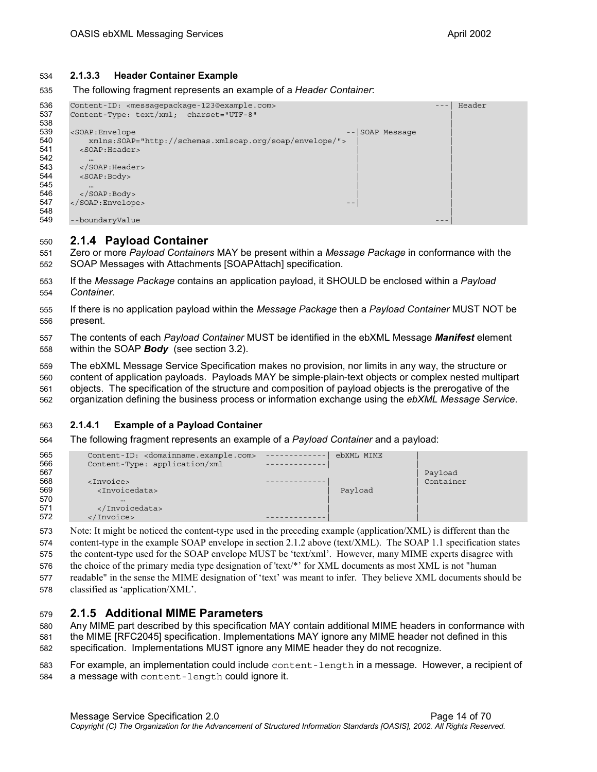#### 2.1.3.3 Header Container Example

The following fragment represents an example of a *Header Container*:

```
Content-ID: <messagepackage-123@example.com>                        ---| Header
Content-Type: text/xml;  charset="UTF-8"                               |
                                                                       |
<SOAP:Envelope                                    --|SOAP Message      |
    xmlns:SOAP="http://schemas.xmlsoap.org/soap/envelope/">  |         |
  <SOAP:Header>                                     |                  |
    …                                               |                  |
  </SOAP:Header>                                    |                  |
  <SOAP:Body>                                       |                  |
    …                                               |                  |
  </SOAP:Body>                                      |                  |
</SOAP:Envelope>                                  --|                  |
                                                                       |
--boundaryValue                                                     ---|
```

### 2.1.4 Payload Container

Zero or more *Payload Containers* MAY be present within a *Message Package* in conformance with the SOAP Messages with Attachments [SOAPAttach] specification.

If the *Message Package* contains an application payload, it SHOULD be enclosed within a *Payload Container*.

If there is no application payload within the *Message Package* then a *Payload Container* MUST NOT be present.

The contents of each *Payload Container* MUST be identified in the ebXML Message ***Manifest*** element within the SOAP ***Body*** (see section 3.2).

The ebXML Message Service Specification makes no provision, nor limits in any way, the structure or content of application payloads. Payloads MAY be simple-plain-text objects or complex nested multipart objects. The specification of the structure and composition of payload objects is the prerogative of the organization defining the business process or information exchange using the *ebXML Message Service*.

#### 2.1.4.1 Example of a Payload Container

The following fragment represents an example of a *Payload Container* and a payload:

```
    Content-ID: <domainname.example.com>  -------------| ebXML MIME     |
    Content-Type: application/xml         -------------|                |
                                                                        | Payload
    <Invoice>                             -------------|                | Container
      <Invoicedata>                                    |  Payload       |
        …                                              |                |
      </Invoicedata>                                   |                |
    </Invoice>                            -------------|                |
```

Note: It might be noticed the content-type used in the preceding example (application/XML) is different than the content-type in the example SOAP envelope in section 2.1.2 above (text/XML). The SOAP 1.1 specification states the content-type used for the SOAP envelope MUST be 'text/xml'. However, many MIME experts disagree with the choice of the primary media type designation of 'text/*' for XML documents as most XML is not "human readable" in the sense the MIME designation of 'text' was meant to infer. They believe XML documents should be classified as 'application/XML'.

### 2.1.5 Additional MIME Parameters

Any MIME part described by this specification MAY contain additional MIME headers in conformance with the MIME [RFC2045] specification. Implementations MAY ignore any MIME header not defined in this specification. Implementations MUST ignore any MIME header they do not recognize.

For example, an implementation could include `content-length` in a message. However, a recipient of a message with `content-length` could ignore it.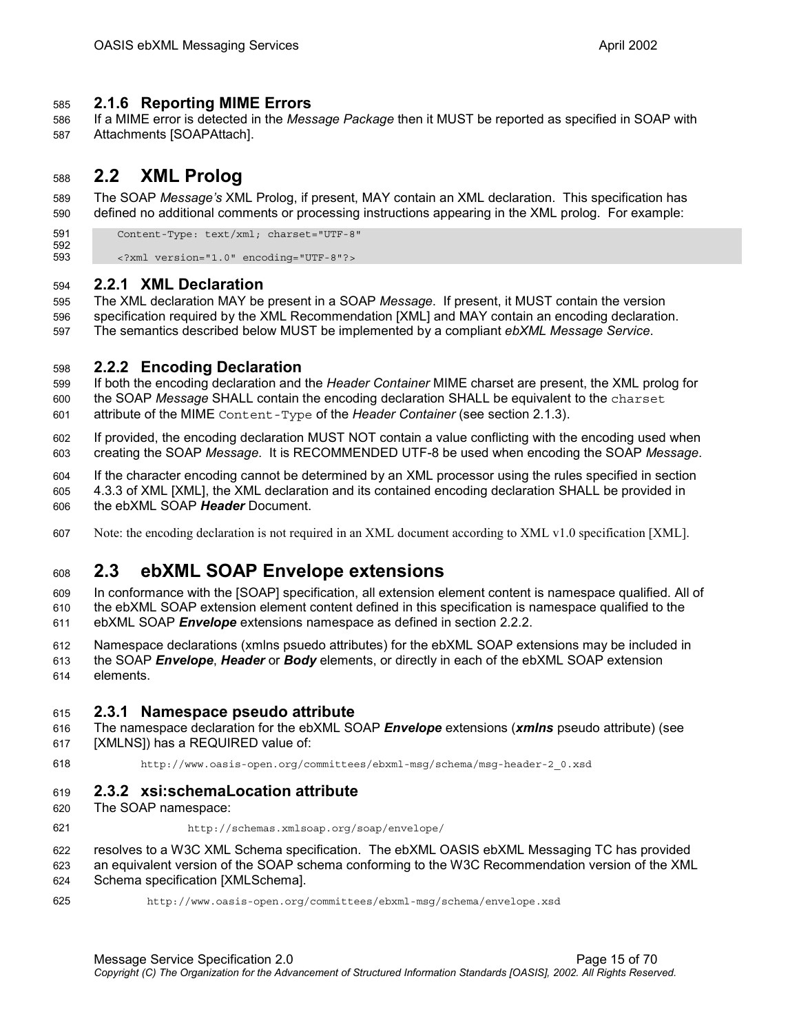### 2.1.6 Reporting MIME Errors

If a MIME error is detected in the *Message Package* then it MUST be reported as specified in SOAP with Attachments [SOAPAttach].

## 2.2 XML Prolog

The SOAP *Message's* XML Prolog, if present, MAY contain an XML declaration. This specification has defined no additional comments or processing instructions appearing in the XML prolog. For example:

```
Content-Type: text/xml; charset="UTF-8"

<?xml version="1.0" encoding="UTF-8"?>
```

### 2.2.1 XML Declaration

The XML declaration MAY be present in a SOAP *Message*. If present, it MUST contain the version specification required by the XML Recommendation [XML] and MAY contain an encoding declaration. The semantics described below MUST be implemented by a compliant *ebXML Message Service*.

### 2.2.2 Encoding Declaration

If both the encoding declaration and the *Header Container* MIME charset are present, the XML prolog for the SOAP *Message* SHALL contain the encoding declaration SHALL be equivalent to the `charset` attribute of the MIME `Content-Type` of the *Header Container* (see section 2.1.3).

If provided, the encoding declaration MUST NOT contain a value conflicting with the encoding used when creating the SOAP *Message*. It is RECOMMENDED UTF-8 be used when encoding the SOAP *Message*.

If the character encoding cannot be determined by an XML processor using the rules specified in section 4.3.3 of XML [XML], the XML declaration and its contained encoding declaration SHALL be provided in the ebXML SOAP ***Header*** Document.

Note: the encoding declaration is not required in an XML document according to XML v1.0 specification [XML].

## 2.3 ebXML SOAP Envelope extensions

In conformance with the [SOAP] specification, all extension element content is namespace qualified. All of the ebXML SOAP extension element content defined in this specification is namespace qualified to the ebXML SOAP ***Envelope*** extensions namespace as defined in section 2.2.2.

Namespace declarations (xmlns psuedo attributes) for the ebXML SOAP extensions may be included in the SOAP ***Envelope***, ***Header*** or ***Body*** elements, or directly in each of the ebXML SOAP extension elements.

### 2.3.1 Namespace pseudo attribute

The namespace declaration for the ebXML SOAP ***Envelope*** extensions (***xmlns*** pseudo attribute) (see [XMLNS]) has a REQUIRED value of:

```
http://www.oasis-open.org/committees/ebxml-msg/schema/msg-header-2_0.xsd
```

### 2.3.2 xsi:schemaLocation attribute

The SOAP namespace:

```
http://schemas.xmlsoap.org/soap/envelope/
```

resolves to a W3C XML Schema specification. The ebXML OASIS ebXML Messaging TC has provided an equivalent version of the SOAP schema conforming to the W3C Recommendation version of the XML Schema specification [XMLSchema].

```
http://www.oasis-open.org/committees/ebxml-msg/schema/envelope.xsd
```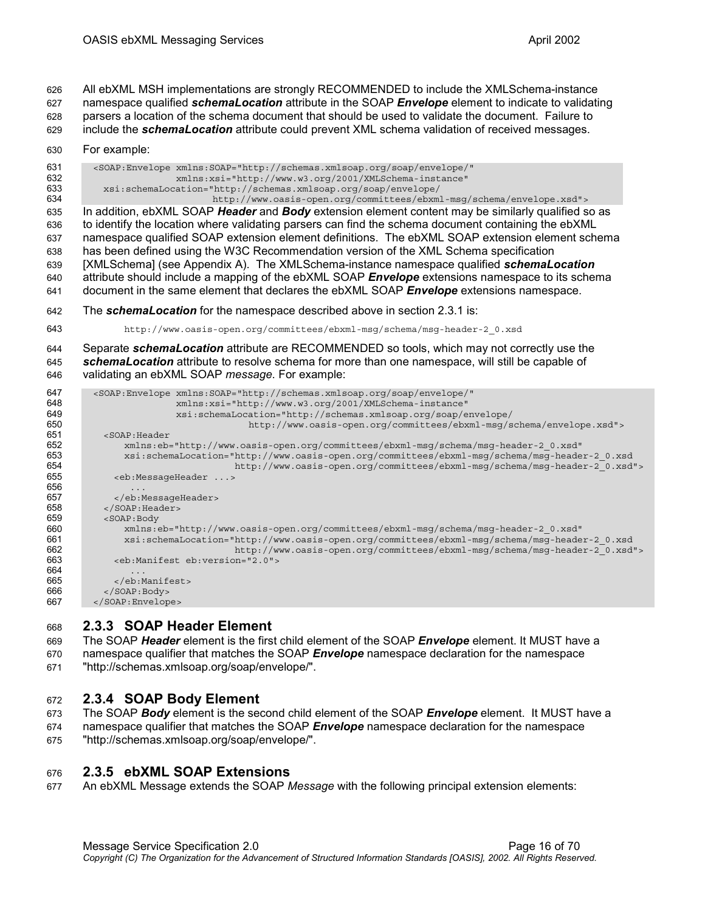All ebXML MSH implementations are strongly RECOMMENDED to include the XMLSchema-instance namespace qualified ***schemaLocation*** attribute in the SOAP ***Envelope*** element to indicate to validating parsers a location of the schema document that should be used to validate the document. Failure to include the ***schemaLocation*** attribute could prevent XML schema validation of received messages.

For example:

```
<SOAP:Envelope xmlns:SOAP="http://schemas.xmlsoap.org/soap/envelope/"
               xmlns:xsi="http://www.w3.org/2001/XMLSchema-instance"
  xsi:schemaLocation="http://schemas.xmlsoap.org/soap/envelope/
                      http://www.oasis-open.org/committees/ebxml-msg/schema/envelope.xsd">
```

In addition, ebXML SOAP ***Header*** and ***Body*** extension element content may be similarly qualified so as to identify the location where validating parsers can find the schema document containing the ebXML namespace qualified SOAP extension element definitions. The ebXML SOAP extension element schema has been defined using the W3C Recommendation version of the XML Schema specification [XMLSchema] (see Appendix A). The XMLSchema-instance namespace qualified ***schemaLocation*** attribute should include a mapping of the ebXML SOAP ***Envelope*** extensions namespace to its schema document in the same element that declares the ebXML SOAP ***Envelope*** extensions namespace.

The ***schemaLocation*** for the namespace described above in section 2.3.1 is:

```
http://www.oasis-open.org/committees/ebxml-msg/schema/msg-header-2_0.xsd
```

Separate ***schemaLocation*** attribute are RECOMMENDED so tools, which may not correctly use the ***schemaLocation*** attribute to resolve schema for more than one namespace, will still be capable of validating an ebXML SOAP *message*. For example:

```
<SOAP:Envelope xmlns:SOAP="http://schemas.xmlsoap.org/soap/envelope/"
               xmlns:xsi="http://www.w3.org/2001/XMLSchema-instance"
               xsi:schemaLocation="http://schemas.xmlsoap.org/soap/envelope/
                         http://www.oasis-open.org/committees/ebxml-msg/schema/envelope.xsd">
  <SOAP:Header
     xmlns:eb="http://www.oasis-open.org/committees/ebxml-msg/schema/msg-header-2_0.xsd"
     xsi:schemaLocation="http://www.oasis-open.org/committees/ebxml-msg/schema/msg-header-2_0.xsd
                       http://www.oasis-open.org/committees/ebxml-msg/schema/msg-header-2_0.xsd">
    <eb:MessageHeader ...>
      ...
    </eb:MessageHeader>
  </SOAP:Header>
  <SOAP:Body
     xmlns:eb="http://www.oasis-open.org/committees/ebxml-msg/schema/msg-header-2_0.xsd"
     xsi:schemaLocation="http://www.oasis-open.org/committees/ebxml-msg/schema/msg-header-2_0.xsd
                       http://www.oasis-open.org/committees/ebxml-msg/schema/msg-header-2_0.xsd">
    <eb:Manifest eb:version="2.0">
      ...
    </eb:Manifest>
  </SOAP:Body>
</SOAP:Envelope>
```

### 2.3.3 SOAP Header Element

The SOAP ***Header*** element is the first child element of the SOAP ***Envelope*** element. It MUST have a namespace qualifier that matches the SOAP ***Envelope*** namespace declaration for the namespace "http://schemas.xmlsoap.org/soap/envelope/".

### 2.3.4 SOAP Body Element

The SOAP ***Body*** element is the second child element of the SOAP ***Envelope*** element. It MUST have a namespace qualifier that matches the SOAP ***Envelope*** namespace declaration for the namespace "http://schemas.xmlsoap.org/soap/envelope/".

### 2.3.5 ebXML SOAP Extensions

An ebXML Message extends the SOAP *Message* with the following principal extension elements: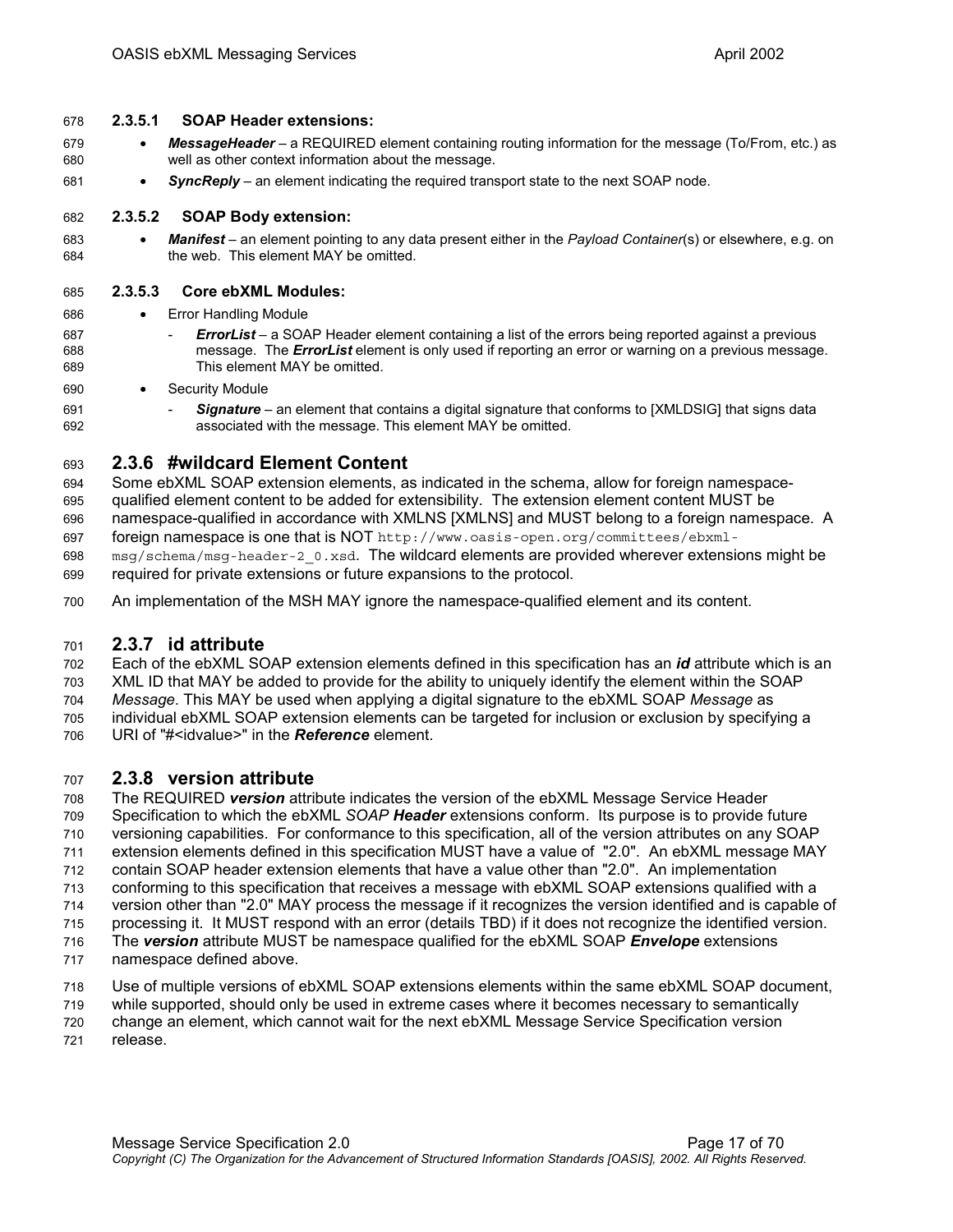#### 2.3.5.1 SOAP Header extensions:

- ***MessageHeader*** – a REQUIRED element containing routing information for the message (To/From, etc.) as well as other context information about the message.
- ***SyncReply*** – an element indicating the required transport state to the next SOAP node.

#### 2.3.5.2 SOAP Body extension:

- ***Manifest*** – an element pointing to any data present either in the *Payload Container*(s) or elsewhere, e.g. on the web. This element MAY be omitted.

#### 2.3.5.3 Core ebXML Modules:

- Error Handling Module
  - ***ErrorList*** – a SOAP Header element containing a list of the errors being reported against a previous message. The ***ErrorList*** element is only used if reporting an error or warning on a previous message. This element MAY be omitted.
- Security Module
  - ***Signature*** – an element that contains a digital signature that conforms to [XMLDSIG] that signs data associated with the message. This element MAY be omitted.

### 2.3.6 #wildcard Element Content

Some ebXML SOAP extension elements, as indicated in the schema, allow for foreign namespace-qualified element content to be added for extensibility. The extension element content MUST be namespace-qualified in accordance with XMLNS [XMLNS] and MUST belong to a foreign namespace. A foreign namespace is one that is NOT `http://www.oasis-open.org/committees/ebxml-msg/schema/msg-header-2_0.xsd`. The wildcard elements are provided wherever extensions might be required for private extensions or future expansions to the protocol.

An implementation of the MSH MAY ignore the namespace-qualified element and its content.

### 2.3.7 id attribute

Each of the ebXML SOAP extension elements defined in this specification has an ***id*** attribute which is an XML ID that MAY be added to provide for the ability to uniquely identify the element within the SOAP *Message*. This MAY be used when applying a digital signature to the ebXML SOAP *Message* as individual ebXML SOAP extension elements can be targeted for inclusion or exclusion by specifying a URI of "#<idvalue>" in the ***Reference*** element.

### 2.3.8 version attribute

The REQUIRED ***version*** attribute indicates the version of the ebXML Message Service Header Specification to which the ebXML *SOAP* ***Header*** extensions conform. Its purpose is to provide future versioning capabilities. For conformance to this specification, all of the version attributes on any SOAP extension elements defined in this specification MUST have a value of "2.0". An ebXML message MAY contain SOAP header extension elements that have a value other than "2.0". An implementation conforming to this specification that receives a message with ebXML SOAP extensions qualified with a version other than "2.0" MAY process the message if it recognizes the version identified and is capable of processing it. It MUST respond with an error (details TBD) if it does not recognize the identified version. The ***version*** attribute MUST be namespace qualified for the ebXML SOAP ***Envelope*** extensions namespace defined above.

Use of multiple versions of ebXML SOAP extensions elements within the same ebXML SOAP document, while supported, should only be used in extreme cases where it becomes necessary to semantically change an element, which cannot wait for the next ebXML Message Service Specification version release.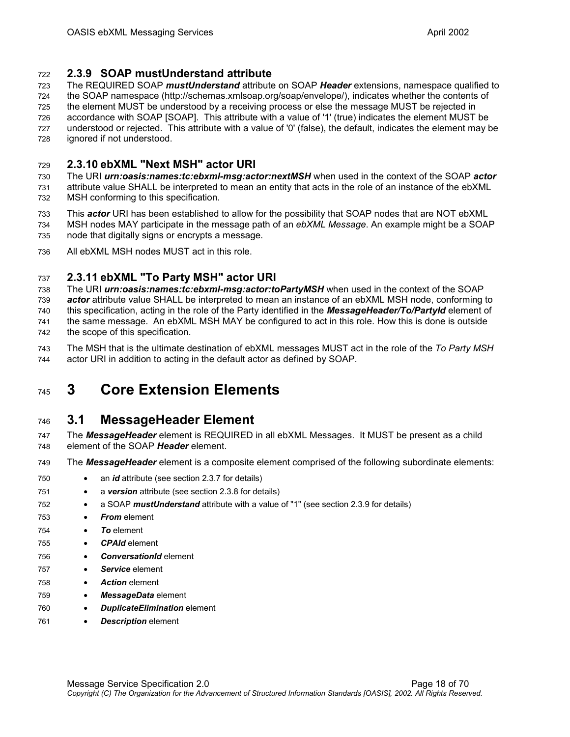### 2.3.9 SOAP mustUnderstand attribute

The REQUIRED SOAP ***mustUnderstand*** attribute on SOAP ***Header*** extensions, namespace qualified to the SOAP namespace (http://schemas.xmlsoap.org/soap/envelope/), indicates whether the contents of the element MUST be understood by a receiving process or else the message MUST be rejected in accordance with SOAP [SOAP]. This attribute with a value of '1' (true) indicates the element MUST be understood or rejected. This attribute with a value of '0' (false), the default, indicates the element may be ignored if not understood.

### 2.3.10 ebXML "Next MSH" actor URI

The URI ***urn:oasis:names:tc:ebxml-msg:actor:nextMSH*** when used in the context of the SOAP ***actor*** attribute value SHALL be interpreted to mean an entity that acts in the role of an instance of the ebXML MSH conforming to this specification.

This ***actor*** URI has been established to allow for the possibility that SOAP nodes that are NOT ebXML MSH nodes MAY participate in the message path of an *ebXML Message*. An example might be a SOAP node that digitally signs or encrypts a message.

All ebXML MSH nodes MUST act in this role.

### 2.3.11 ebXML "To Party MSH" actor URI

The URI ***urn:oasis:names:tc:ebxml-msg:actor:toPartyMSH*** when used in the context of the SOAP ***actor*** attribute value SHALL be interpreted to mean an instance of an ebXML MSH node, conforming to this specification, acting in the role of the Party identified in the ***MessageHeader/To/PartyId*** element of the same message. An ebXML MSH MAY be configured to act in this role. How this is done is outside the scope of this specification.

The MSH that is the ultimate destination of ebXML messages MUST act in the role of the *To Party MSH* actor URI in addition to acting in the default actor as defined by SOAP.

# 3 Core Extension Elements

## 3.1 MessageHeader Element

The ***MessageHeader*** element is REQUIRED in all ebXML Messages. It MUST be present as a child element of the SOAP ***Header*** element.

The ***MessageHeader*** element is a composite element comprised of the following subordinate elements:

- an ***id*** attribute (see section 2.3.7 for details)
- a ***version*** attribute (see section 2.3.8 for details)
- a SOAP ***mustUnderstand*** attribute with a value of "1" (see section 2.3.9 for details)
- ***From*** element
- ***To*** element
- ***CPAId*** element
- ***ConversationId*** element
- ***Service*** element
- ***Action*** element
- ***MessageData*** element
- ***DuplicateElimination*** element
- ***Description*** element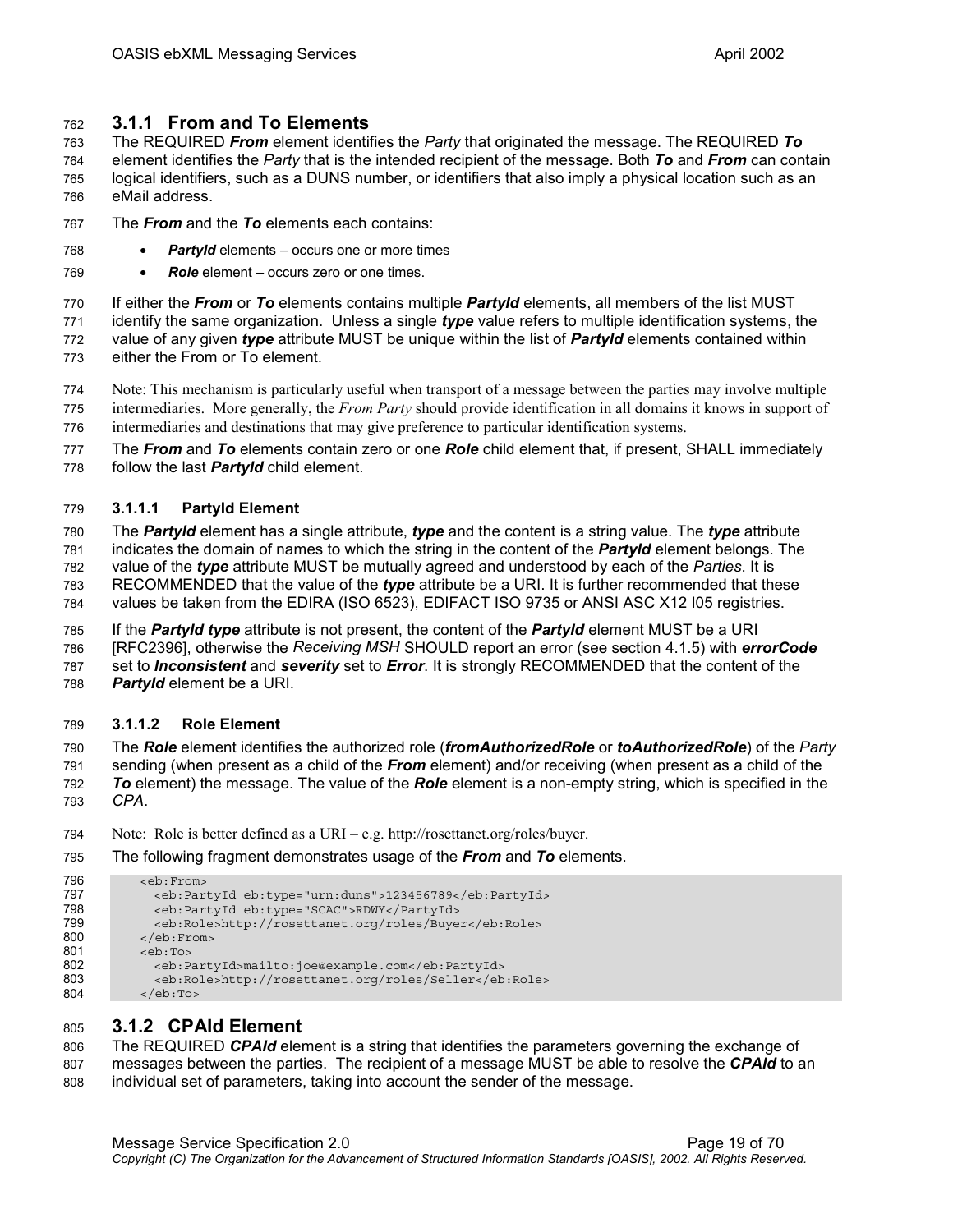### 3.1.1 From and To Elements

The REQUIRED ***From*** element identifies the *Party* that originated the message. The REQUIRED ***To*** element identifies the *Party* that is the intended recipient of the message. Both ***To*** and ***From*** can contain logical identifiers, such as a DUNS number, or identifiers that also imply a physical location such as an eMail address.

The ***From*** and the ***To*** elements each contains:

- ***PartyId*** elements – occurs one or more times
- ***Role*** element – occurs zero or one times.

If either the ***From*** or ***To*** elements contains multiple ***PartyId*** elements, all members of the list MUST identify the same organization. Unless a single ***type*** value refers to multiple identification systems, the value of any given ***type*** attribute MUST be unique within the list of ***PartyId*** elements contained within either the From or To element.

Note: This mechanism is particularly useful when transport of a message between the parties may involve multiple intermediaries. More generally, the *From Party* should provide identification in all domains it knows in support of intermediaries and destinations that may give preference to particular identification systems.

The ***From*** and ***To*** elements contain zero or one ***Role*** child element that, if present, SHALL immediately follow the last ***PartyId*** child element.

#### 3.1.1.1 PartyId Element

The ***PartyId*** element has a single attribute, ***type*** and the content is a string value. The ***type*** attribute indicates the domain of names to which the string in the content of the ***PartyId*** element belongs. The value of the ***type*** attribute MUST be mutually agreed and understood by each of the *Parties*. It is RECOMMENDED that the value of the ***type*** attribute be a URI. It is further recommended that these values be taken from the EDIRA (ISO 6523), EDIFACT ISO 9735 or ANSI ASC X12 I05 registries.

If the ***PartyId type*** attribute is not present, the content of the ***PartyId*** element MUST be a URI [RFC2396], otherwise the *Receiving MSH* SHOULD report an error (see section 4.1.5) with ***errorCode*** set to ***Inconsistent*** and ***severity*** set to ***Error***. It is strongly RECOMMENDED that the content of the ***PartyId*** element be a URI.

#### 3.1.1.2 Role Element

The ***Role*** element identifies the authorized role (***fromAuthorizedRole*** or ***toAuthorizedRole***) of the *Party* sending (when present as a child of the ***From*** element) and/or receiving (when present as a child of the ***To*** element) the message. The value of the ***Role*** element is a non-empty string, which is specified in the *CPA*.

Note: Role is better defined as a URI – e.g. http://rosettanet.org/roles/buyer.

The following fragment demonstrates usage of the ***From*** and ***To*** elements.

```
<eb:From>
  <eb:PartyId eb:type="urn:duns">123456789</eb:PartyId>
  <eb:PartyId eb:type="SCAC">RDWY</PartyId>
  <eb:Role>http://rosettanet.org/roles/Buyer</eb:Role>
</eb:From>
<eb:To>
  <eb:PartyId>mailto:joe@example.com</eb:PartyId>
  <eb:Role>http://rosettanet.org/roles/Seller</eb:Role>
</eb:To>
```

### 3.1.2 CPAId Element

The REQUIRED ***CPAId*** element is a string that identifies the parameters governing the exchange of messages between the parties. The recipient of a message MUST be able to resolve the ***CPAId*** to an individual set of parameters, taking into account the sender of the message.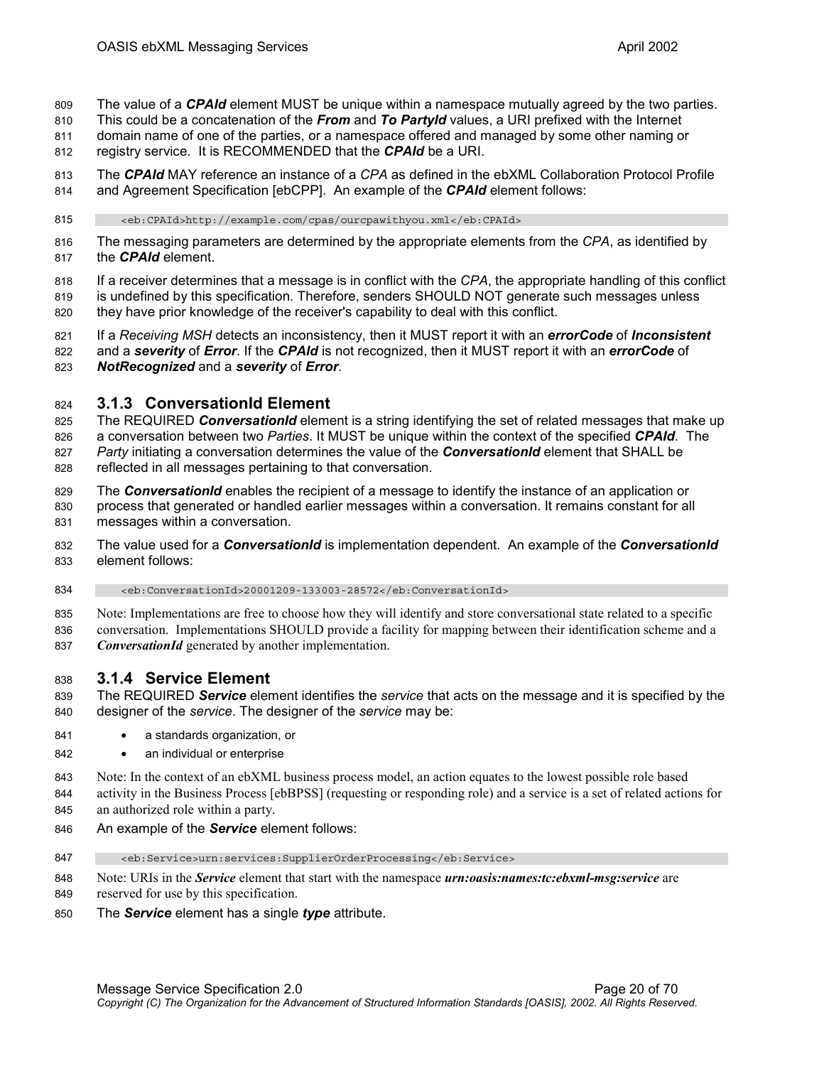The value of a ***CPAId*** element MUST be unique within a namespace mutually agreed by the two parties. This could be a concatenation of the ***From*** and ***To PartyId*** values, a URI prefixed with the Internet domain name of one of the parties, or a namespace offered and managed by some other naming or registry service. It is RECOMMENDED that the ***CPAId*** be a URI.

The ***CPAId*** MAY reference an instance of a *CPA* as defined in the ebXML Collaboration Protocol Profile and Agreement Specification [ebCPP]. An example of the ***CPAId*** element follows:

```
<eb:CPAId>http://example.com/cpas/ourcpawithyou.xml</eb:CPAId>
```

The messaging parameters are determined by the appropriate elements from the *CPA*, as identified by the ***CPAId*** element.

If a receiver determines that a message is in conflict with the *CPA*, the appropriate handling of this conflict is undefined by this specification. Therefore, senders SHOULD NOT generate such messages unless they have prior knowledge of the receiver's capability to deal with this conflict.

If a *Receiving MSH* detects an inconsistency, then it MUST report it with an ***errorCode*** of ***Inconsistent*** and a ***severity*** of ***Error***. If the ***CPAId*** is not recognized, then it MUST report it with an ***errorCode*** of ***NotRecognized*** and a ***severity*** of ***Error***.

### 3.1.3 ConversationId Element

The REQUIRED ***ConversationId*** element is a string identifying the set of related messages that make up a conversation between two *Parties*. It MUST be unique within the context of the specified ***CPAId***. The *Party* initiating a conversation determines the value of the ***ConversationId*** element that SHALL be reflected in all messages pertaining to that conversation.

The ***ConversationId*** enables the recipient of a message to identify the instance of an application or process that generated or handled earlier messages within a conversation. It remains constant for all messages within a conversation.

The value used for a ***ConversationId*** is implementation dependent. An example of the ***ConversationId*** element follows:

```
<eb:ConversationId>20001209-133003-28572</eb:ConversationId>
```

Note: Implementations are free to choose how they will identify and store conversational state related to a specific conversation. Implementations SHOULD provide a facility for mapping between their identification scheme and a ***ConversationId*** generated by another implementation.

### 3.1.4 Service Element

The REQUIRED ***Service*** element identifies the *service* that acts on the message and it is specified by the designer of the *service*. The designer of the *service* may be:

- a standards organization, or
- an individual or enterprise

Note: In the context of an ebXML business process model, an action equates to the lowest possible role based activity in the Business Process [ebBPSS] (requesting or responding role) and a service is a set of related actions for an authorized role within a party.

An example of the ***Service*** element follows:

```
<eb:Service>urn:services:SupplierOrderProcessing</eb:Service>
```

Note: URIs in the ***Service*** element that start with the namespace ***urn:oasis:names:tc:ebxml-msg:service*** are reserved for use by this specification.

The ***Service*** element has a single ***type*** attribute.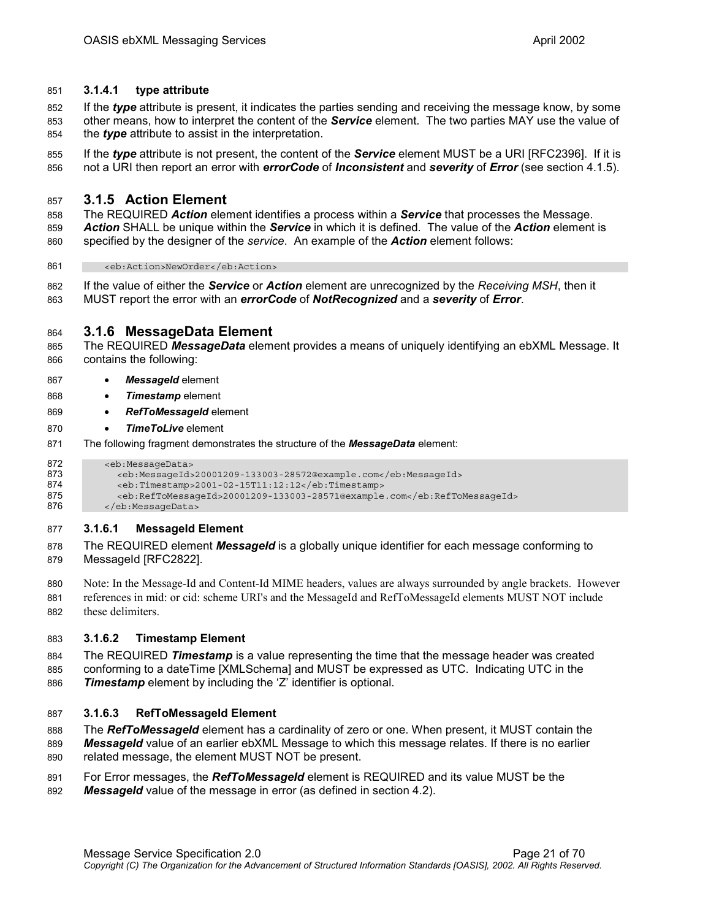#### 3.1.4.1 type attribute

If the ***type*** attribute is present, it indicates the parties sending and receiving the message know, by some other means, how to interpret the content of the ***Service*** element. The two parties MAY use the value of the ***type*** attribute to assist in the interpretation.

If the ***type*** attribute is not present, the content of the ***Service*** element MUST be a URI [RFC2396]. If it is not a URI then report an error with ***errorCode*** of ***Inconsistent*** and ***severity*** of ***Error*** (see section 4.1.5).

### 3.1.5 Action Element

The REQUIRED ***Action*** element identifies a process within a ***Service*** that processes the Message. ***Action*** SHALL be unique within the ***Service*** in which it is defined. The value of the ***Action*** element is specified by the designer of the *service*. An example of the ***Action*** element follows:

```
<eb:Action>NewOrder</eb:Action>
```

If the value of either the ***Service*** or ***Action*** element are unrecognized by the *Receiving MSH*, then it MUST report the error with an ***errorCode*** of ***NotRecognized*** and a ***severity*** of ***Error***.

### 3.1.6 MessageData Element

The REQUIRED ***MessageData*** element provides a means of uniquely identifying an ebXML Message. It contains the following:

- ***MessageId*** element
- ***Timestamp*** element
- ***RefToMessageId*** element
- ***TimeToLive*** element

The following fragment demonstrates the structure of the ***MessageData*** element:

```
<eb:MessageData>
  <eb:MessageId>20001209-133003-28572@example.com</eb:MessageId>
  <eb:Timestamp>2001-02-15T11:12:12</eb:Timestamp>
  <eb:RefToMessageId>20001209-133003-28571@example.com</eb:RefToMessageId>
</eb:MessageData>
```

#### 3.1.6.1 MessageId Element

The REQUIRED element ***MessageId*** is a globally unique identifier for each message conforming to MessageId [RFC2822].

Note: In the Message-Id and Content-Id MIME headers, values are always surrounded by angle brackets. However references in mid: or cid: scheme URI's and the MessageId and RefToMessageId elements MUST NOT include these delimiters.

#### 3.1.6.2 Timestamp Element

The REQUIRED ***Timestamp*** is a value representing the time that the message header was created conforming to a dateTime [XMLSchema] and MUST be expressed as UTC. Indicating UTC in the ***Timestamp*** element by including the 'Z' identifier is optional.

#### 3.1.6.3 RefToMessageId Element

The ***RefToMessageId*** element has a cardinality of zero or one. When present, it MUST contain the ***MessageId*** value of an earlier ebXML Message to which this message relates. If there is no earlier related message, the element MUST NOT be present.

For Error messages, the ***RefToMessageId*** element is REQUIRED and its value MUST be the ***MessageId*** value of the message in error (as defined in section 4.2).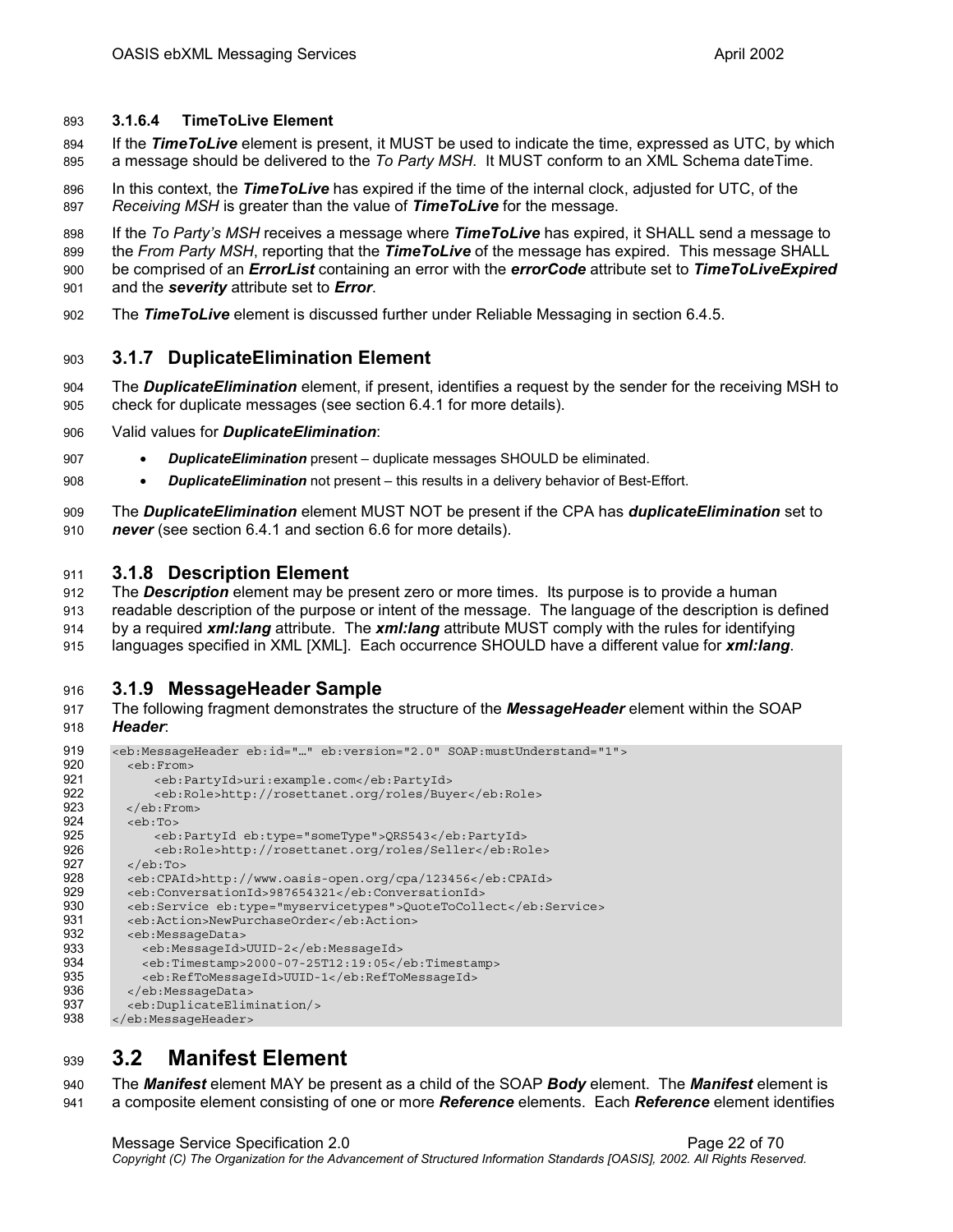#### 3.1.6.4 TimeToLive Element

If the ***TimeToLive*** element is present, it MUST be used to indicate the time, expressed as UTC, by which a message should be delivered to the *To Party MSH*. It MUST conform to an XML Schema dateTime.

In this context, the ***TimeToLive*** has expired if the time of the internal clock, adjusted for UTC, of the *Receiving MSH* is greater than the value of ***TimeToLive*** for the message.

If the *To Party's MSH* receives a message where ***TimeToLive*** has expired, it SHALL send a message to the *From Party MSH*, reporting that the ***TimeToLive*** of the message has expired. This message SHALL be comprised of an ***ErrorList*** containing an error with the ***errorCode*** attribute set to ***TimeToLiveExpired*** and the ***severity*** attribute set to ***Error***.

The ***TimeToLive*** element is discussed further under Reliable Messaging in section 6.4.5.

### 3.1.7 DuplicateElimination Element

The ***DuplicateElimination*** element, if present, identifies a request by the sender for the receiving MSH to check for duplicate messages (see section 6.4.1 for more details).

Valid values for ***DuplicateElimination***:

- ***DuplicateElimination*** present – duplicate messages SHOULD be eliminated.
- ***DuplicateElimination*** not present – this results in a delivery behavior of Best-Effort.

The ***DuplicateElimination*** element MUST NOT be present if the CPA has ***duplicateElimination*** set to ***never*** (see section 6.4.1 and section 6.6 for more details).

### 3.1.8 Description Element

The ***Description*** element may be present zero or more times. Its purpose is to provide a human readable description of the purpose or intent of the message. The language of the description is defined by a required ***xml:lang*** attribute. The ***xml:lang*** attribute MUST comply with the rules for identifying languages specified in XML [XML]. Each occurrence SHOULD have a different value for ***xml:lang***.

### 3.1.9 MessageHeader Sample

The following fragment demonstrates the structure of the ***MessageHeader*** element within the SOAP ***Header***:

```
<eb:MessageHeader eb:id="…" eb:version="2.0" SOAP:mustUnderstand="1">
  <eb:From>
      <eb:PartyId>uri:example.com</eb:PartyId>
      <eb:Role>http://rosettanet.org/roles/Buyer</eb:Role>
  </eb:From>
  <eb:To>
      <eb:PartyId eb:type="someType">QRS543</eb:PartyId>
      <eb:Role>http://rosettanet.org/roles/Seller</eb:Role>
  </eb:To>
  <eb:CPAId>http://www.oasis-open.org/cpa/123456</eb:CPAId>
  <eb:ConversationId>987654321</eb:ConversationId>
  <eb:Service eb:type="myservicetypes">QuoteToCollect</eb:Service>
  <eb:Action>NewPurchaseOrder</eb:Action>
  <eb:MessageData>
    <eb:MessageId>UUID-2</eb:MessageId>
    <eb:Timestamp>2000-07-25T12:19:05</eb:Timestamp>
    <eb:RefToMessageId>UUID-1</eb:RefToMessageId>
  </eb:MessageData>
  <eb:DuplicateElimination/>
</eb:MessageHeader>
```

## 3.2 Manifest Element

The ***Manifest*** element MAY be present as a child of the SOAP ***Body*** element. The ***Manifest*** element is a composite element consisting of one or more ***Reference*** elements. Each ***Reference*** element identifies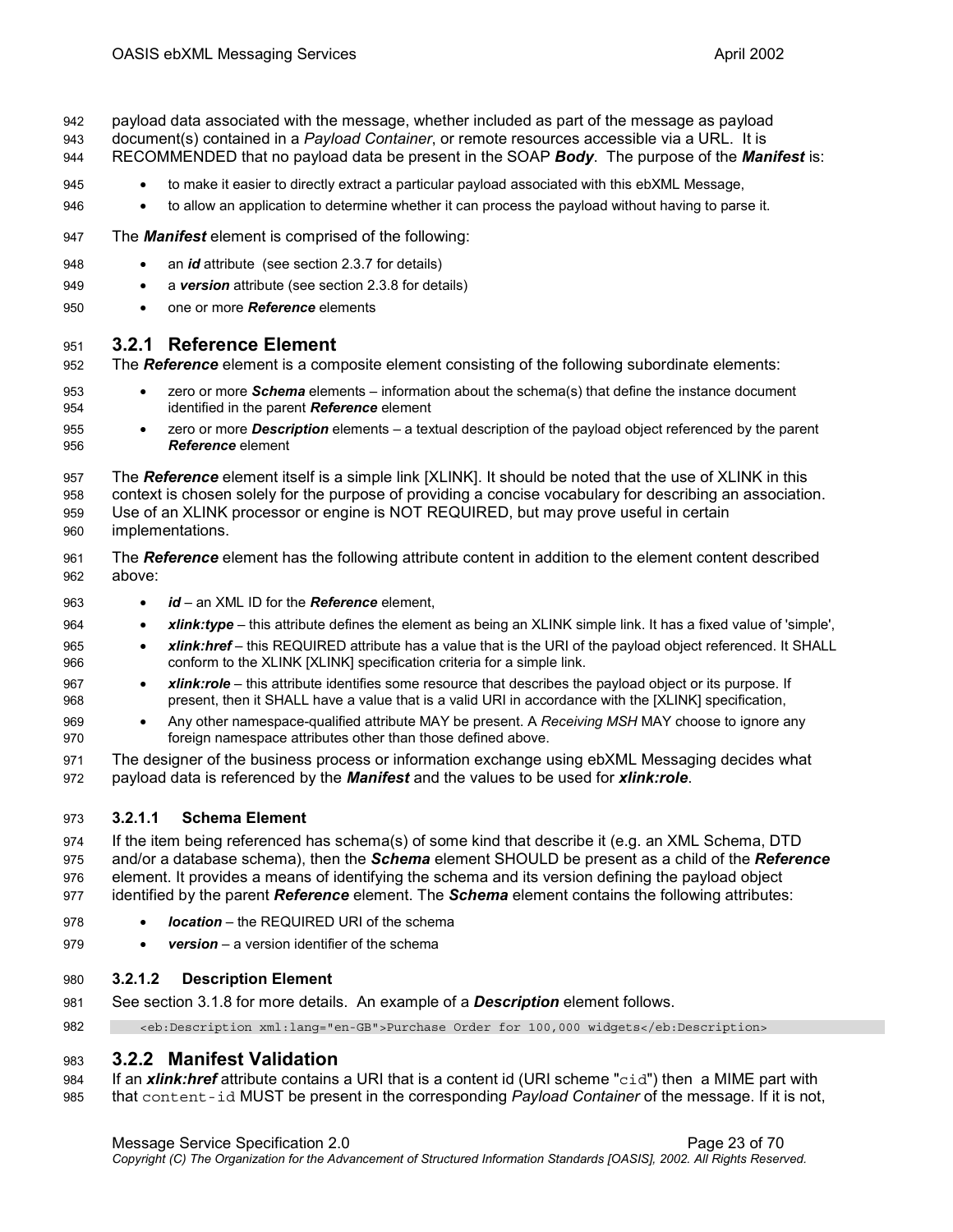payload data associated with the message, whether included as part of the message as payload document(s) contained in a *Payload Container*, or remote resources accessible via a URL. It is RECOMMENDED that no payload data be present in the SOAP ***Body***. The purpose of the ***Manifest*** is:

- to make it easier to directly extract a particular payload associated with this ebXML Message,
- to allow an application to determine whether it can process the payload without having to parse it.

The ***Manifest*** element is comprised of the following:

- an ***id*** attribute (see section 2.3.7 for details)
- a ***version*** attribute (see section 2.3.8 for details)
- one or more ***Reference*** elements

## 3.2.1 Reference Element

The ***Reference*** element is a composite element consisting of the following subordinate elements:

- zero or more ***Schema*** elements – information about the schema(s) that define the instance document identified in the parent ***Reference*** element
- zero or more ***Description*** elements – a textual description of the payload object referenced by the parent ***Reference*** element

The ***Reference*** element itself is a simple link [XLINK]. It should be noted that the use of XLINK in this context is chosen solely for the purpose of providing a concise vocabulary for describing an association. Use of an XLINK processor or engine is NOT REQUIRED, but may prove useful in certain implementations.

The ***Reference*** element has the following attribute content in addition to the element content described above:

- ***id*** – an XML ID for the ***Reference*** element,
- ***xlink:type*** – this attribute defines the element as being an XLINK simple link. It has a fixed value of 'simple',
- ***xlink:href*** – this REQUIRED attribute has a value that is the URI of the payload object referenced. It SHALL conform to the XLINK [XLINK] specification criteria for a simple link.
- ***xlink:role*** – this attribute identifies some resource that describes the payload object or its purpose. If present, then it SHALL have a value that is a valid URI in accordance with the [XLINK] specification,
- Any other namespace-qualified attribute MAY be present. A *Receiving MSH* MAY choose to ignore any foreign namespace attributes other than those defined above.

The designer of the business process or information exchange using ebXML Messaging decides what payload data is referenced by the ***Manifest*** and the values to be used for ***xlink:role***.

### 3.2.1.1 Schema Element

If the item being referenced has schema(s) of some kind that describe it (e.g. an XML Schema, DTD and/or a database schema), then the ***Schema*** element SHOULD be present as a child of the ***Reference*** element. It provides a means of identifying the schema and its version defining the payload object identified by the parent ***Reference*** element. The ***Schema*** element contains the following attributes:

- ***location*** – the REQUIRED URI of the schema
- ***version*** – a version identifier of the schema

### 3.2.1.2 Description Element

See section 3.1.8 for more details. An example of a ***Description*** element follows.

```
<eb:Description xml:lang="en-GB">Purchase Order for 100,000 widgets</eb:Description>
```

## 3.2.2 Manifest Validation

If an ***xlink:href*** attribute contains a URI that is a content id (URI scheme "`cid`") then a MIME part with that `content-id` MUST be present in the corresponding *Payload Container* of the message. If it is not,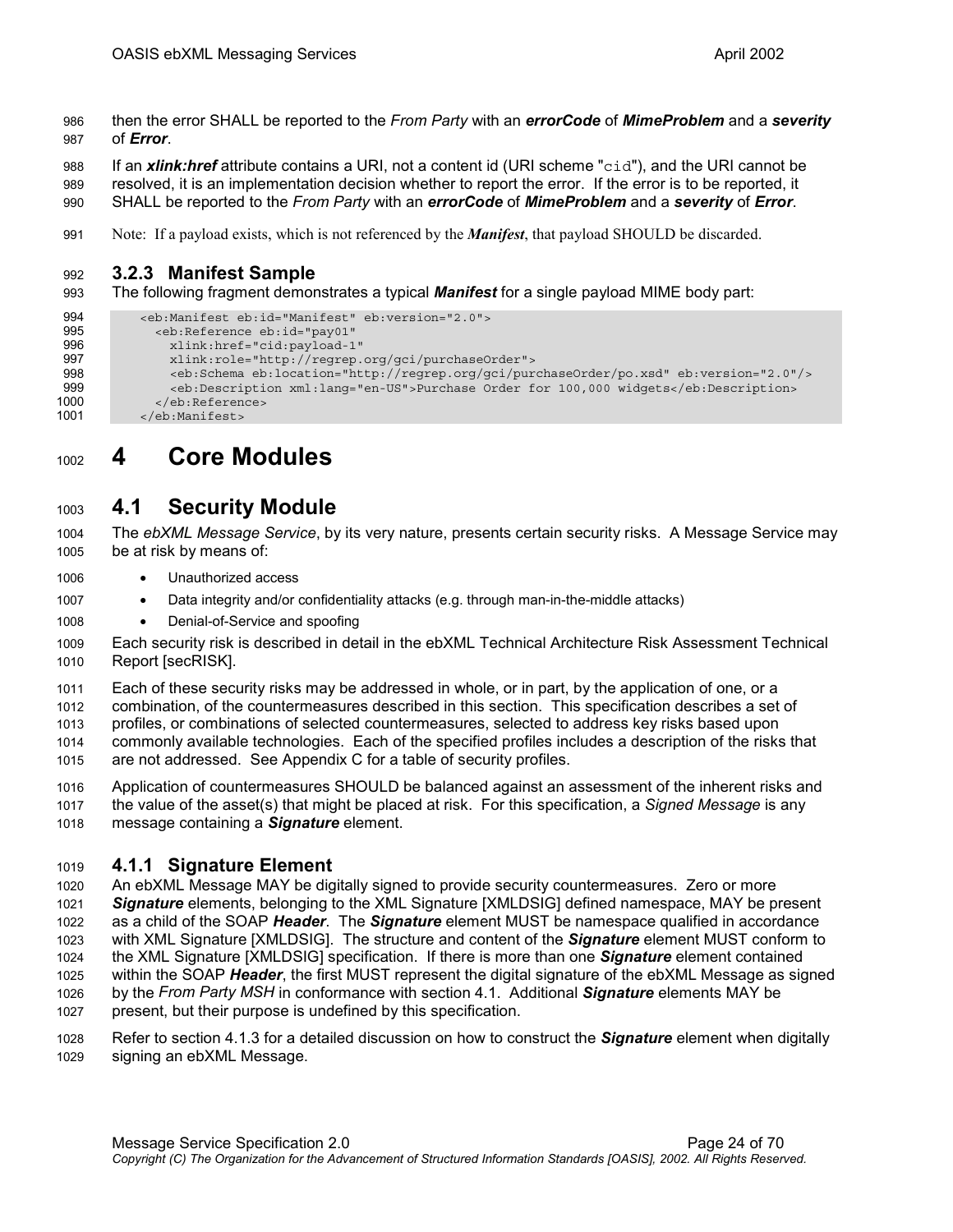then the error SHALL be reported to the *From Party* with an ***errorCode*** of ***MimeProblem*** and a ***severity*** of ***Error***.

If an ***xlink:href*** attribute contains a URI, not a content id (URI scheme "cid"), and the URI cannot be resolved, it is an implementation decision whether to report the error. If the error is to be reported, it SHALL be reported to the *From Party* with an ***errorCode*** of ***MimeProblem*** and a ***severity*** of ***Error***.

Note: If a payload exists, which is not referenced by the ***Manifest***, that payload SHOULD be discarded.

### 3.2.3 Manifest Sample

The following fragment demonstrates a typical ***Manifest*** for a single payload MIME body part:

```
<eb:Manifest eb:id="Manifest" eb:version="2.0">
  <eb:Reference eb:id="pay01"
    xlink:href="cid:payload-1"
    xlink:role="http://regrep.org/gci/purchaseOrder">
    <eb:Schema eb:location="http://regrep.org/gci/purchaseOrder/po.xsd" eb:version="2.0"/>
    <eb:Description xml:lang="en-US">Purchase Order for 100,000 widgets</eb:Description>
  </eb:Reference>
</eb:Manifest>
```

# 4 Core Modules

## 4.1 Security Module

The *ebXML Message Service*, by its very nature, presents certain security risks. A Message Service may be at risk by means of:

- Unauthorized access
- Data integrity and/or confidentiality attacks (e.g. through man-in-the-middle attacks)
- Denial-of-Service and spoofing

Each security risk is described in detail in the ebXML Technical Architecture Risk Assessment Technical Report [secRISK].

Each of these security risks may be addressed in whole, or in part, by the application of one, or a combination, of the countermeasures described in this section. This specification describes a set of profiles, or combinations of selected countermeasures, selected to address key risks based upon commonly available technologies. Each of the specified profiles includes a description of the risks that are not addressed. See Appendix C for a table of security profiles.

Application of countermeasures SHOULD be balanced against an assessment of the inherent risks and the value of the asset(s) that might be placed at risk. For this specification, a *Signed Message* is any message containing a ***Signature*** element.

### 4.1.1 Signature Element

An ebXML Message MAY be digitally signed to provide security countermeasures. Zero or more ***Signature*** elements, belonging to the XML Signature [XMLDSIG] defined namespace, MAY be present as a child of the SOAP ***Header***. The ***Signature*** element MUST be namespace qualified in accordance with XML Signature [XMLDSIG]. The structure and content of the ***Signature*** element MUST conform to the XML Signature [XMLDSIG] specification. If there is more than one ***Signature*** element contained within the SOAP ***Header***, the first MUST represent the digital signature of the ebXML Message as signed by the *From Party MSH* in conformance with section 4.1. Additional ***Signature*** elements MAY be present, but their purpose is undefined by this specification.

Refer to section 4.1.3 for a detailed discussion on how to construct the ***Signature*** element when digitally signing an ebXML Message.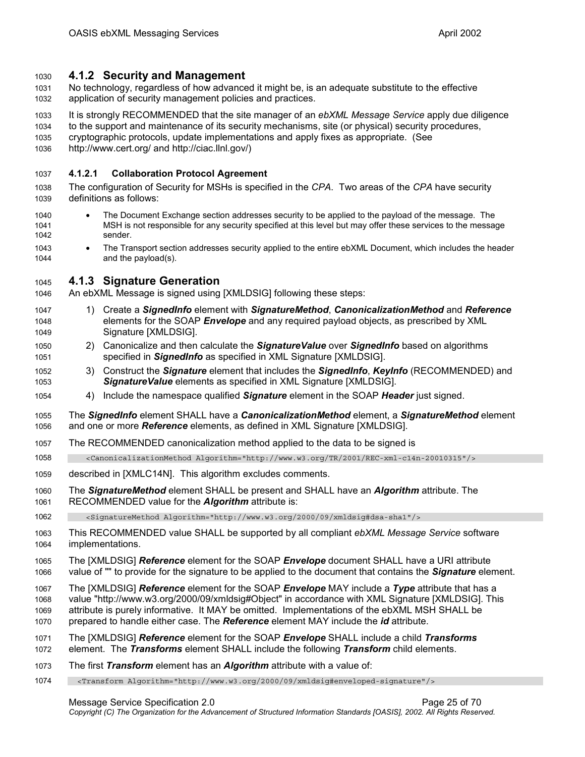### 4.1.2 Security and Management

No technology, regardless of how advanced it might be, is an adequate substitute to the effective application of security management policies and practices.

It is strongly RECOMMENDED that the site manager of an *ebXML Message Service* apply due diligence to the support and maintenance of its security mechanisms, site (or physical) security procedures, cryptographic protocols, update implementations and apply fixes as appropriate. (See http://www.cert.org/ and http://ciac.llnl.gov/)

#### 4.1.2.1 Collaboration Protocol Agreement

The configuration of Security for MSHs is specified in the *CPA*. Two areas of the *CPA* have security definitions as follows:

- The Document Exchange section addresses security to be applied to the payload of the message. The MSH is not responsible for any security specified at this level but may offer these services to the message sender.
- The Transport section addresses security applied to the entire ebXML Document, which includes the header and the payload(s).

### 4.1.3 Signature Generation

An ebXML Message is signed using [XMLDSIG] following these steps:

1) Create a ***SignedInfo*** element with ***SignatureMethod***, ***CanonicalizationMethod*** and ***Reference*** elements for the SOAP ***Envelope*** and any required payload objects, as prescribed by XML Signature [XMLDSIG].
2) Canonicalize and then calculate the ***SignatureValue*** over ***SignedInfo*** based on algorithms specified in ***SignedInfo*** as specified in XML Signature [XMLDSIG].
3) Construct the ***Signature*** element that includes the ***SignedInfo***, ***KeyInfo*** (RECOMMENDED) and ***SignatureValue*** elements as specified in XML Signature [XMLDSIG].
4) Include the namespace qualified ***Signature*** element in the SOAP ***Header*** just signed.

The ***SignedInfo*** element SHALL have a ***CanonicalizationMethod*** element, a ***SignatureMethod*** element and one or more ***Reference*** elements, as defined in XML Signature [XMLDSIG].

The RECOMMENDED canonicalization method applied to the data to be signed is

```
<CanonicalizationMethod Algorithm="http://www.w3.org/TR/2001/REC-xml-c14n-20010315"/>
```

described in [XMLC14N]. This algorithm excludes comments.

The ***SignatureMethod*** element SHALL be present and SHALL have an ***Algorithm*** attribute. The RECOMMENDED value for the ***Algorithm*** attribute is:

```
<SignatureMethod Algorithm="http://www.w3.org/2000/09/xmldsig#dsa-sha1"/>
```

This RECOMMENDED value SHALL be supported by all compliant *ebXML Message Service* software implementations.

The [XMLDSIG] ***Reference*** element for the SOAP ***Envelope*** document SHALL have a URI attribute value of "" to provide for the signature to be applied to the document that contains the ***Signature*** element.

The [XMLDSIG] ***Reference*** element for the SOAP ***Envelope*** MAY include a ***Type*** attribute that has a value "http://www.w3.org/2000/09/xmldsig#Object" in accordance with XML Signature [XMLDSIG]. This attribute is purely informative. It MAY be omitted. Implementations of the ebXML MSH SHALL be prepared to handle either case. The ***Reference*** element MAY include the ***id*** attribute.

The [XMLDSIG] ***Reference*** element for the SOAP ***Envelope*** SHALL include a child ***Transforms*** element. The ***Transforms*** element SHALL include the following ***Transform*** child elements.

The first ***Transform*** element has an ***Algorithm*** attribute with a value of:

```
<Transform Algorithm="http://www.w3.org/2000/09/xmldsig#enveloped-signature"/>
```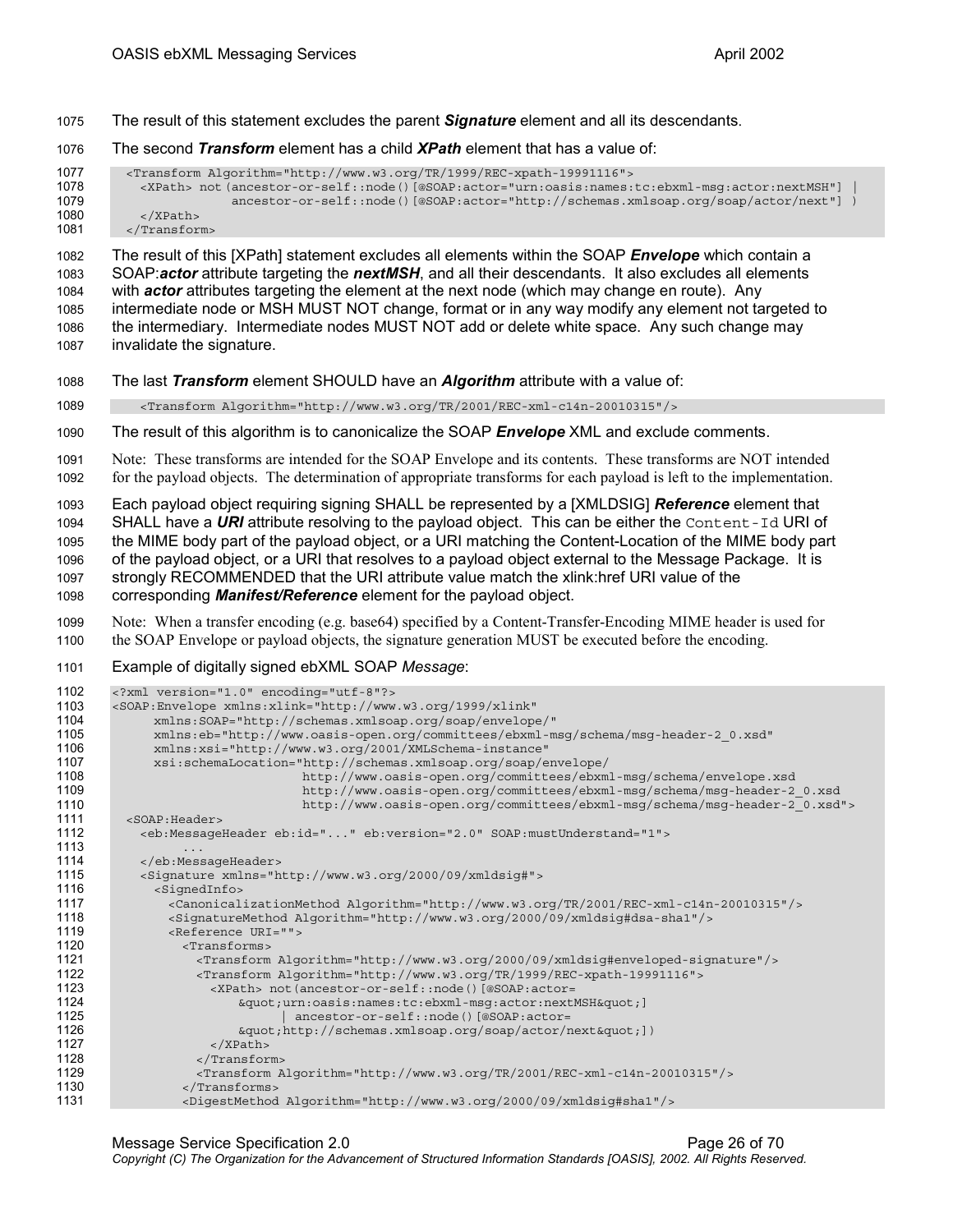The result of this statement excludes the parent ***Signature*** element and all its descendants.

The second ***Transform*** element has a child ***XPath*** element that has a value of:

```
<Transform Algorithm="http://www.w3.org/TR/1999/REC-xpath-19991116">
  <XPath> not(ancestor-or-self::node()[@SOAP:actor="urn:oasis:names:tc:ebxml-msg:actor:nextMSH"] |
          ancestor-or-self::node()[@SOAP:actor="http://schemas.xmlsoap.org/soap/actor/next"] )
  </XPath>
</Transform>
```

The result of this [XPath] statement excludes all elements within the SOAP ***Envelope*** which contain a SOAP:***actor*** attribute targeting the ***nextMSH***, and all their descendants. It also excludes all elements with ***actor*** attributes targeting the element at the next node (which may change en route). Any intermediate node or MSH MUST NOT change, format or in any way modify any element not targeted to the intermediary. Intermediate nodes MUST NOT add or delete white space. Any such change may invalidate the signature.

The last ***Transform*** element SHOULD have an ***Algorithm*** attribute with a value of:

```
<Transform Algorithm="http://www.w3.org/TR/2001/REC-xml-c14n-20010315"/>
```

The result of this algorithm is to canonicalize the SOAP ***Envelope*** XML and exclude comments.

Note: These transforms are intended for the SOAP Envelope and its contents. These transforms are NOT intended for the payload objects. The determination of appropriate transforms for each payload is left to the implementation.

Each payload object requiring signing SHALL be represented by a [XMLDSIG] ***Reference*** element that SHALL have a ***URI*** attribute resolving to the payload object. This can be either the `Content-Id` URI of the MIME body part of the payload object, or a URI matching the Content-Location of the MIME body part of the payload object, or a URI that resolves to a payload object external to the Message Package. It is strongly RECOMMENDED that the URI attribute value match the xlink:href URI value of the corresponding ***Manifest/Reference*** element for the payload object.

Note: When a transfer encoding (e.g. base64) specified by a Content-Transfer-Encoding MIME header is used for the SOAP Envelope or payload objects, the signature generation MUST be executed before the encoding.

Example of digitally signed ebXML SOAP *Message*:

```
<?xml version="1.0" encoding="utf-8"?>
<SOAP:Envelope xmlns:xlink="http://www.w3.org/1999/xlink"
     xmlns:SOAP="http://schemas.xmlsoap.org/soap/envelope/"
     xmlns:eb="http://www.oasis-open.org/committees/ebxml-msg/schema/msg-header-2_0.xsd"
     xmlns:xsi="http://www.w3.org/2001/XMLSchema-instance"
     xsi:schemaLocation="http://schemas.xmlsoap.org/soap/envelope/
                        http://www.oasis-open.org/committees/ebxml-msg/schema/envelope.xsd
                        http://www.oasis-open.org/committees/ebxml-msg/schema/msg-header-2_0.xsd
                        http://www.oasis-open.org/committees/ebxml-msg/schema/msg-header-2_0.xsd">
  <SOAP:Header>
    <eb:MessageHeader eb:id="..." eb:version="2.0" SOAP:mustUnderstand="1">
       ...
    </eb:MessageHeader>
    <Signature xmlns="http://www.w3.org/2000/09/xmldsig#">
      <SignedInfo>
        <CanonicalizationMethod Algorithm="http://www.w3.org/TR/2001/REC-xml-c14n-20010315"/>
        <SignatureMethod Algorithm="http://www.w3.org/2000/09/xmldsig#dsa-sha1"/>
        <Reference URI="">
          <Transforms>
            <Transform Algorithm="http://www.w3.org/2000/09/xmldsig#enveloped-signature"/>
            <Transform Algorithm="http://www.w3.org/TR/1999/REC-xpath-19991116">
              <XPath> not(ancestor-or-self::node()[@SOAP:actor=
                  &quot;urn:oasis:names:tc:ebxml-msg:actor:nextMSH&quot;]
                      | ancestor-or-self::node()[@SOAP:actor=
                  &quot;http://schemas.xmlsoap.org/soap/actor/next&quot;])
              </XPath>
            </Transform>
            <Transform Algorithm="http://www.w3.org/TR/2001/REC-xml-c14n-20010315"/>
          </Transforms>
          <DigestMethod Algorithm="http://www.w3.org/2000/09/xmldsig#sha1"/>
```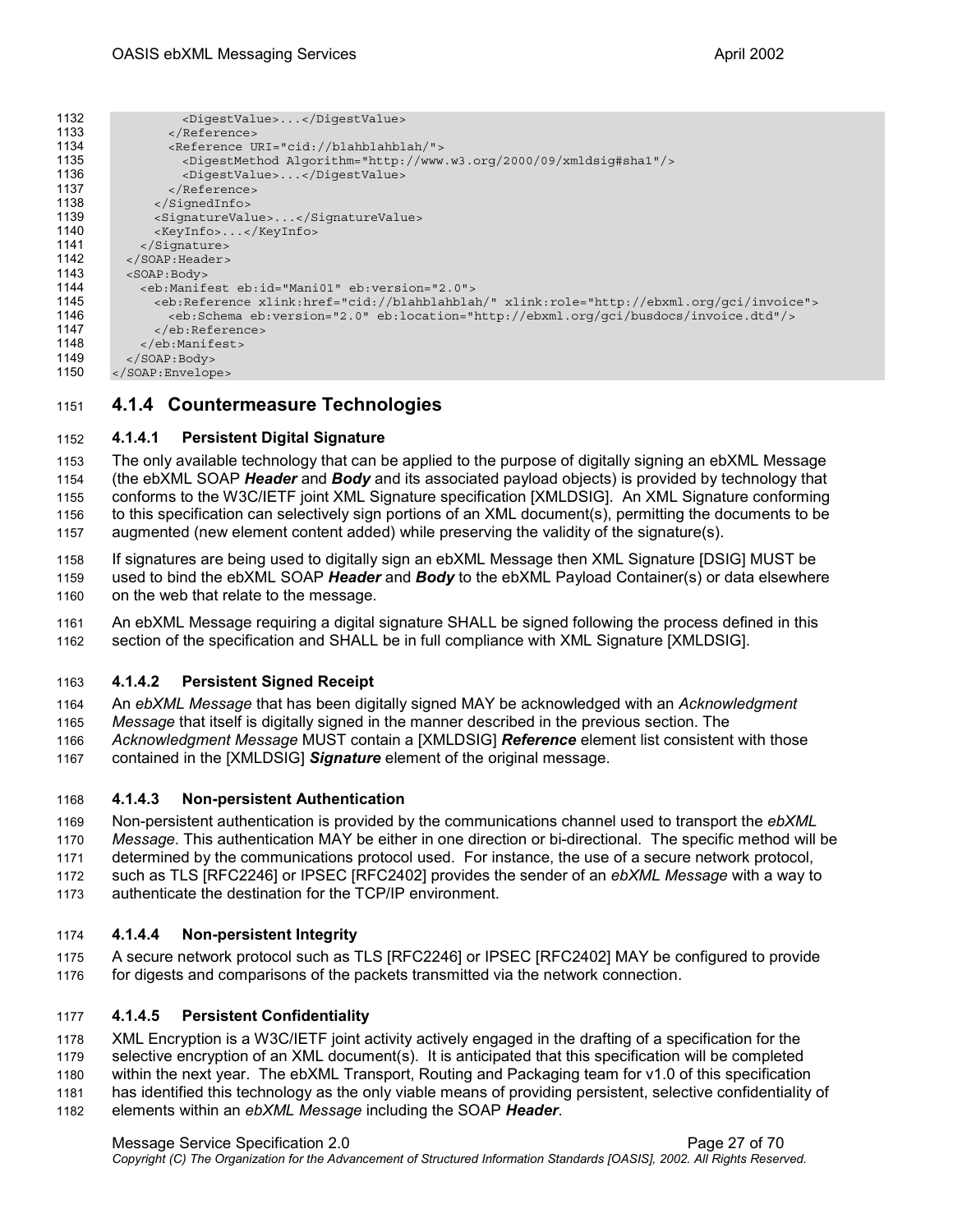```
          <DigestValue>...</DigestValue>
        </Reference>
        <Reference URI="cid://blahblahblah/">
          <DigestMethod Algorithm="http://www.w3.org/2000/09/xmldsig#sha1"/>
          <DigestValue>...</DigestValue>
        </Reference>
      </SignedInfo>
      <SignatureValue>...</SignatureValue>
      <KeyInfo>...</KeyInfo>
    </Signature>
  </SOAP:Header>
  <SOAP:Body>
    <eb:Manifest eb:id="Mani01" eb:version="2.0">
      <eb:Reference xlink:href="cid://blahblahblah/" xlink:role="http://ebxml.org/gci/invoice">
        <eb:Schema eb:version="2.0" eb:location="http://ebxml.org/gci/busdocs/invoice.dtd"/>
      </eb:Reference>
    </eb:Manifest>
  </SOAP:Body>
</SOAP:Envelope>
```

### 4.1.4 Countermeasure Technologies

#### 4.1.4.1 Persistent Digital Signature

The only available technology that can be applied to the purpose of digitally signing an ebXML Message (the ebXML SOAP ***Header*** and ***Body*** and its associated payload objects) is provided by technology that conforms to the W3C/IETF joint XML Signature specification [XMLDSIG]. An XML Signature conforming to this specification can selectively sign portions of an XML document(s), permitting the documents to be augmented (new element content added) while preserving the validity of the signature(s).

If signatures are being used to digitally sign an ebXML Message then XML Signature [DSIG] MUST be used to bind the ebXML SOAP ***Header*** and ***Body*** to the ebXML Payload Container(s) or data elsewhere on the web that relate to the message.

An ebXML Message requiring a digital signature SHALL be signed following the process defined in this section of the specification and SHALL be in full compliance with XML Signature [XMLDSIG].

#### 4.1.4.2 Persistent Signed Receipt

An *ebXML Message* that has been digitally signed MAY be acknowledged with an *Acknowledgment Message* that itself is digitally signed in the manner described in the previous section. The *Acknowledgment Message* MUST contain a [XMLDSIG] ***Reference*** element list consistent with those contained in the [XMLDSIG] ***Signature*** element of the original message.

#### 4.1.4.3 Non-persistent Authentication

Non-persistent authentication is provided by the communications channel used to transport the *ebXML Message*. This authentication MAY be either in one direction or bi-directional. The specific method will be determined by the communications protocol used. For instance, the use of a secure network protocol, such as TLS [RFC2246] or IPSEC [RFC2402] provides the sender of an *ebXML Message* with a way to authenticate the destination for the TCP/IP environment.

#### 4.1.4.4 Non-persistent Integrity

A secure network protocol such as TLS [RFC2246] or IPSEC [RFC2402] MAY be configured to provide for digests and comparisons of the packets transmitted via the network connection.

#### 4.1.4.5 Persistent Confidentiality

XML Encryption is a W3C/IETF joint activity actively engaged in the drafting of a specification for the selective encryption of an XML document(s). It is anticipated that this specification will be completed within the next year. The ebXML Transport, Routing and Packaging team for v1.0 of this specification has identified this technology as the only viable means of providing persistent, selective confidentiality of elements within an *ebXML Message* including the SOAP ***Header***.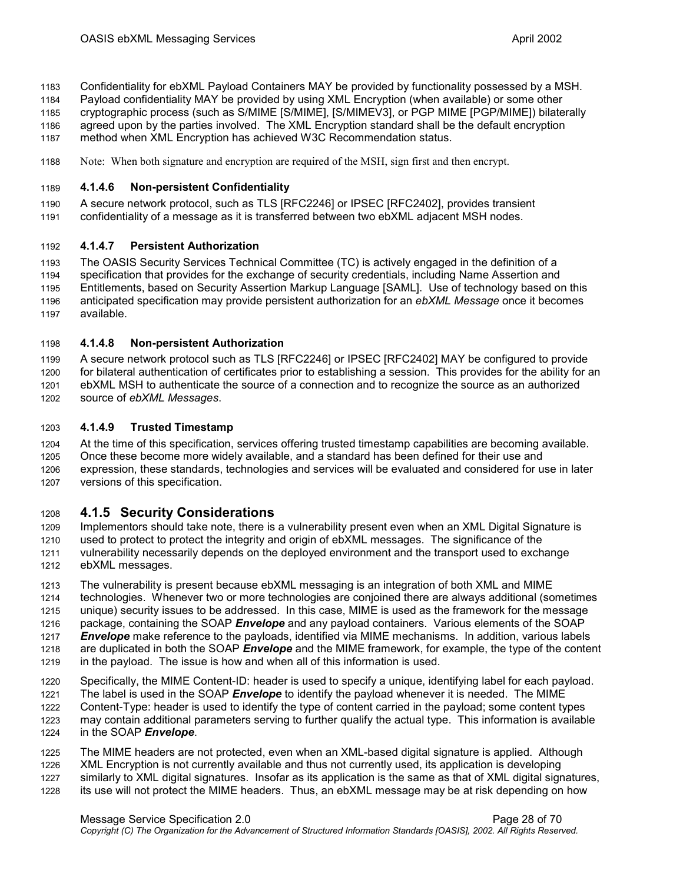Confidentiality for ebXML Payload Containers MAY be provided by functionality possessed by a MSH. Payload confidentiality MAY be provided by using XML Encryption (when available) or some other cryptographic process (such as S/MIME [S/MIME], [S/MIMEV3], or PGP MIME [PGP/MIME]) bilaterally agreed upon by the parties involved. The XML Encryption standard shall be the default encryption method when XML Encryption has achieved W3C Recommendation status.

Note: When both signature and encryption are required of the MSH, sign first and then encrypt.

#### 4.1.4.6 Non-persistent Confidentiality

A secure network protocol, such as TLS [RFC2246] or IPSEC [RFC2402], provides transient confidentiality of a message as it is transferred between two ebXML adjacent MSH nodes.

#### 4.1.4.7 Persistent Authorization

The OASIS Security Services Technical Committee (TC) is actively engaged in the definition of a specification that provides for the exchange of security credentials, including Name Assertion and Entitlements, based on Security Assertion Markup Language [SAML]. Use of technology based on this anticipated specification may provide persistent authorization for an *ebXML Message* once it becomes available.

#### 4.1.4.8 Non-persistent Authorization

A secure network protocol such as TLS [RFC2246] or IPSEC [RFC2402] MAY be configured to provide for bilateral authentication of certificates prior to establishing a session. This provides for the ability for an ebXML MSH to authenticate the source of a connection and to recognize the source as an authorized source of *ebXML Messages*.

#### 4.1.4.9 Trusted Timestamp

At the time of this specification, services offering trusted timestamp capabilities are becoming available. Once these become more widely available, and a standard has been defined for their use and expression, these standards, technologies and services will be evaluated and considered for use in later versions of this specification.

### 4.1.5 Security Considerations

Implementors should take note, there is a vulnerability present even when an XML Digital Signature is used to protect to protect the integrity and origin of ebXML messages. The significance of the vulnerability necessarily depends on the deployed environment and the transport used to exchange ebXML messages.

The vulnerability is present because ebXML messaging is an integration of both XML and MIME technologies. Whenever two or more technologies are conjoined there are always additional (sometimes unique) security issues to be addressed. In this case, MIME is used as the framework for the message package, containing the SOAP ***Envelope*** and any payload containers. Various elements of the SOAP ***Envelope*** make reference to the payloads, identified via MIME mechanisms. In addition, various labels are duplicated in both the SOAP ***Envelope*** and the MIME framework, for example, the type of the content in the payload. The issue is how and when all of this information is used.

Specifically, the MIME Content-ID: header is used to specify a unique, identifying label for each payload. The label is used in the SOAP ***Envelope*** to identify the payload whenever it is needed. The MIME Content-Type: header is used to identify the type of content carried in the payload; some content types may contain additional parameters serving to further qualify the actual type. This information is available in the SOAP ***Envelope***.

The MIME headers are not protected, even when an XML-based digital signature is applied. Although XML Encryption is not currently available and thus not currently used, its application is developing similarly to XML digital signatures. Insofar as its application is the same as that of XML digital signatures, its use will not protect the MIME headers. Thus, an ebXML message may be at risk depending on how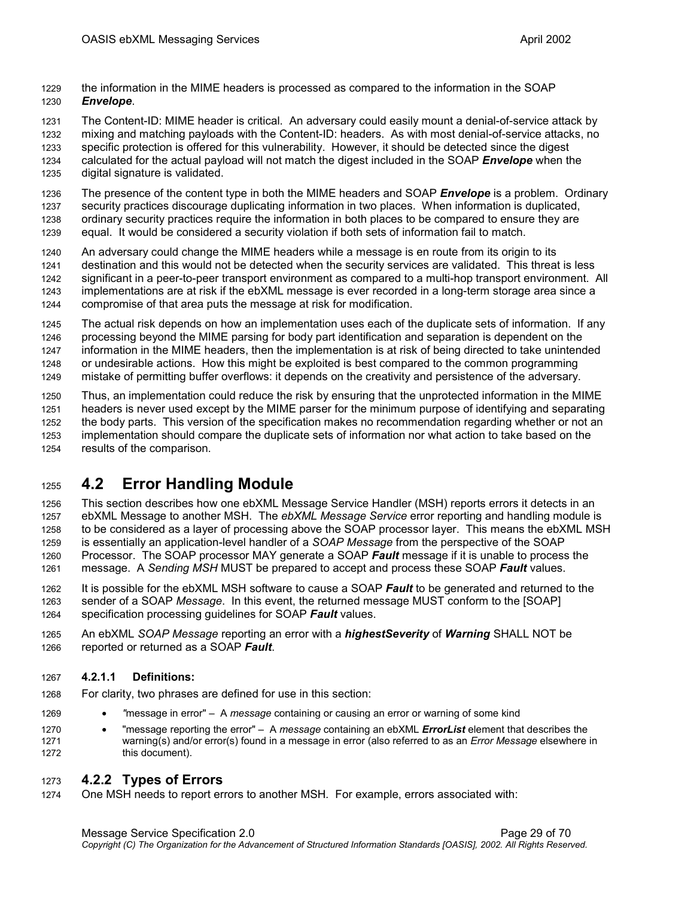the information in the MIME headers is processed as compared to the information in the SOAP ***Envelope***.

The Content-ID: MIME header is critical. An adversary could easily mount a denial-of-service attack by mixing and matching payloads with the Content-ID: headers. As with most denial-of-service attacks, no specific protection is offered for this vulnerability. However, it should be detected since the digest calculated for the actual payload will not match the digest included in the SOAP ***Envelope*** when the digital signature is validated.

The presence of the content type in both the MIME headers and SOAP ***Envelope*** is a problem. Ordinary security practices discourage duplicating information in two places. When information is duplicated, ordinary security practices require the information in both places to be compared to ensure they are equal. It would be considered a security violation if both sets of information fail to match.

An adversary could change the MIME headers while a message is en route from its origin to its destination and this would not be detected when the security services are validated. This threat is less significant in a peer-to-peer transport environment as compared to a multi-hop transport environment. All implementations are at risk if the ebXML message is ever recorded in a long-term storage area since a compromise of that area puts the message at risk for modification.

The actual risk depends on how an implementation uses each of the duplicate sets of information. If any processing beyond the MIME parsing for body part identification and separation is dependent on the information in the MIME headers, then the implementation is at risk of being directed to take unintended or undesirable actions. How this might be exploited is best compared to the common programming mistake of permitting buffer overflows: it depends on the creativity and persistence of the adversary.

Thus, an implementation could reduce the risk by ensuring that the unprotected information in the MIME headers is never used except by the MIME parser for the minimum purpose of identifying and separating the body parts. This version of the specification makes no recommendation regarding whether or not an implementation should compare the duplicate sets of information nor what action to take based on the results of the comparison.

## 4.2 Error Handling Module

This section describes how one ebXML Message Service Handler (MSH) reports errors it detects in an ebXML Message to another MSH. The *ebXML Message Service* error reporting and handling module is to be considered as a layer of processing above the SOAP processor layer. This means the ebXML MSH is essentially an application-level handler of a *SOAP Message* from the perspective of the SOAP Processor. The SOAP processor MAY generate a SOAP ***Fault*** message if it is unable to process the message. A *Sending MSH* MUST be prepared to accept and process these SOAP ***Fault*** values.

It is possible for the ebXML MSH software to cause a SOAP ***Fault*** to be generated and returned to the sender of a SOAP *Message*. In this event, the returned message MUST conform to the [SOAP] specification processing guidelines for SOAP ***Fault*** values.

An ebXML *SOAP Message* reporting an error with a ***highestSeverity*** of ***Warning*** SHALL NOT be reported or returned as a SOAP ***Fault***.

#### 4.2.1.1 Definitions:

For clarity, two phrases are defined for use in this section:

- "message in error" – A *message* containing or causing an error or warning of some kind
- "message reporting the error" – A *message* containing an ebXML ***ErrorList*** element that describes the warning(s) and/or error(s) found in a message in error (also referred to as an *Error Message* elsewhere in this document).

### 4.2.2 Types of Errors

One MSH needs to report errors to another MSH. For example, errors associated with: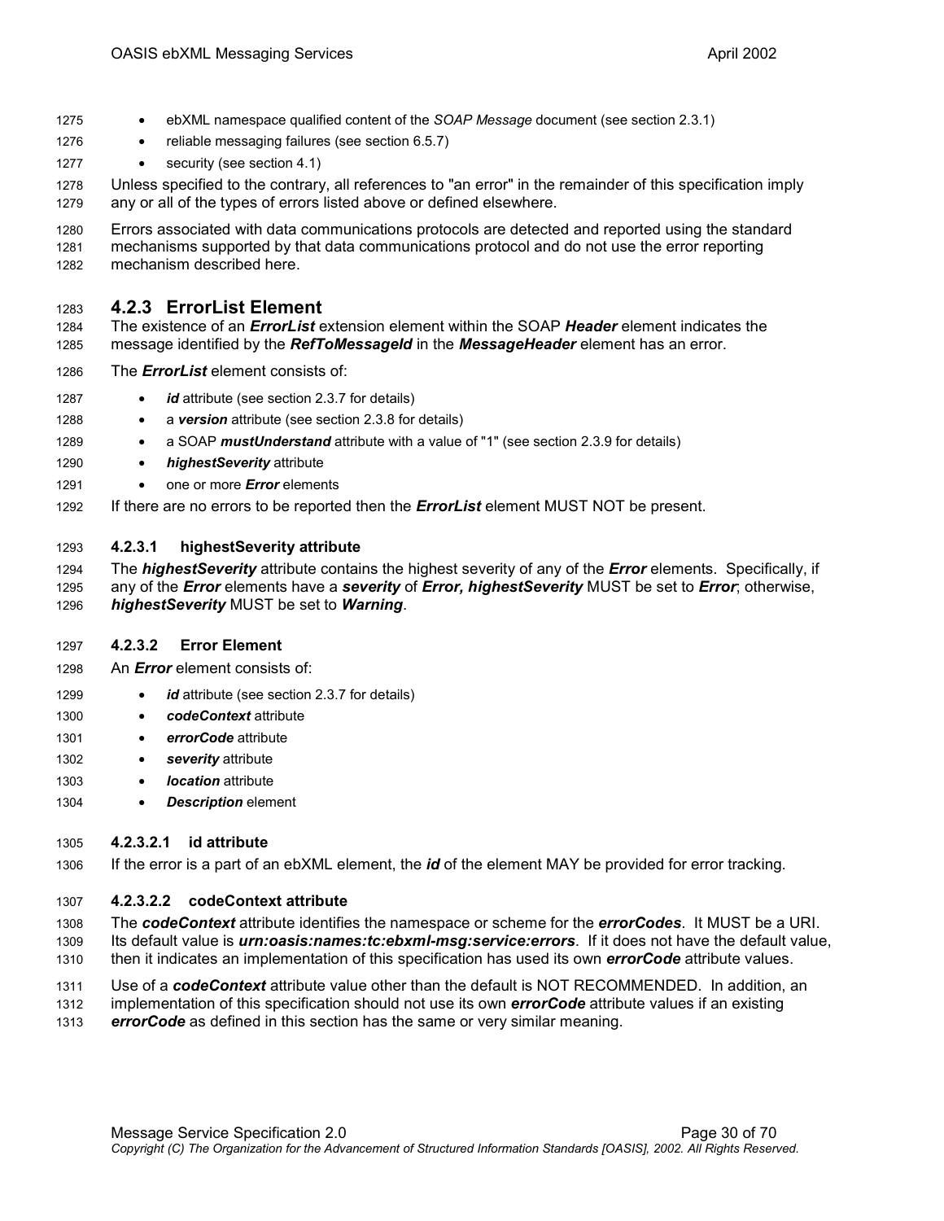- ebXML namespace qualified content of the *SOAP Message* document (see section 2.3.1)
- reliable messaging failures (see section 6.5.7)
- security (see section 4.1)

Unless specified to the contrary, all references to "an error" in the remainder of this specification imply any or all of the types of errors listed above or defined elsewhere.

Errors associated with data communications protocols are detected and reported using the standard mechanisms supported by that data communications protocol and do not use the error reporting mechanism described here.

## 4.2.3 ErrorList Element

The existence of an ***ErrorList*** extension element within the SOAP ***Header*** element indicates the message identified by the ***RefToMessageId*** in the ***MessageHeader*** element has an error.

The ***ErrorList*** element consists of:

- ***id*** attribute (see section 2.3.7 for details)
- a ***version*** attribute (see section 2.3.8 for details)
- a SOAP ***mustUnderstand*** attribute with a value of "1" (see section 2.3.9 for details)
- ***highestSeverity*** attribute
- one or more ***Error*** elements

If there are no errors to be reported then the ***ErrorList*** element MUST NOT be present.

### 4.2.3.1 highestSeverity attribute

The ***highestSeverity*** attribute contains the highest severity of any of the ***Error*** elements. Specifically, if any of the ***Error*** elements have a ***severity*** of ***Error, highestSeverity*** MUST be set to ***Error***; otherwise, ***highestSeverity*** MUST be set to ***Warning***.

### 4.2.3.2 Error Element

An ***Error*** element consists of:

- ***id*** attribute (see section 2.3.7 for details)
- ***codeContext*** attribute
- ***errorCode*** attribute
- ***severity*** attribute
- ***location*** attribute
- ***Description*** element

#### 4.2.3.2.1 id attribute

If the error is a part of an ebXML element, the ***id*** of the element MAY be provided for error tracking.

#### 4.2.3.2.2 codeContext attribute

The ***codeContext*** attribute identifies the namespace or scheme for the ***errorCodes***. It MUST be a URI. Its default value is ***urn:oasis:names:tc:ebxml-msg:service:errors***. If it does not have the default value, then it indicates an implementation of this specification has used its own ***errorCode*** attribute values.

Use of a ***codeContext*** attribute value other than the default is NOT RECOMMENDED. In addition, an implementation of this specification should not use its own ***errorCode*** attribute values if an existing ***errorCode*** as defined in this section has the same or very similar meaning.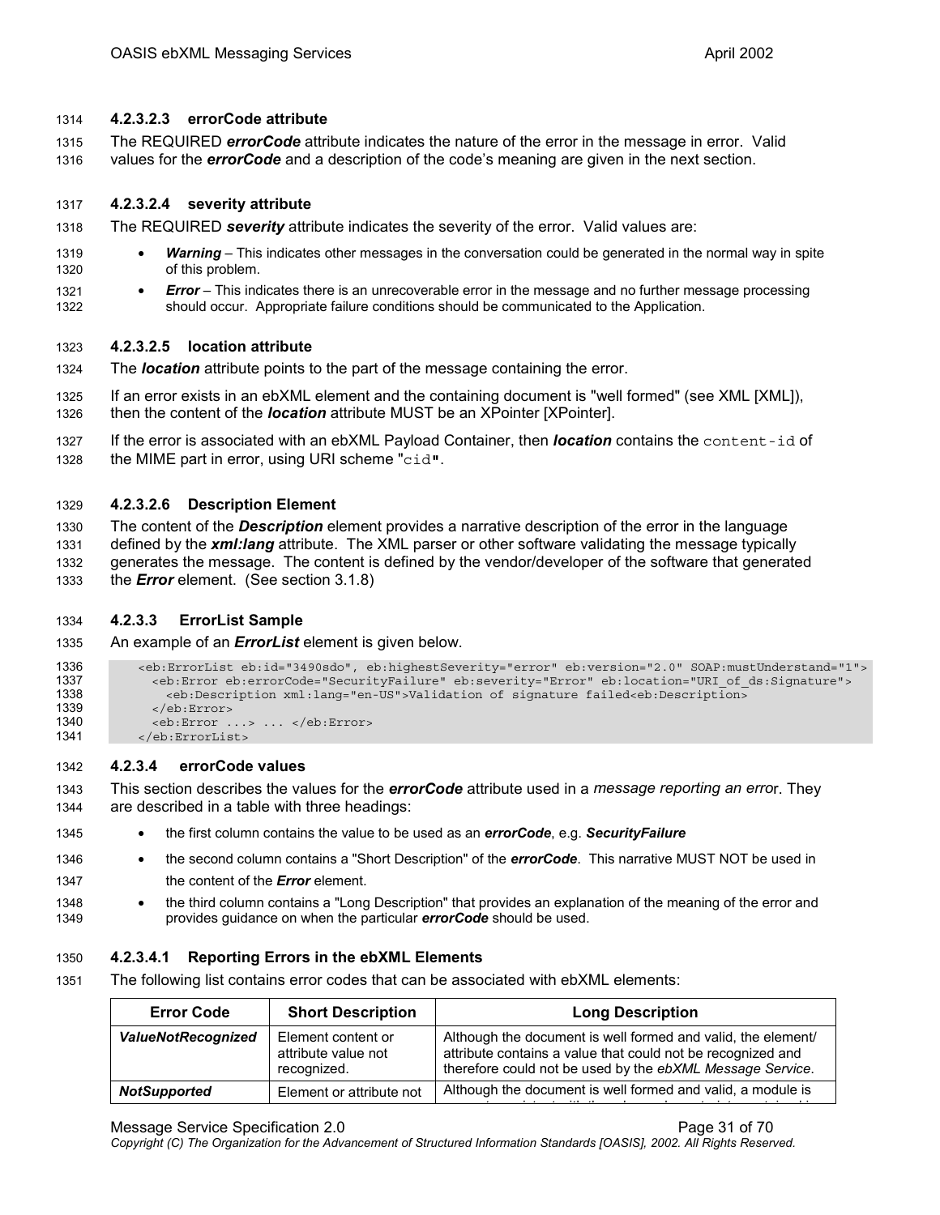#### 4.2.3.2.3 errorCode attribute

The REQUIRED ***errorCode*** attribute indicates the nature of the error in the message in error. Valid values for the ***errorCode*** and a description of the code's meaning are given in the next section.

#### 4.2.3.2.4 severity attribute

The REQUIRED ***severity*** attribute indicates the severity of the error. Valid values are:

- ***Warning*** – This indicates other messages in the conversation could be generated in the normal way in spite of this problem.
- ***Error*** – This indicates there is an unrecoverable error in the message and no further message processing should occur. Appropriate failure conditions should be communicated to the Application.

#### 4.2.3.2.5 location attribute

The ***location*** attribute points to the part of the message containing the error.

If an error exists in an ebXML element and the containing document is "well formed" (see XML [XML]), then the content of the ***location*** attribute MUST be an XPointer [XPointer].

If the error is associated with an ebXML Payload Container, then ***location*** contains the `content-id` of the MIME part in error, using URI scheme "`cid`".

#### 4.2.3.2.6 Description Element

The content of the ***Description*** element provides a narrative description of the error in the language defined by the ***xml:lang*** attribute. The XML parser or other software validating the message typically generates the message. The content is defined by the vendor/developer of the software that generated the ***Error*** element. (See section 3.1.8)

### 4.2.3.3 ErrorList Sample

An example of an ***ErrorList*** element is given below.

```
<eb:ErrorList eb:id="3490sdo", eb:highestSeverity="error" eb:version="2.0" SOAP:mustUnderstand="1">
  <eb:Error eb:errorCode="SecurityFailure" eb:severity="Error" eb:location="URI_of_ds:Signature">
    <eb:Description xml:lang="en-US">Validation of signature failed<eb:Description>
  </eb:Error>
  <eb:Error ...> ... </eb:Error>
</eb:ErrorList>
```

### 4.2.3.4 errorCode values

This section describes the values for the ***errorCode*** attribute used in a *message reporting an error*. They are described in a table with three headings:

- the first column contains the value to be used as an ***errorCode***, e.g. ***SecurityFailure***
- the second column contains a "Short Description" of the ***errorCode***. This narrative MUST NOT be used in the content of the ***Error*** element.
- the third column contains a "Long Description" that provides an explanation of the meaning of the error and provides guidance on when the particular ***errorCode*** should be used.

#### 4.2.3.4.1 Reporting Errors in the ebXML Elements

The following list contains error codes that can be associated with ebXML elements:

| Error Code | Short Description | Long Description |
|---|---|---|
| ***ValueNotRecognized*** | Element content or attribute value not recognized. | Although the document is well formed and valid, the element/ attribute contains a value that could not be recognized and therefore could not be used by the *ebXML Message Service*. |
| ***NotSupported*** | Element or attribute not | Although the document is well formed and valid, a module is |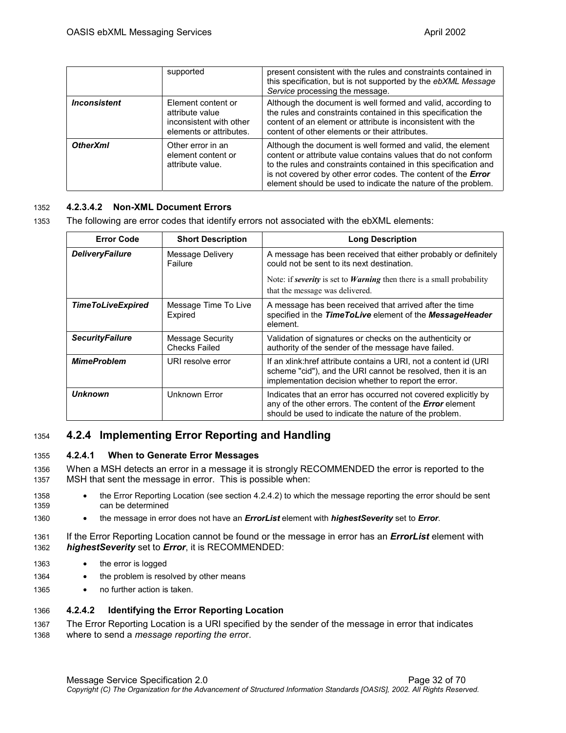| | supported | present consistent with the rules and constraints contained in this specification, but is not supported by the *ebXML Message Service* processing the message. |
|---|---|---|
| ***Inconsistent*** | Element content or attribute value inconsistent with other elements or attributes. | Although the document is well formed and valid, according to the rules and constraints contained in this specification the content of an element or attribute is inconsistent with the content of other elements or their attributes. |
| ***OtherXml*** | Other error in an element content or attribute value. | Although the document is well formed and valid, the element content or attribute value contains values that do not conform to the rules and constraints contained in this specification and is not covered by other error codes. The content of the ***Error*** element should be used to indicate the nature of the problem. |

#### 4.2.3.4.2 Non-XML Document Errors

The following are error codes that identify errors not associated with the ebXML elements:

| Error Code | Short Description | Long Description |
|---|---|---|
| ***DeliveryFailure*** | Message Delivery Failure | A message has been received that either probably or definitely could not be sent to its next destination. Note: if ***severity*** is set to ***Warning*** then there is a small probability that the message was delivered. |
| ***TimeToLiveExpired*** | Message Time To Live Expired | A message has been received that arrived after the time specified in the ***TimeToLive*** element of the ***MessageHeader*** element. |
| ***SecurityFailure*** | Message Security Checks Failed | Validation of signatures or checks on the authenticity or authority of the sender of the message have failed. |
| ***MimeProblem*** | URI resolve error | If an xlink:href attribute contains a URI, not a content id (URI scheme "cid"), and the URI cannot be resolved, then it is an implementation decision whether to report the error. |
| ***Unknown*** | Unknown Error | Indicates that an error has occurred not covered explicitly by any of the other errors. The content of the ***Error*** element should be used to indicate the nature of the problem. |

## 4.2.4 Implementing Error Reporting and Handling

### 4.2.4.1 When to Generate Error Messages

When a MSH detects an error in a message it is strongly RECOMMENDED the error is reported to the MSH that sent the message in error. This is possible when:

- the Error Reporting Location (see section 4.2.4.2) to which the message reporting the error should be sent can be determined
- the message in error does not have an ***ErrorList*** element with ***highestSeverity*** set to ***Error***.

If the Error Reporting Location cannot be found or the message in error has an ***ErrorList*** element with ***highestSeverity*** set to ***Error***, it is RECOMMENDED:

- the error is logged
- the problem is resolved by other means
- no further action is taken.

### 4.2.4.2 Identifying the Error Reporting Location

The Error Reporting Location is a URI specified by the sender of the message in error that indicates where to send a *message reporting the error*.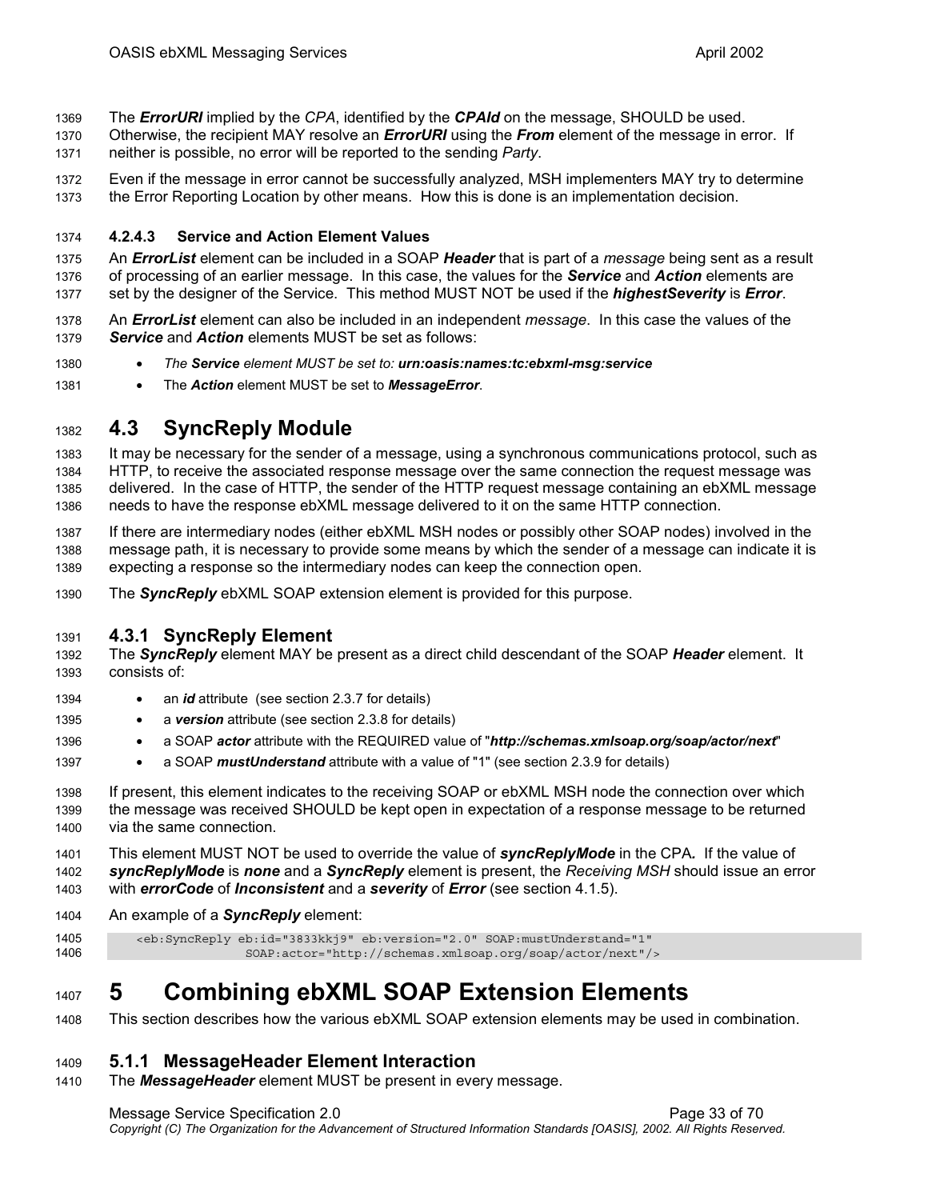The ***ErrorURI*** implied by the *CPA*, identified by the ***CPAId*** on the message, SHOULD be used. Otherwise, the recipient MAY resolve an ***ErrorURI*** using the ***From*** element of the message in error. If neither is possible, no error will be reported to the sending *Party*.

Even if the message in error cannot be successfully analyzed, MSH implementers MAY try to determine the Error Reporting Location by other means. How this is done is an implementation decision.

#### 4.2.4.3 Service and Action Element Values

An ***ErrorList*** element can be included in a SOAP ***Header*** that is part of a *message* being sent as a result of processing of an earlier message. In this case, the values for the ***Service*** and ***Action*** elements are set by the designer of the Service. This method MUST NOT be used if the ***highestSeverity*** is ***Error***.

An ***ErrorList*** element can also be included in an independent *message*. In this case the values of the ***Service*** and ***Action*** elements MUST be set as follows:

- *The **Service** element MUST be set to: **urn:oasis:names:tc:ebxml-msg:service***
- The ***Action*** element MUST be set to ***MessageError***.

## 4.3 SyncReply Module

It may be necessary for the sender of a message, using a synchronous communications protocol, such as HTTP, to receive the associated response message over the same connection the request message was delivered. In the case of HTTP, the sender of the HTTP request message containing an ebXML message needs to have the response ebXML message delivered to it on the same HTTP connection.

If there are intermediary nodes (either ebXML MSH nodes or possibly other SOAP nodes) involved in the message path, it is necessary to provide some means by which the sender of a message can indicate it is expecting a response so the intermediary nodes can keep the connection open.

The ***SyncReply*** ebXML SOAP extension element is provided for this purpose.

### 4.3.1 SyncReply Element

The ***SyncReply*** element MAY be present as a direct child descendant of the SOAP ***Header*** element. It consists of:

- an ***id*** attribute (see section 2.3.7 for details)
- a ***version*** attribute (see section 2.3.8 for details)
- a SOAP ***actor*** attribute with the REQUIRED value of "***http://schemas.xmlsoap.org/soap/actor/next***"
- a SOAP ***mustUnderstand*** attribute with a value of "1" (see section 2.3.9 for details)

If present, this element indicates to the receiving SOAP or ebXML MSH node the connection over which the message was received SHOULD be kept open in expectation of a response message to be returned via the same connection.

This element MUST NOT be used to override the value of ***syncReplyMode*** in the CPA**.** If the value of ***syncReplyMode*** is ***none*** and a ***SyncReply*** element is present, the *Receiving MSH* should issue an error with ***errorCode*** of ***Inconsistent*** and a ***severity*** of ***Error*** (see section 4.1.5).

An example of a ***SyncReply*** element:

```
<eb:SyncReply eb:id="3833kkj9" eb:version="2.0" SOAP:mustUnderstand="1"
             SOAP:actor="http://schemas.xmlsoap.org/soap/actor/next"/>
```

# 5 Combining ebXML SOAP Extension Elements

This section describes how the various ebXML SOAP extension elements may be used in combination.

### 5.1.1 MessageHeader Element Interaction

The ***MessageHeader*** element MUST be present in every message.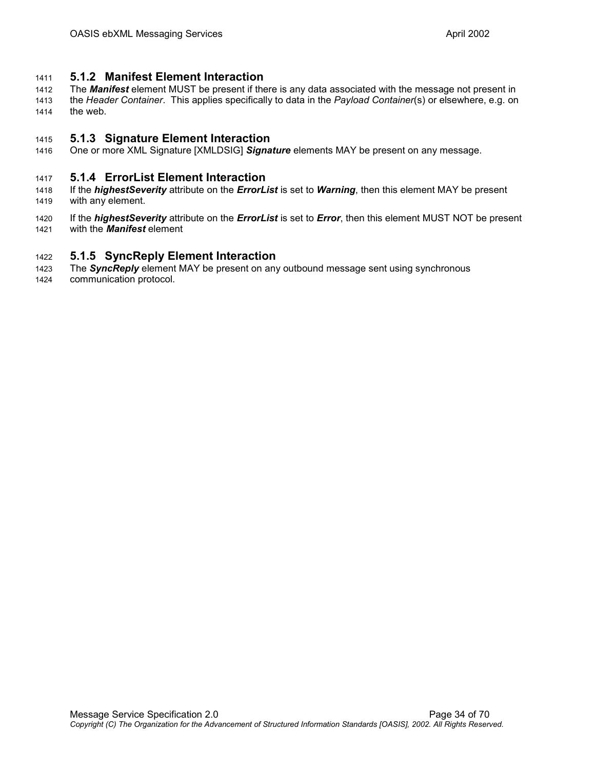### 5.1.2 Manifest Element Interaction

The ***Manifest*** element MUST be present if there is any data associated with the message not present in the *Header Container*. This applies specifically to data in the *Payload Container*(s) or elsewhere, e.g. on the web.

### 5.1.3 Signature Element Interaction

One or more XML Signature [XMLDSIG] ***Signature*** elements MAY be present on any message.

### 5.1.4 ErrorList Element Interaction

If the ***highestSeverity*** attribute on the ***ErrorList*** is set to ***Warning***, then this element MAY be present with any element.

If the ***highestSeverity*** attribute on the ***ErrorList*** is set to ***Error***, then this element MUST NOT be present with the ***Manifest*** element

### 5.1.5 SyncReply Element Interaction

The ***SyncReply*** element MAY be present on any outbound message sent using synchronous communication protocol.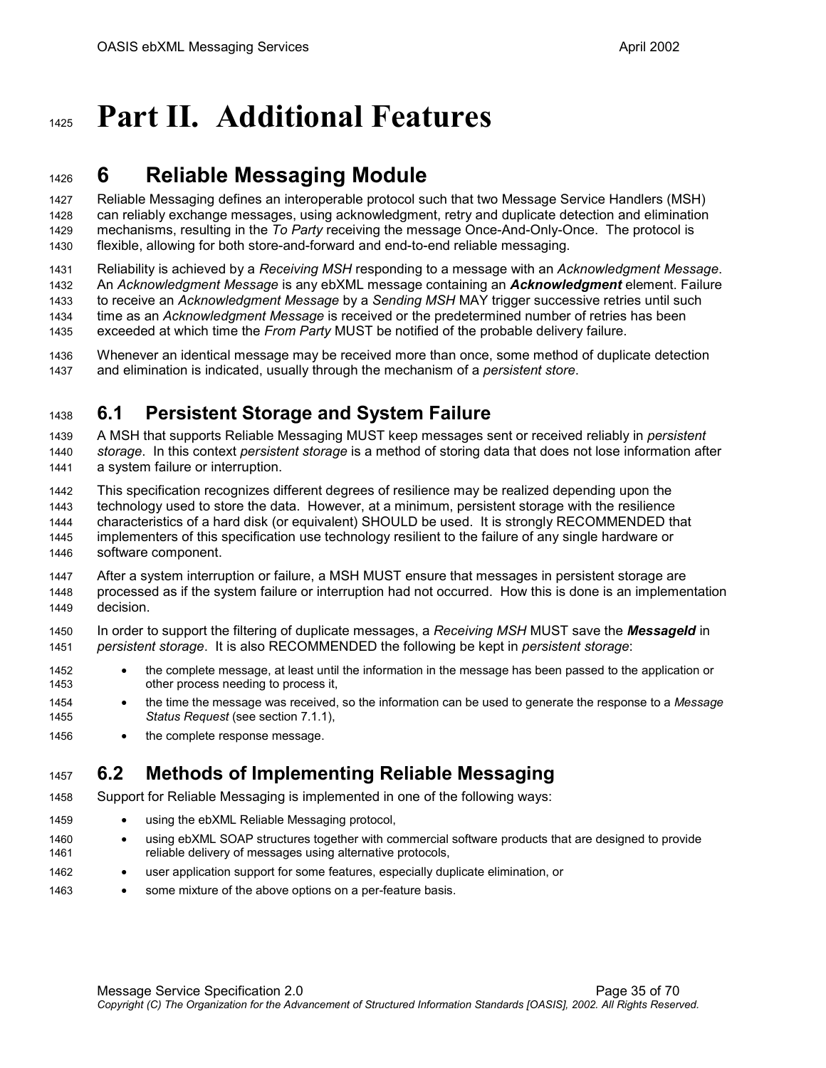# Part II. Additional Features

## 6 Reliable Messaging Module

Reliable Messaging defines an interoperable protocol such that two Message Service Handlers (MSH) can reliably exchange messages, using acknowledgment, retry and duplicate detection and elimination mechanisms, resulting in the *To Party* receiving the message Once-And-Only-Once. The protocol is flexible, allowing for both store-and-forward and end-to-end reliable messaging.

Reliability is achieved by a *Receiving MSH* responding to a message with an *Acknowledgment Message*. An *Acknowledgment Message* is any ebXML message containing an ***Acknowledgment*** element. Failure to receive an *Acknowledgment Message* by a *Sending MSH* MAY trigger successive retries until such time as an *Acknowledgment Message* is received or the predetermined number of retries has been exceeded at which time the *From Party* MUST be notified of the probable delivery failure.

Whenever an identical message may be received more than once, some method of duplicate detection and elimination is indicated, usually through the mechanism of a *persistent store*.

### 6.1 Persistent Storage and System Failure

A MSH that supports Reliable Messaging MUST keep messages sent or received reliably in *persistent storage*. In this context *persistent storage* is a method of storing data that does not lose information after a system failure or interruption.

This specification recognizes different degrees of resilience may be realized depending upon the technology used to store the data. However, at a minimum, persistent storage with the resilience characteristics of a hard disk (or equivalent) SHOULD be used. It is strongly RECOMMENDED that implementers of this specification use technology resilient to the failure of any single hardware or software component.

After a system interruption or failure, a MSH MUST ensure that messages in persistent storage are processed as if the system failure or interruption had not occurred. How this is done is an implementation decision.

In order to support the filtering of duplicate messages, a *Receiving MSH* MUST save the ***MessageId*** in *persistent storage*. It is also RECOMMENDED the following be kept in *persistent storage*:

- the complete message, at least until the information in the message has been passed to the application or other process needing to process it,
- the time the message was received, so the information can be used to generate the response to a *Message Status Request* (see section 7.1.1),
- the complete response message.

### 6.2 Methods of Implementing Reliable Messaging

Support for Reliable Messaging is implemented in one of the following ways:

- using the ebXML Reliable Messaging protocol,
- using ebXML SOAP structures together with commercial software products that are designed to provide reliable delivery of messages using alternative protocols,
- user application support for some features, especially duplicate elimination, or
- some mixture of the above options on a per-feature basis.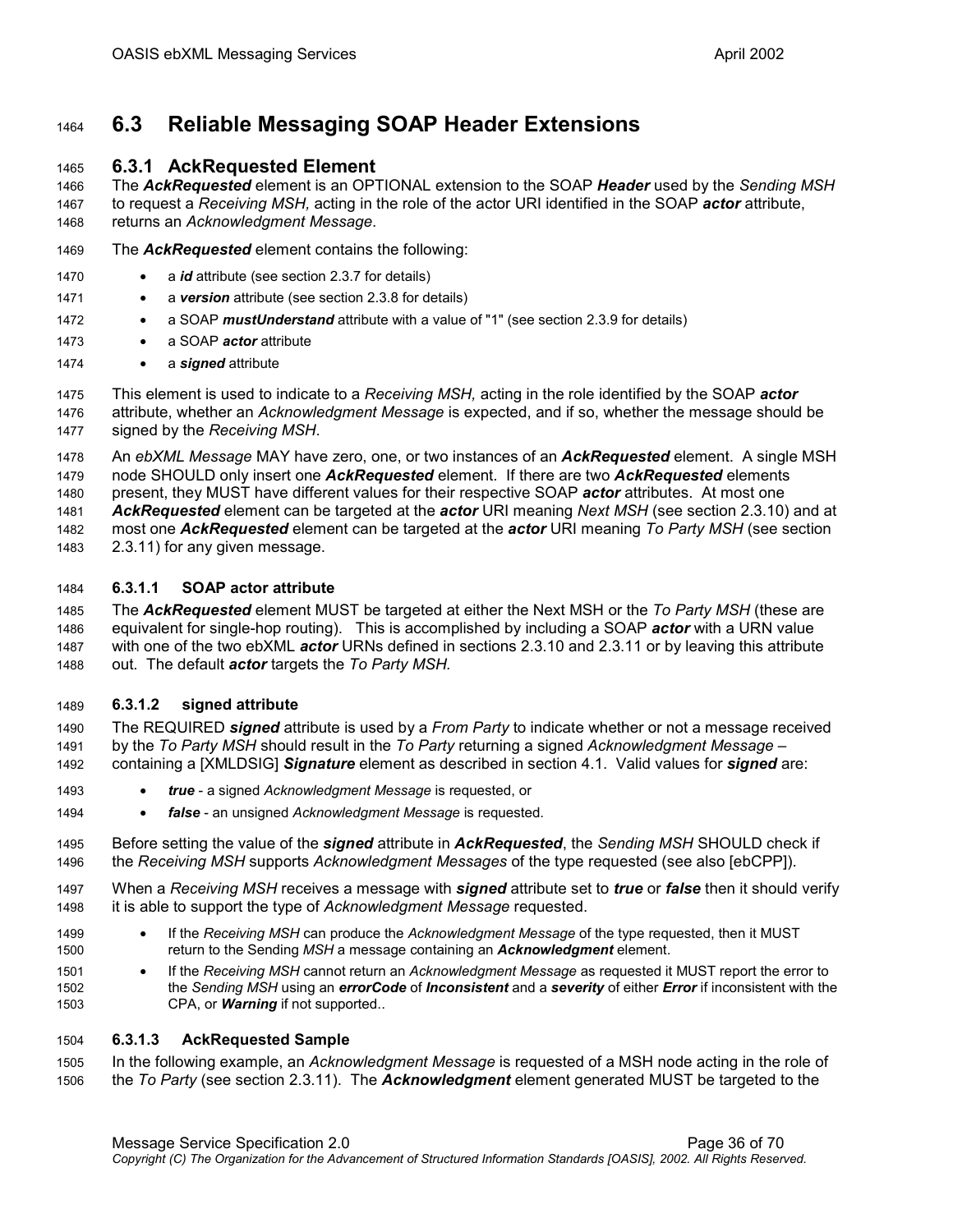## 6.3 Reliable Messaging SOAP Header Extensions

### 6.3.1 AckRequested Element

The ***AckRequested*** element is an OPTIONAL extension to the SOAP ***Header*** used by the *Sending MSH* to request a *Receiving MSH,* acting in the role of the actor URI identified in the SOAP ***actor*** attribute, returns an *Acknowledgment Message*.

The ***AckRequested*** element contains the following:

- a ***id*** attribute (see section 2.3.7 for details)
- a ***version*** attribute (see section 2.3.8 for details)
- a SOAP ***mustUnderstand*** attribute with a value of "1" (see section 2.3.9 for details)
- a SOAP ***actor*** attribute
- a ***signed*** attribute

This element is used to indicate to a *Receiving MSH,* acting in the role identified by the SOAP ***actor*** attribute, whether an *Acknowledgment Message* is expected, and if so, whether the message should be signed by the *Receiving MSH*.

An *ebXML Message* MAY have zero, one, or two instances of an ***AckRequested*** element. A single MSH node SHOULD only insert one ***AckRequested*** element. If there are two ***AckRequested*** elements present, they MUST have different values for their respective SOAP ***actor*** attributes. At most one ***AckRequested*** element can be targeted at the ***actor*** URI meaning *Next MSH* (see section 2.3.10) and at most one ***AckRequested*** element can be targeted at the ***actor*** URI meaning *To Party MSH* (see section 2.3.11) for any given message.

#### 6.3.1.1 SOAP actor attribute

The ***AckRequested*** element MUST be targeted at either the Next MSH or the *To Party MSH* (these are equivalent for single-hop routing). This is accomplished by including a SOAP ***actor*** with a URN value with one of the two ebXML ***actor*** URNs defined in sections 2.3.10 and 2.3.11 or by leaving this attribute out. The default ***actor*** targets the *To Party MSH.*

#### 6.3.1.2 signed attribute

The REQUIRED ***signed*** attribute is used by a *From Party* to indicate whether or not a message received by the *To Party MSH* should result in the *To Party* returning a signed *Acknowledgment Message* – containing a [XMLDSIG] ***Signature*** element as described in section 4.1. Valid values for ***signed*** are:

- ***true*** - a signed *Acknowledgment Message* is requested, or
- ***false*** - an unsigned *Acknowledgment Message* is requested.

Before setting the value of the ***signed*** attribute in ***AckRequested***, the *Sending MSH* SHOULD check if the *Receiving MSH* supports *Acknowledgment Messages* of the type requested (see also [ebCPP]).

When a *Receiving MSH* receives a message with ***signed*** attribute set to ***true*** or ***false*** then it should verify it is able to support the type of *Acknowledgment Message* requested.

- If the *Receiving MSH* can produce the *Acknowledgment Message* of the type requested, then it MUST return to the Sending *MSH* a message containing an ***Acknowledgment*** element.
- If the *Receiving MSH* cannot return an *Acknowledgment Message* as requested it MUST report the error to the *Sending MSH* using an ***errorCode*** of ***Inconsistent*** and a ***severity*** of either ***Error*** if inconsistent with the CPA, or ***Warning*** if not supported..

#### 6.3.1.3 AckRequested Sample

In the following example, an *Acknowledgment Message* is requested of a MSH node acting in the role of the *To Party* (see section 2.3.11). The ***Acknowledgment*** element generated MUST be targeted to the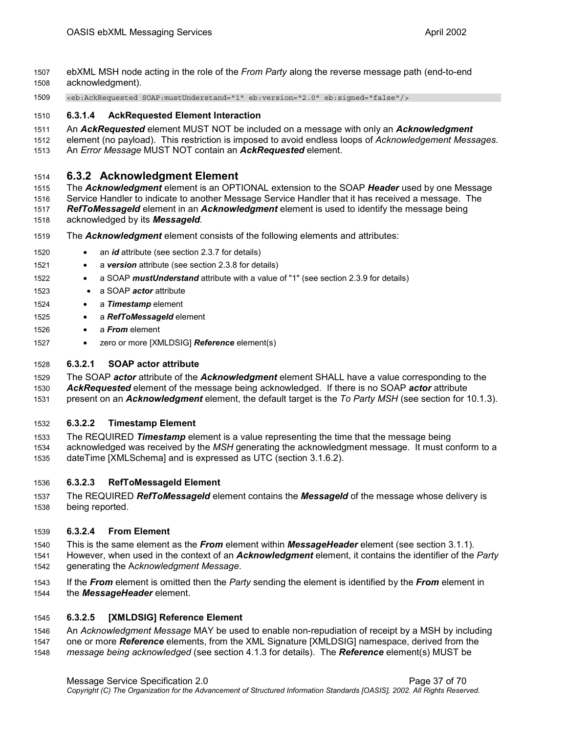ebXML MSH node acting in the role of the *From Party* along the reverse message path (end-to-end acknowledgment).

```
<eb:AckRequested SOAP:mustUnderstand="1" eb:version="2.0" eb:signed="false"/>
```

#### 6.3.1.4 AckRequested Element Interaction

An ***AckRequested*** element MUST NOT be included on a message with only an ***Acknowledgment*** element (no payload). This restriction is imposed to avoid endless loops of *Acknowledgement Messages.* An *Error Message* MUST NOT contain an ***AckRequested*** element.

### 6.3.2 Acknowledgment Element

The ***Acknowledgment*** element is an OPTIONAL extension to the SOAP ***Header*** used by one Message Service Handler to indicate to another Message Service Handler that it has received a message. The ***RefToMessageId*** element in an ***Acknowledgment*** element is used to identify the message being acknowledged by its ***MessageId***.

The ***Acknowledgment*** element consists of the following elements and attributes:

- an ***id*** attribute (see section 2.3.7 for details)
- a ***version*** attribute (see section 2.3.8 for details)
- a SOAP ***mustUnderstand*** attribute with a value of "1" (see section 2.3.9 for details)
- a SOAP ***actor*** attribute
- a ***Timestamp*** element
- a ***RefToMessageId*** element
- a ***From*** element
- zero or more [XMLDSIG] ***Reference*** element(s)

#### 6.3.2.1 SOAP actor attribute

The SOAP ***actor*** attribute of the ***Acknowledgment*** element SHALL have a value corresponding to the ***AckRequested*** element of the message being acknowledged. If there is no SOAP ***actor*** attribute present on an ***Acknowledgment*** element, the default target is the *To Party MSH* (see section for 10.1.3).

#### 6.3.2.2 Timestamp Element

The REQUIRED ***Timestamp*** element is a value representing the time that the message being acknowledged was received by the *MSH* generating the acknowledgment message. It must conform to a dateTime [XMLSchema] and is expressed as UTC (section 3.1.6.2).

#### 6.3.2.3 RefToMessageId Element

The REQUIRED ***RefToMessageId*** element contains the ***MessageId*** of the message whose delivery is being reported.

#### 6.3.2.4 From Element

This is the same element as the ***From*** element within ***MessageHeader*** element (see section 3.1.1). However, when used in the context of an ***Acknowledgment*** element, it contains the identifier of the *Party* generating the A*cknowledgment Message*.

If the ***From*** element is omitted then the *Party* sending the element is identified by the ***From*** element in the ***MessageHeader*** element.

#### 6.3.2.5 [XMLDSIG] Reference Element

An *Acknowledgment Message* MAY be used to enable non-repudiation of receipt by a MSH by including one or more ***Reference*** elements, from the XML Signature [XMLDSIG] namespace, derived from the *message being acknowledged* (see section 4.1.3 for details). The ***Reference*** element(s) MUST be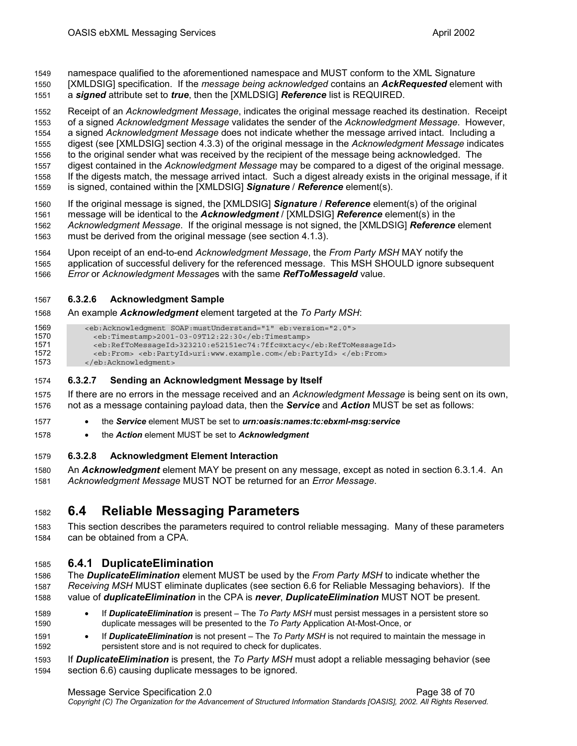namespace qualified to the aforementioned namespace and MUST conform to the XML Signature [XMLDSIG] specification. If the *message being acknowledged* contains an ***AckRequested*** element with a ***signed*** attribute set to ***true***, then the [XMLDSIG] ***Reference*** list is REQUIRED.

Receipt of an *Acknowledgment Message*, indicates the original message reached its destination. Receipt of a signed *Acknowledgment Message* validates the sender of the *Acknowledgment Message*. However, a signed *Acknowledgment Message* does not indicate whether the message arrived intact. Including a digest (see [XMLDSIG] section 4.3.3) of the original message in the *Acknowledgment Message* indicates to the original sender what was received by the recipient of the message being acknowledged. The digest contained in the *Acknowledgment Message* may be compared to a digest of the original message. If the digests match, the message arrived intact. Such a digest already exists in the original message, if it is signed, contained within the [XMLDSIG] ***Signature*** / ***Reference*** element(s).

If the original message is signed, the [XMLDSIG] ***Signature*** / ***Reference*** element(s) of the original message will be identical to the ***Acknowledgment*** / [XMLDSIG] ***Reference*** element(s) in the *Acknowledgment Message*. If the original message is not signed, the [XMLDSIG] ***Reference*** element must be derived from the original message (see section 4.1.3).

Upon receipt of an end-to-end *Acknowledgment Message*, the *From Party MSH* MAY notify the application of successful delivery for the referenced message. This MSH SHOULD ignore subsequent *Error* or *Acknowledgment Message*s with the same ***RefToMessageId*** value.

#### 6.3.2.6 Acknowledgment Sample

An example ***Acknowledgment*** element targeted at the *To Party MSH*:

```
<eb:Acknowledgment SOAP:mustUnderstand="1" eb:version="2.0">
  <eb:Timestamp>2001-03-09T12:22:30</eb:Timestamp>
  <eb:RefToMessageId>323210:e52151ec74:7ffc@xtacy</eb:RefToMessageId>
  <eb:From> <eb:PartyId>uri:www.example.com</eb:PartyId> </eb:From>
</eb:Acknowledgment>
```

#### 6.3.2.7 Sending an Acknowledgment Message by Itself

If there are no errors in the message received and an *Acknowledgment Message* is being sent on its own, not as a message containing payload data, then the ***Service*** and ***Action*** MUST be set as follows:

- the ***Service*** element MUST be set to ***urn:oasis:names:tc:ebxml-msg:service***
- the ***Action*** element MUST be set to ***Acknowledgment***

#### 6.3.2.8 Acknowledgment Element Interaction

An ***Acknowledgment*** element MAY be present on any message, except as noted in section 6.3.1.4. An *Acknowledgment Message* MUST NOT be returned for an *Error Message*.

## 6.4 Reliable Messaging Parameters

This section describes the parameters required to control reliable messaging. Many of these parameters can be obtained from a CPA.

### 6.4.1 DuplicateElimination

The ***DuplicateElimination*** element MUST be used by the *From Party MSH* to indicate whether the *Receiving MSH* MUST eliminate duplicates (see section 6.6 for Reliable Messaging behaviors). If the value of ***duplicateElimination*** in the CPA is ***never***, ***DuplicateElimination*** MUST NOT be present.

- If ***DuplicateElimination*** is present – The *To Party MSH* must persist messages in a persistent store so duplicate messages will be presented to the *To Party* Application At-Most-Once, or
- If ***DuplicateElimination*** is not present – The *To Party MSH* is not required to maintain the message in persistent store and is not required to check for duplicates.

If ***DuplicateElimination*** is present, the *To Party MSH* must adopt a reliable messaging behavior (see section 6.6) causing duplicate messages to be ignored.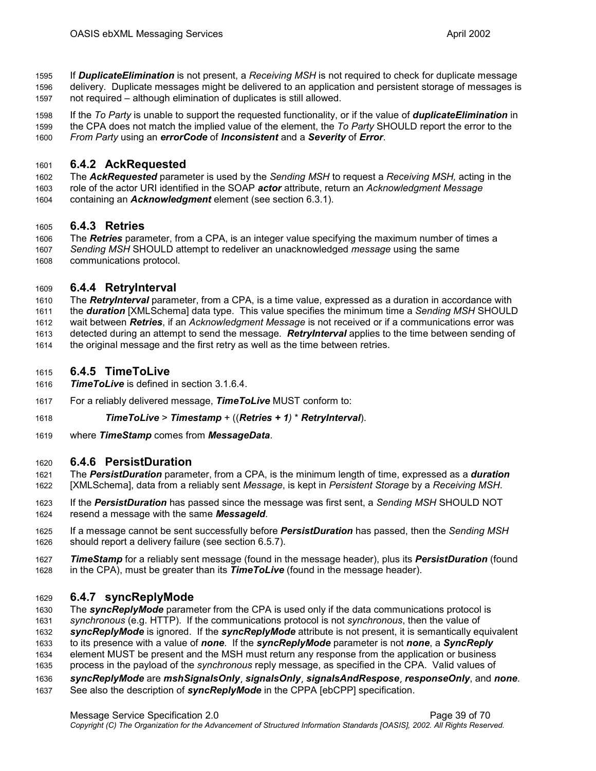If ***DuplicateElimination*** is not present, a *Receiving MSH* is not required to check for duplicate message delivery. Duplicate messages might be delivered to an application and persistent storage of messages is not required – although elimination of duplicates is still allowed.

If the *To Party* is unable to support the requested functionality, or if the value of ***duplicateElimination*** in the CPA does not match the implied value of the element, the *To Party* SHOULD report the error to the *From Party* using an ***errorCode*** of ***Inconsistent*** and a ***Severity*** of ***Error***.

### 6.4.2 AckRequested

The ***AckRequested*** parameter is used by the *Sending MSH* to request a *Receiving MSH,* acting in the role of the actor URI identified in the SOAP ***actor*** attribute, return an *Acknowledgment Message* containing an ***Acknowledgment*** element (see section 6.3.1).

### 6.4.3 Retries

The ***Retries*** parameter, from a CPA, is an integer value specifying the maximum number of times a *Sending MSH* SHOULD attempt to redeliver an unacknowledged *message* using the same communications protocol.

### 6.4.4 RetryInterval

The ***RetryInterval*** parameter, from a CPA, is a time value, expressed as a duration in accordance with the ***duration*** [XMLSchema] data type. This value specifies the minimum time a *Sending MSH* SHOULD wait between ***Retries***, if an *Acknowledgment Message* is not received or if a communications error was detected during an attempt to send the message. ***RetryInterval*** applies to the time between sending of the original message and the first retry as well as the time between retries.

### 6.4.5 TimeToLive

***TimeToLive*** is defined in section 3.1.6.4.

For a reliably delivered message, ***TimeToLive*** MUST conform to:

> ***TimeToLive*** > ***Timestamp*** + ((***Retries + 1***) * ***RetryInterval***).

where ***TimeStamp*** comes from ***MessageData***.

### 6.4.6 PersistDuration

The ***PersistDuration*** parameter, from a CPA, is the minimum length of time, expressed as a ***duration*** [XMLSchema], data from a reliably sent *Message*, is kept in *Persistent Storage* by a *Receiving MSH*.

If the ***PersistDuration*** has passed since the message was first sent, a *Sending MSH* SHOULD NOT resend a message with the same ***MessageId***.

If a message cannot be sent successfully before ***PersistDuration*** has passed, then the *Sending MSH* should report a delivery failure (see section 6.5.7).

***TimeStamp*** for a reliably sent message (found in the message header), plus its ***PersistDuration*** (found in the CPA), must be greater than its ***TimeToLive*** (found in the message header).

### 6.4.7 syncReplyMode

The ***syncReplyMode*** parameter from the CPA is used only if the data communications protocol is *synchronous* (e.g. HTTP). If the communications protocol is not *synchronous*, then the value of ***syncReplyMode*** is ignored. If the ***syncReplyMode*** attribute is not present, it is semantically equivalent to its presence with a value of ***none***. If the ***syncReplyMode*** parameter is not ***none***, a ***SyncReply*** element MUST be present and the MSH must return any response from the application or business process in the payload of the *synchronous* reply message, as specified in the CPA. Valid values of ***syncReplyMode*** are ***mshSignalsOnly***, ***signalsOnly***, ***signalsAndRespose***, ***responseOnly***, and ***none***. See also the description of ***syncReplyMode*** in the CPPA [ebCPP] specification.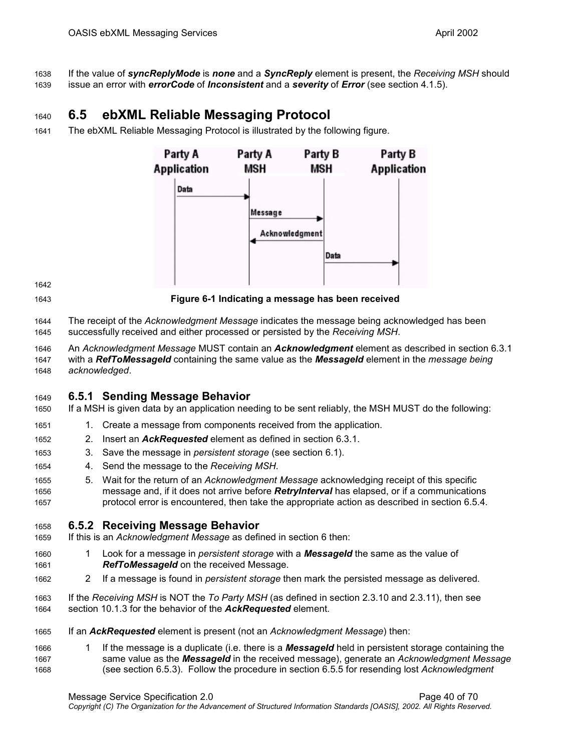If the value of ***syncReplyMode*** is ***none*** and a ***SyncReply*** element is present, the *Receiving MSH* should issue an error with ***errorCode*** of ***Inconsistent*** and a ***severity*** of ***Error*** (see section 4.1.5).

## 6.5 ebXML Reliable Messaging Protocol

The ebXML Reliable Messaging Protocol is illustrated by the following figure.

**Figure 6-1 Indicating a message has been received**

The receipt of the *Acknowledgment Message* indicates the message being acknowledged has been successfully received and either processed or persisted by the *Receiving MSH*.

An *Acknowledgment Message* MUST contain an ***Acknowledgment*** element as described in section 6.3.1 with a ***RefToMessageId*** containing the same value as the ***MessageId*** element in the *message being acknowledged*.

### 6.5.1 Sending Message Behavior

If a MSH is given data by an application needing to be sent reliably, the MSH MUST do the following:

1. Create a message from components received from the application.
2. Insert an ***AckRequested*** element as defined in section 6.3.1.
3. Save the message in *persistent storage* (see section 6.1).
4. Send the message to the *Receiving MSH*.
5. Wait for the return of an *Acknowledgment Message* acknowledging receipt of this specific message and, if it does not arrive before ***RetryInterval*** has elapsed, or if a communications protocol error is encountered, then take the appropriate action as described in section 6.5.4.

### 6.5.2 Receiving Message Behavior

If this is an *Acknowledgment Message* as defined in section 6 then:

1 Look for a message in *persistent storage* with a ***MessageId*** the same as the value of ***RefToMessageId*** on the received Message.

2 If a message is found in *persistent storage* then mark the persisted message as delivered.

If the *Receiving MSH* is NOT the *To Party MSH* (as defined in section 2.3.10 and 2.3.11), then see section 10.1.3 for the behavior of the ***AckRequested*** element.

If an ***AckRequested*** element is present (not an *Acknowledgment Message*) then:

1 If the message is a duplicate (i.e. there is a ***MessageId*** held in persistent storage containing the same value as the ***MessageId*** in the received message), generate an *Acknowledgment Message* (see section 6.5.3). Follow the procedure in section 6.5.5 for resending lost *Acknowledgment*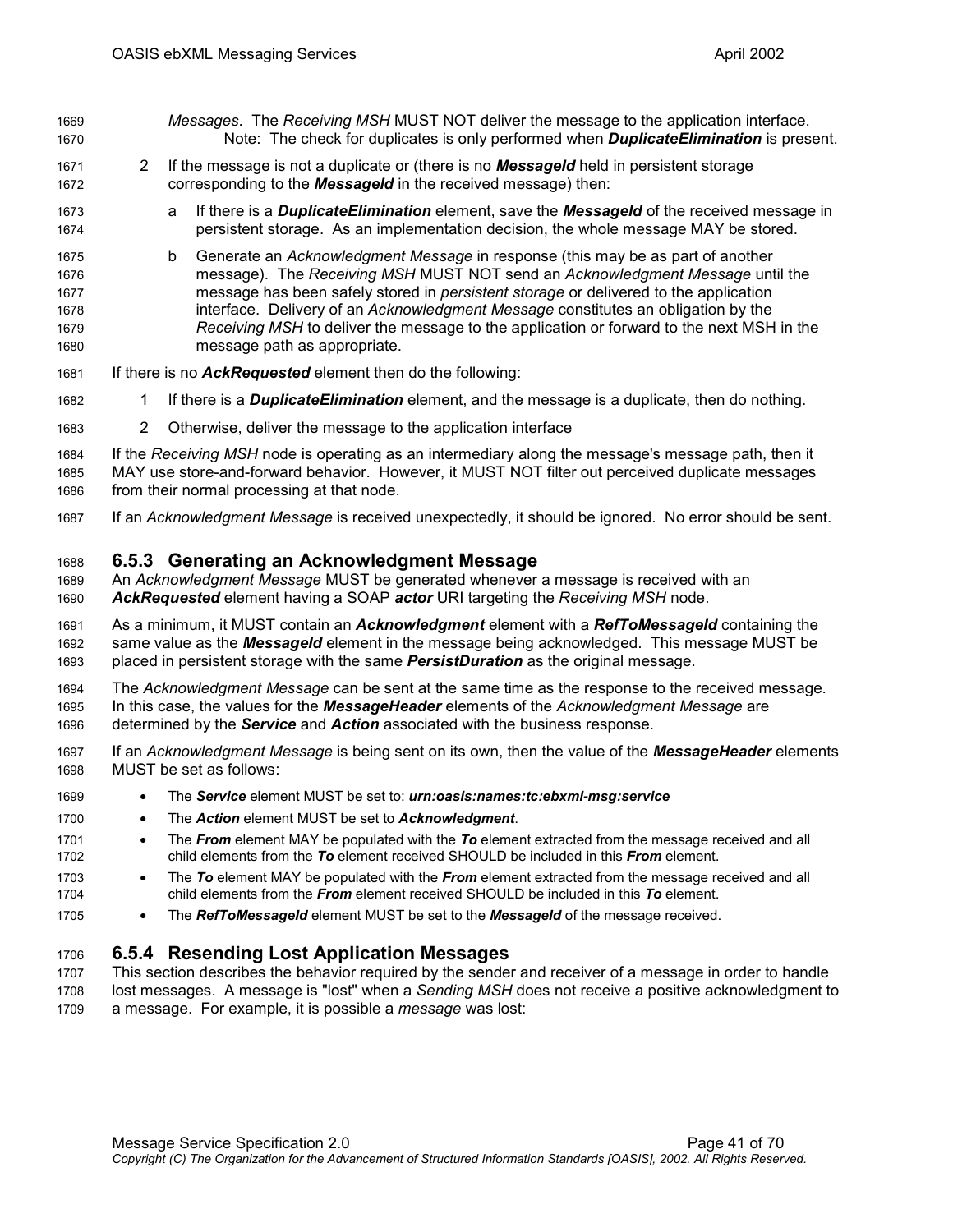*Messages*. The *Receiving MSH* MUST NOT deliver the message to the application interface. Note: The check for duplicates is only performed when ***DuplicateElimination*** is present.

2. If the message is not a duplicate or (there is no ***MessageId*** held in persistent storage corresponding to the ***MessageId*** in the received message) then:
   a. If there is a ***DuplicateElimination*** element, save the ***MessageId*** of the received message in persistent storage. As an implementation decision, the whole message MAY be stored.
   b. Generate an *Acknowledgment Message* in response (this may be as part of another message). The *Receiving MSH* MUST NOT send an *Acknowledgment Message* until the message has been safely stored in *persistent storage* or delivered to the application interface. Delivery of an *Acknowledgment Message* constitutes an obligation by the *Receiving MSH* to deliver the message to the application or forward to the next MSH in the message path as appropriate.

If there is no ***AckRequested*** element then do the following:

1. If there is a ***DuplicateElimination*** element, and the message is a duplicate, then do nothing.
2. Otherwise, deliver the message to the application interface

If the *Receiving MSH* node is operating as an intermediary along the message's message path, then it MAY use store-and-forward behavior. However, it MUST NOT filter out perceived duplicate messages from their normal processing at that node.

If an *Acknowledgment Message* is received unexpectedly, it should be ignored. No error should be sent.

### 6.5.3 Generating an Acknowledgment Message

An *Acknowledgment Message* MUST be generated whenever a message is received with an ***AckRequested*** element having a SOAP ***actor*** URI targeting the *Receiving MSH* node.

As a minimum, it MUST contain an ***Acknowledgment*** element with a ***RefToMessageId*** containing the same value as the ***MessageId*** element in the message being acknowledged. This message MUST be placed in persistent storage with the same ***PersistDuration*** as the original message.

The *Acknowledgment Message* can be sent at the same time as the response to the received message. In this case, the values for the ***MessageHeader*** elements of the *Acknowledgment Message* are determined by the ***Service*** and ***Action*** associated with the business response.

If an *Acknowledgment Message* is being sent on its own, then the value of the ***MessageHeader*** elements MUST be set as follows:

- The ***Service*** element MUST be set to: ***urn:oasis:names:tc:ebxml-msg:service***
- The ***Action*** element MUST be set to ***Acknowledgment***.
- The ***From*** element MAY be populated with the ***To*** element extracted from the message received and all child elements from the ***To*** element received SHOULD be included in this ***From*** element.
- The ***To*** element MAY be populated with the ***From*** element extracted from the message received and all child elements from the ***From*** element received SHOULD be included in this ***To*** element.
- The ***RefToMessageId*** element MUST be set to the ***MessageId*** of the message received.

### 6.5.4 Resending Lost Application Messages

This section describes the behavior required by the sender and receiver of a message in order to handle lost messages. A message is "lost" when a *Sending MSH* does not receive a positive acknowledgment to a message. For example, it is possible a *message* was lost: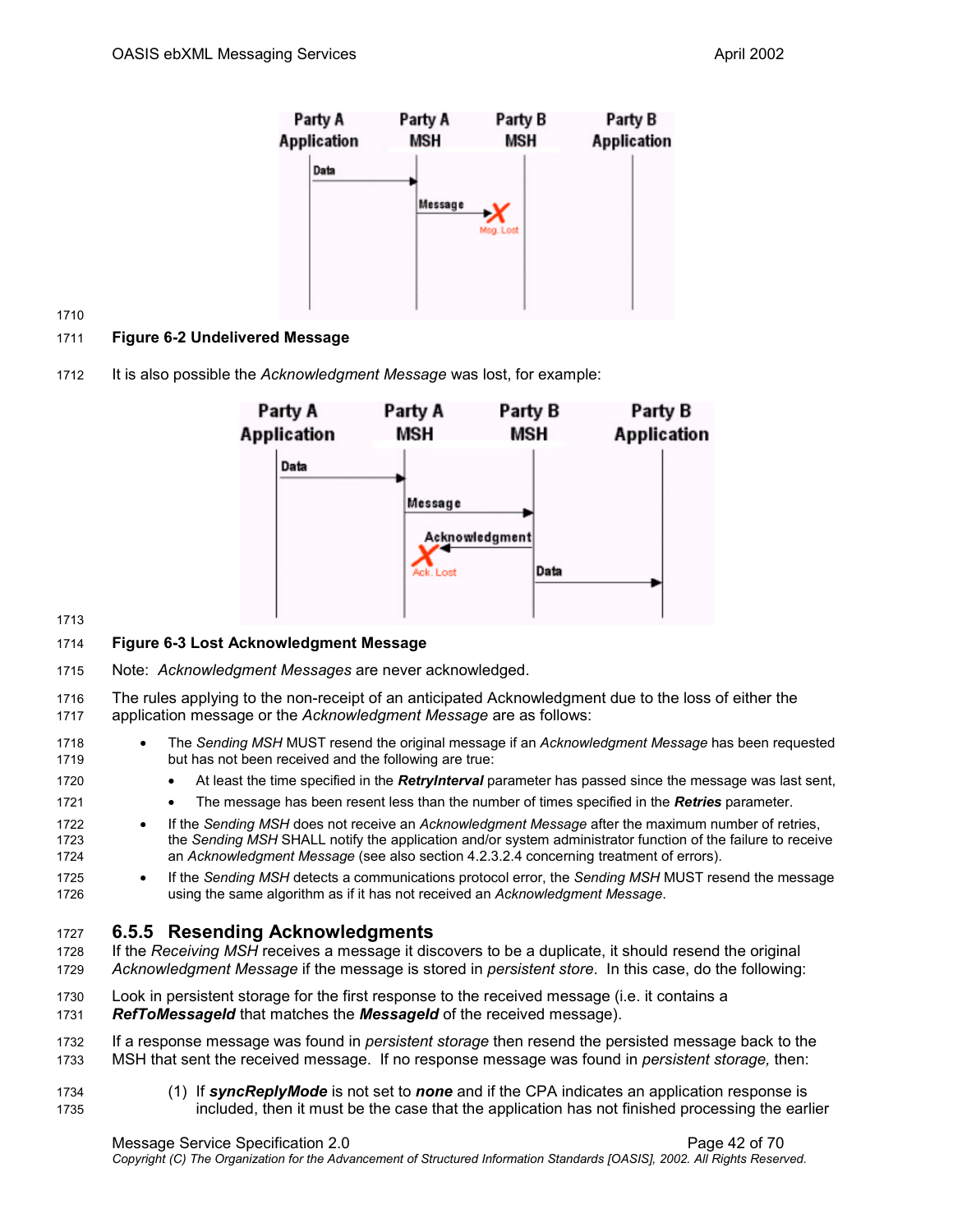**Figure 6-2 Undelivered Message**

It is also possible the *Acknowledgment Message* was lost, for example:

**Figure 6-3 Lost Acknowledgment Message**

Note: *Acknowledgment Messages* are never acknowledged.

The rules applying to the non-receipt of an anticipated Acknowledgment due to the loss of either the application message or the *Acknowledgment Message* are as follows:

- The *Sending MSH* MUST resend the original message if an *Acknowledgment Message* has been requested but has not been received and the following are true:
  - At least the time specified in the ***RetryInterval*** parameter has passed since the message was last sent,
  - The message has been resent less than the number of times specified in the ***Retries*** parameter.
- If the *Sending MSH* does not receive an *Acknowledgment Message* after the maximum number of retries, the *Sending MSH* SHALL notify the application and/or system administrator function of the failure to receive an *Acknowledgment Message* (see also section 4.2.3.2.4 concerning treatment of errors).
- If the *Sending MSH* detects a communications protocol error, the *Sending MSH* MUST resend the message using the same algorithm as if it has not received an *Acknowledgment Message*.

### 6.5.5 Resending Acknowledgments

If the *Receiving MSH* receives a message it discovers to be a duplicate, it should resend the original *Acknowledgment Message* if the message is stored in *persistent store*. In this case, do the following:

Look in persistent storage for the first response to the received message (i.e. it contains a ***RefToMessageId*** that matches the ***MessageId*** of the received message).

If a response message was found in *persistent storage* then resend the persisted message back to the MSH that sent the received message. If no response message was found in *persistent storage,* then:

(1) If ***syncReplyMode*** is not set to ***none*** and if the CPA indicates an application response is included, then it must be the case that the application has not finished processing the earlier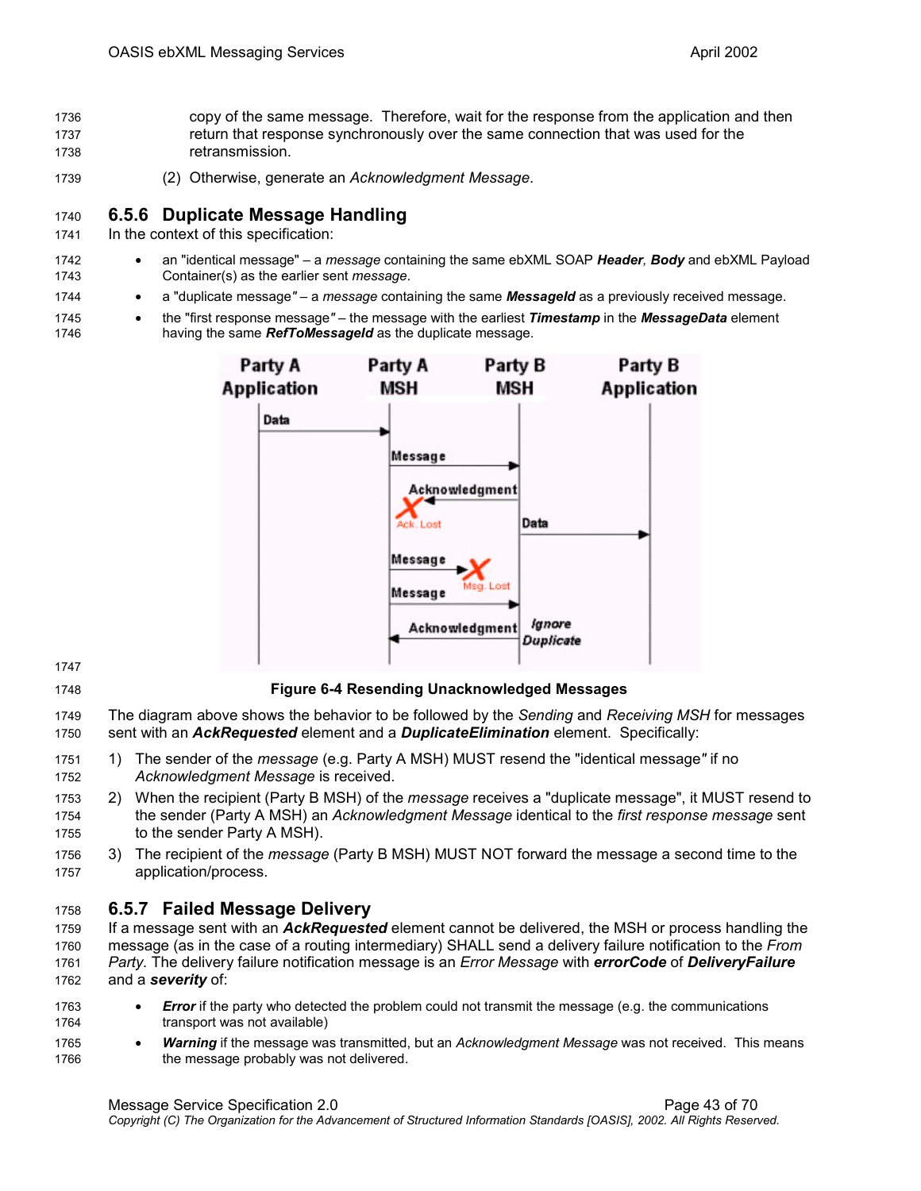copy of the same message. Therefore, wait for the response from the application and then return that response synchronously over the same connection that was used for the retransmission.

(2) Otherwise, generate an *Acknowledgment Message*.

### 6.5.6 Duplicate Message Handling

In the context of this specification:

- an "identical message" – a *message* containing the same ebXML SOAP ***Header***, ***Body*** and ebXML Payload Container(s) as the earlier sent *message*.
- a "duplicate message" – a *message* containing the same ***MessageId*** as a previously received message.
- the "first response message" – the message with the earliest ***Timestamp*** in the ***MessageData*** element having the same ***RefToMessageId*** as the duplicate message.

**Figure 6-4 Resending Unacknowledged Messages**

The diagram above shows the behavior to be followed by the *Sending* and *Receiving MSH* for messages sent with an ***AckRequested*** element and a ***DuplicateElimination*** element. Specifically:

1) The sender of the *message* (e.g. Party A MSH) MUST resend the "identical message" if no *Acknowledgment Message* is received.
2) When the recipient (Party B MSH) of the *message* receives a "duplicate message", it MUST resend to the sender (Party A MSH) an *Acknowledgment Message* identical to the *first response message* sent to the sender Party A MSH).
3) The recipient of the *message* (Party B MSH) MUST NOT forward the message a second time to the application/process.

### 6.5.7 Failed Message Delivery

If a message sent with an ***AckRequested*** element cannot be delivered, the MSH or process handling the message (as in the case of a routing intermediary) SHALL send a delivery failure notification to the *From Party*. The delivery failure notification message is an *Error Message* with **errorCode** of ***DeliveryFailure*** and a ***severity*** of:

- ***Error*** if the party who detected the problem could not transmit the message (e.g. the communications transport was not available)
- ***Warning*** if the message was transmitted, but an *Acknowledgment Message* was not received. This means the message probably was not delivered.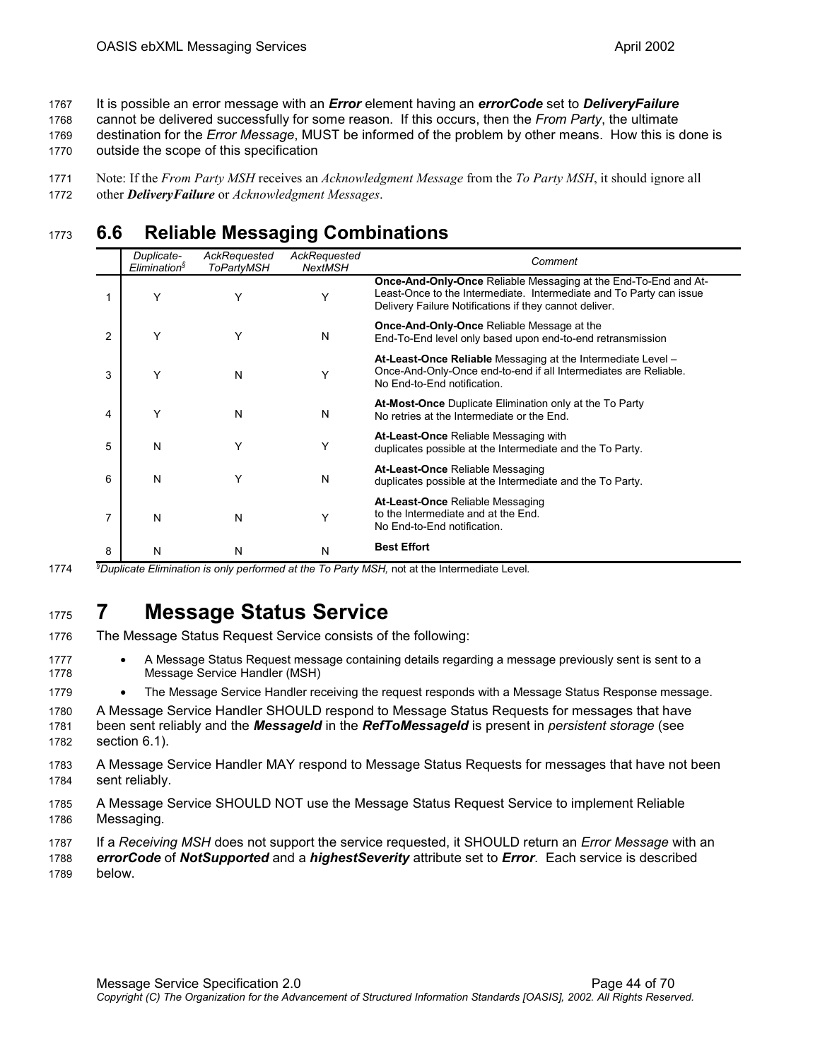It is possible an error message with an ***Error*** element having an ***errorCode*** set to ***DeliveryFailure*** cannot be delivered successfully for some reason. If this occurs, then the *From Party*, the ultimate destination for the *Error Message*, MUST be informed of the problem by other means. How this is done is outside the scope of this specification

Note: If the *From Party MSH* receives an *Acknowledgment Message* from the *To Party MSH*, it should ignore all other ***DeliveryFailure*** or *Acknowledgment Messages*.

## 6.6 Reliable Messaging Combinations

| | *Duplicate-Elimination*[§] | *AckRequested ToPartyMSH* | *AckRequested NextMSH* | *Comment* |
|---|---|---|---|---|
| 1 | Y | Y | Y | **Once-And-Only-Once** Reliable Messaging at the End-To-End and At-Least-Once to the Intermediate. Intermediate and To Party can issue Delivery Failure Notifications if they cannot deliver. |
| 2 | Y | Y | N | **Once-And-Only-Once** Reliable Message at the End-To-End level only based upon end-to-end retransmission |
| 3 | Y | N | Y | **At-Least-Once Reliable** Messaging at the Intermediate Level – Once-And-Only-Once end-to-end if all Intermediates are Reliable. No End-to-End notification. |
| 4 | Y | N | N | **At-Most-Once** Duplicate Elimination only at the To Party No retries at the Intermediate or the End. |
| 5 | N | Y | Y | **At-Least-Once** Reliable Messaging with duplicates possible at the Intermediate and the To Party. |
| 6 | N | Y | N | **At-Least-Once** Reliable Messaging duplicates possible at the Intermediate and the To Party. |
| 7 | N | N | Y | **At-Least-Once** Reliable Messaging to the Intermediate and at the End. No End-to-End notification. |
| 8 | N | N | N | **Best Effort** |

[§]*Duplicate Elimination is only performed at the To Party MSH,* not at the Intermediate Level.

# 7 Message Status Service

The Message Status Request Service consists of the following:

- A Message Status Request message containing details regarding a message previously sent is sent to a Message Service Handler (MSH)
- The Message Service Handler receiving the request responds with a Message Status Response message.

A Message Service Handler SHOULD respond to Message Status Requests for messages that have been sent reliably and the ***MessageId*** in the ***RefToMessageId*** is present in *persistent storage* (see section 6.1).

A Message Service Handler MAY respond to Message Status Requests for messages that have not been sent reliably.

A Message Service SHOULD NOT use the Message Status Request Service to implement Reliable Messaging.

If a *Receiving MSH* does not support the service requested, it SHOULD return an *Error Message* with an ***errorCode*** of ***NotSupported*** and a ***highestSeverity*** attribute set to ***Error***. Each service is described below.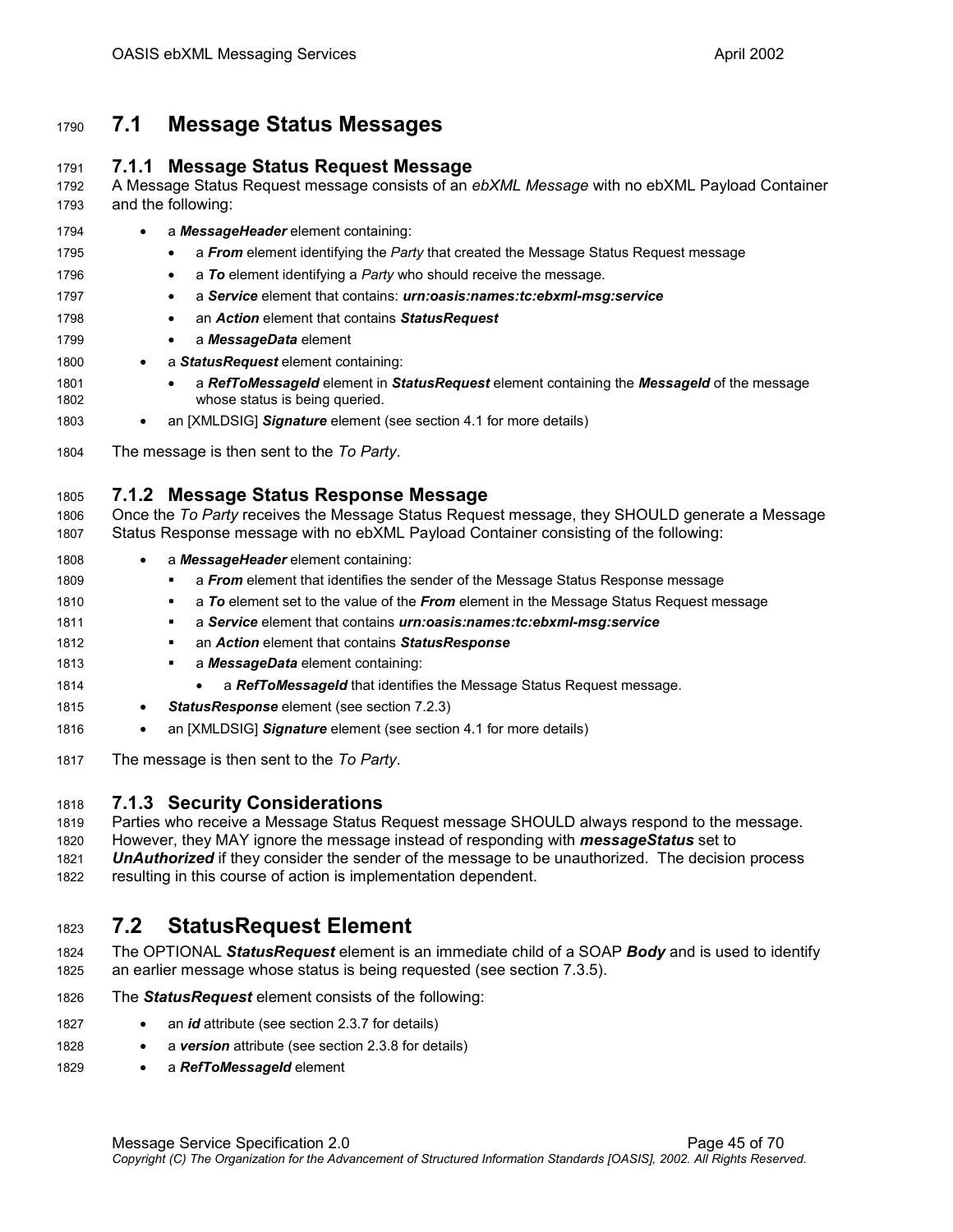## 7.1 Message Status Messages

### 7.1.1 Message Status Request Message

A Message Status Request message consists of an *ebXML Message* with no ebXML Payload Container and the following:

- a ***MessageHeader*** element containing:
  - a ***From*** element identifying the *Party* that created the Message Status Request message
  - a ***To*** element identifying a *Party* who should receive the message.
  - a ***Service*** element that contains: ***urn:oasis:names:tc:ebxml-msg:service***
  - an ***Action*** element that contains ***StatusRequest***
  - a ***MessageData*** element
- a ***StatusRequest*** element containing:
  - a ***RefToMessageId*** element in ***StatusRequest*** element containing the ***MessageId*** of the message whose status is being queried.
- an [XMLDSIG] ***Signature*** element (see section 4.1 for more details)

The message is then sent to the *To Party*.

### 7.1.2 Message Status Response Message

Once the *To Party* receives the Message Status Request message, they SHOULD generate a Message Status Response message with no ebXML Payload Container consisting of the following:

- a ***MessageHeader*** element containing:
  - a ***From*** element that identifies the sender of the Message Status Response message
  - a ***To*** element set to the value of the ***From*** element in the Message Status Request message
  - a ***Service*** element that contains ***urn:oasis:names:tc:ebxml-msg:service***
  - an ***Action*** element that contains ***StatusResponse***
  - a ***MessageData*** element containing:
    - a ***RefToMessageId*** that identifies the Message Status Request message.
- ***StatusResponse*** element (see section 7.2.3)
- an [XMLDSIG] ***Signature*** element (see section 4.1 for more details)

The message is then sent to the *To Party*.

### 7.1.3 Security Considerations

Parties who receive a Message Status Request message SHOULD always respond to the message. However, they MAY ignore the message instead of responding with ***messageStatus*** set to ***UnAuthorized*** if they consider the sender of the message to be unauthorized. The decision process resulting in this course of action is implementation dependent.

## 7.2 StatusRequest Element

The OPTIONAL ***StatusRequest*** element is an immediate child of a SOAP ***Body*** and is used to identify an earlier message whose status is being requested (see section 7.3.5).

The ***StatusRequest*** element consists of the following:

- an ***id*** attribute (see section 2.3.7 for details)
- a ***version*** attribute (see section 2.3.8 for details)
- a ***RefToMessageId*** element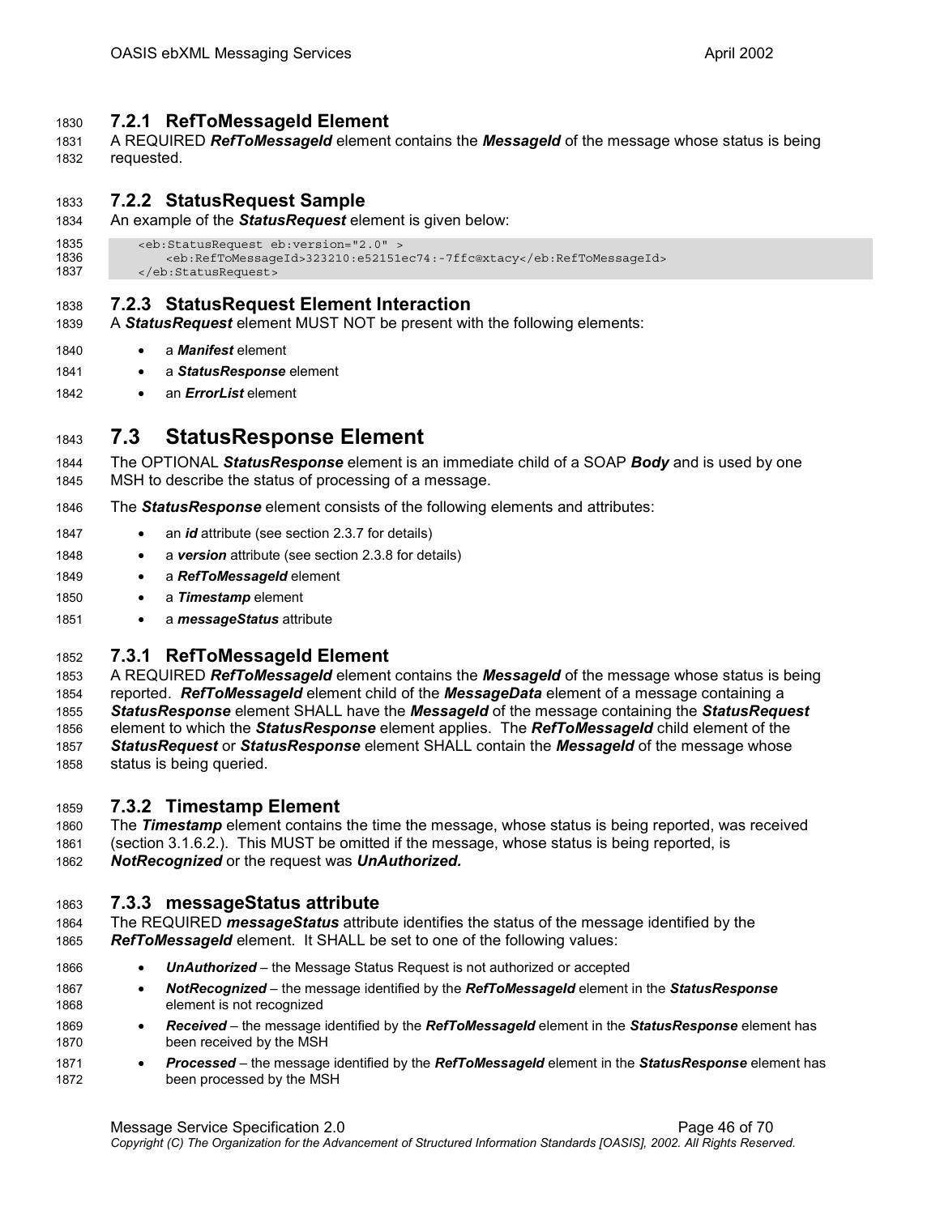### 7.2.1 RefToMessageId Element

A REQUIRED ***RefToMessageId*** element contains the ***MessageId*** of the message whose status is being requested.

### 7.2.2 StatusRequest Sample

An example of the ***StatusRequest*** element is given below:

```
<eb:StatusRequest eb:version="2.0" >
    <eb:RefToMessageId>323210:e52151ec74:-7ffc@xtacy</eb:RefToMessageId>
</eb:StatusRequest>
```

### 7.2.3 StatusRequest Element Interaction

A ***StatusRequest*** element MUST NOT be present with the following elements:

- a ***Manifest*** element
- a ***StatusResponse*** element
- an ***ErrorList*** element

## 7.3 StatusResponse Element

The OPTIONAL ***StatusResponse*** element is an immediate child of a SOAP ***Body*** and is used by one MSH to describe the status of processing of a message.

The ***StatusResponse*** element consists of the following elements and attributes:

- an ***id*** attribute (see section 2.3.7 for details)
- a ***version*** attribute (see section 2.3.8 for details)
- a ***RefToMessageId*** element
- a ***Timestamp*** element
- a ***messageStatus*** attribute

### 7.3.1 RefToMessageId Element

A REQUIRED ***RefToMessageId*** element contains the ***MessageId*** of the message whose status is being reported. ***RefToMessageId*** element child of the ***MessageData*** element of a message containing a ***StatusResponse*** element SHALL have the ***MessageId*** of the message containing the ***StatusRequest*** element to which the ***StatusResponse*** element applies. The ***RefToMessageId*** child element of the ***StatusRequest*** or ***StatusResponse*** element SHALL contain the ***MessageId*** of the message whose status is being queried.

### 7.3.2 Timestamp Element

The ***Timestamp*** element contains the time the message, whose status is being reported, was received (section 3.1.6.2.). This MUST be omitted if the message, whose status is being reported, is ***NotRecognized*** or the request was ***UnAuthorized.***

### 7.3.3 messageStatus attribute

The REQUIRED ***messageStatus*** attribute identifies the status of the message identified by the ***RefToMessageId*** element. It SHALL be set to one of the following values:

- ***UnAuthorized*** – the Message Status Request is not authorized or accepted
- ***NotRecognized*** – the message identified by the ***RefToMessageId*** element in the ***StatusResponse*** element is not recognized
- ***Received*** – the message identified by the ***RefToMessageId*** element in the ***StatusResponse*** element has been received by the MSH
- ***Processed*** – the message identified by the ***RefToMessageId*** element in the ***StatusResponse*** element has been processed by the MSH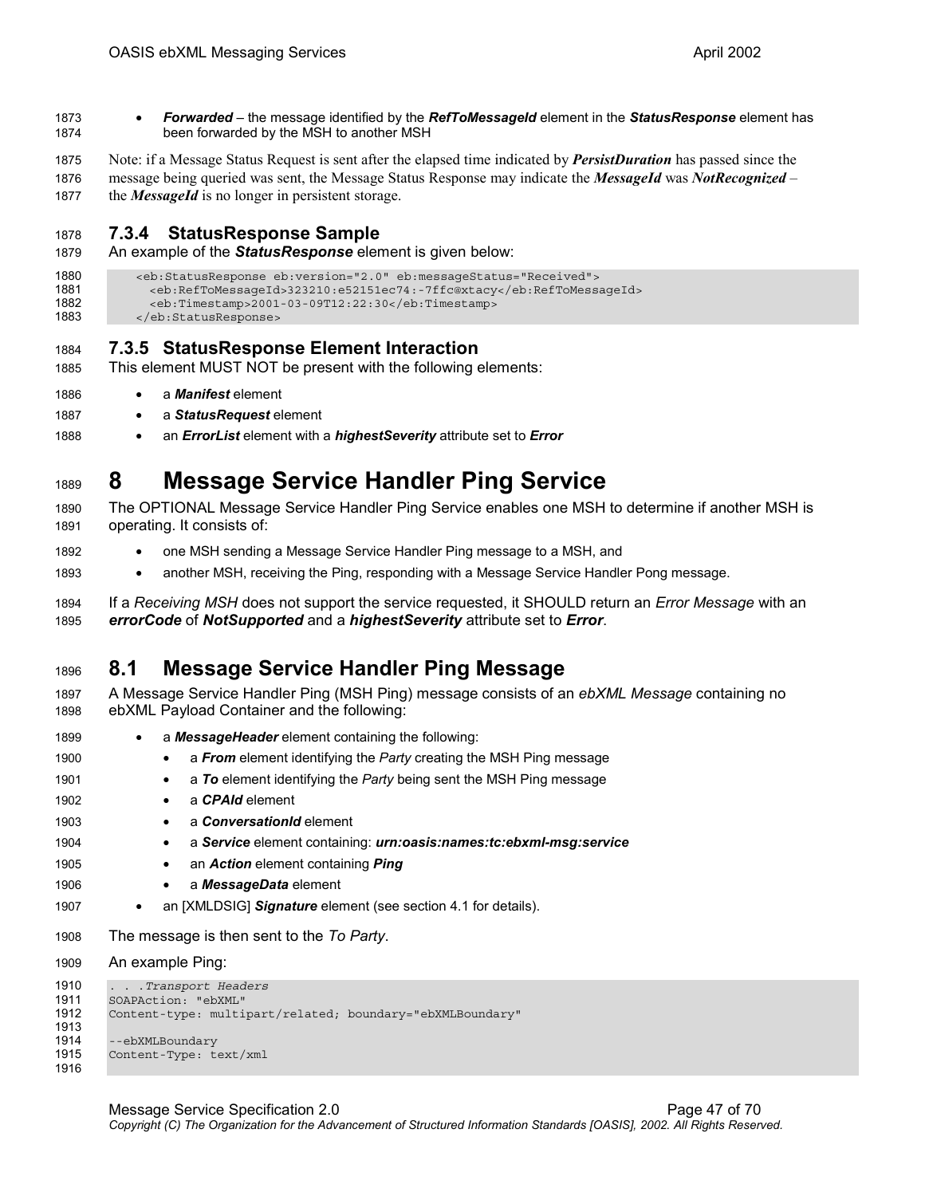- ***Forwarded*** – the message identified by the ***RefToMessageId*** element in the ***StatusResponse*** element has been forwarded by the MSH to another MSH

Note: if a Message Status Request is sent after the elapsed time indicated by ***PersistDuration*** has passed since the message being queried was sent, the Message Status Response may indicate the ***MessageId*** was ***NotRecognized*** – the ***MessageId*** is no longer in persistent storage.

### 7.3.4 StatusResponse Sample

An example of the ***StatusResponse*** element is given below:

```
<eb:StatusResponse eb:version="2.0" eb:messageStatus="Received">
  <eb:RefToMessageId>323210:e52151ec74:-7ffc@xtacy</eb:RefToMessageId>
  <eb:Timestamp>2001-03-09T12:22:30</eb:Timestamp>
</eb:StatusResponse>
```

### 7.3.5 StatusResponse Element Interaction

This element MUST NOT be present with the following elements:

- a ***Manifest*** element
- a ***StatusRequest*** element
- an ***ErrorList*** element with a ***highestSeverity*** attribute set to ***Error***

# 8 Message Service Handler Ping Service

The OPTIONAL Message Service Handler Ping Service enables one MSH to determine if another MSH is operating. It consists of:

- one MSH sending a Message Service Handler Ping message to a MSH, and
- another MSH, receiving the Ping, responding with a Message Service Handler Pong message.

If a *Receiving MSH* does not support the service requested, it SHOULD return an *Error Message* with an ***errorCode*** of ***NotSupported*** and a ***highestSeverity*** attribute set to ***Error***.

## 8.1 Message Service Handler Ping Message

A Message Service Handler Ping (MSH Ping) message consists of an *ebXML Message* containing no ebXML Payload Container and the following:

- a ***MessageHeader*** element containing the following:
  - a ***From*** element identifying the *Party* creating the MSH Ping message
  - a ***To*** element identifying the *Party* being sent the MSH Ping message
  - a ***CPAId*** element
  - a ***ConversationId*** element
  - a ***Service*** element containing: ***urn:oasis:names:tc:ebxml-msg:service***
  - an ***Action*** element containing ***Ping***
  - a ***MessageData*** element
- an [XMLDSIG] ***Signature*** element (see section 4.1 for details).

The message is then sent to the *To Party*.

An example Ping:

```
. . .Transport Headers
SOAPAction: "ebXML"
Content-type: multipart/related; boundary="ebXMLBoundary"

--ebXMLBoundary
Content-Type: text/xml

```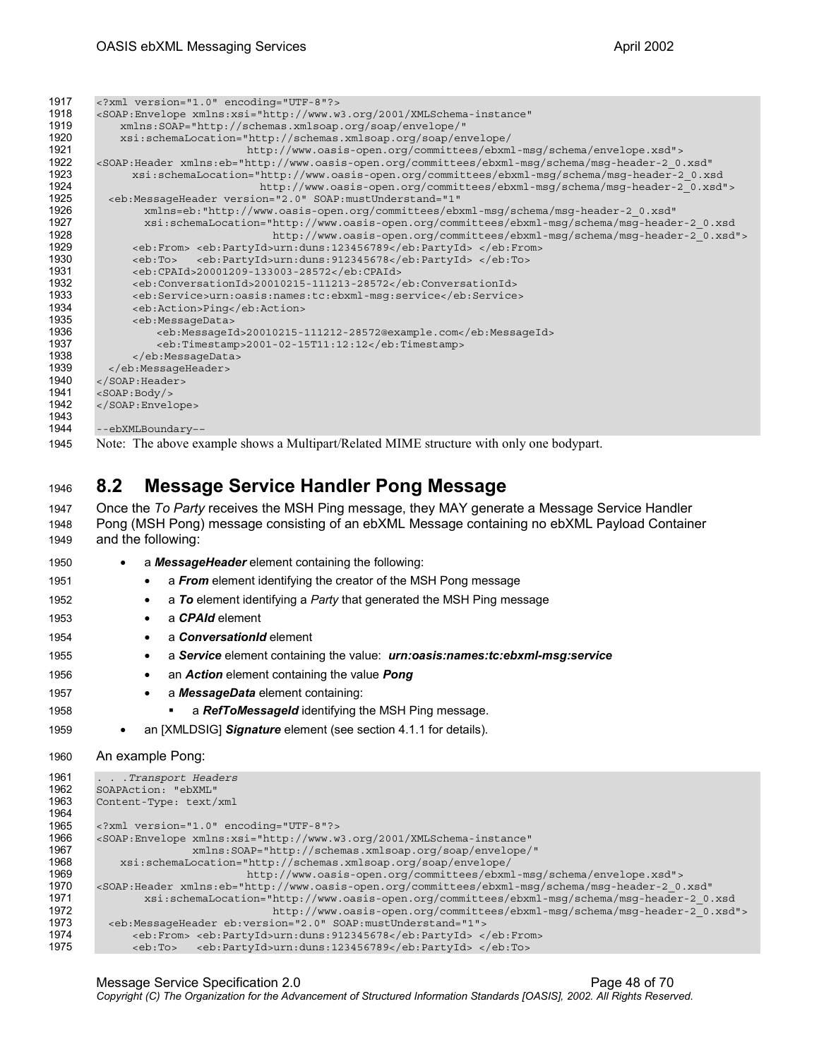```
<?xml version="1.0" encoding="UTF-8"?>
<SOAP:Envelope xmlns:xsi="http://www.w3.org/2001/XMLSchema-instance"
    xmlns:SOAP="http://schemas.xmlsoap.org/soap/envelope/"
    xsi:schemaLocation="http://schemas.xmlsoap.org/soap/envelope/
                        http://www.oasis-open.org/committees/ebxml-msg/schema/envelope.xsd">
<SOAP:Header xmlns:eb="http://www.oasis-open.org/committees/ebxml-msg/schema/msg-header-2_0.xsd"
      xsi:schemaLocation="http://www.oasis-open.org/committees/ebxml-msg/schema/msg-header-2_0.xsd
                          http://www.oasis-open.org/committees/ebxml-msg/schema/msg-header-2_0.xsd">
  <eb:MessageHeader version="2.0" SOAP:mustUnderstand="1"
        xmlns=eb:"http://www.oasis-open.org/committees/ebxml-msg/schema/msg-header-2_0.xsd"
        xsi:schemaLocation="http://www.oasis-open.org/committees/ebxml-msg/schema/msg-header-2_0.xsd
                            http://www.oasis-open.org/committees/ebxml-msg/schema/msg-header-2_0.xsd">
      <eb:From> <eb:PartyId>urn:duns:123456789</eb:PartyId> </eb:From>
      <eb:To>   <eb:PartyId>urn:duns:912345678</eb:PartyId> </eb:To>
      <eb:CPAId>20001209-133003-28572</eb:CPAId>
      <eb:ConversationId>20010215-111213-28572</eb:ConversationId>
      <eb:Service>urn:oasis:names:tc:ebxml-msg:service</eb:Service>
      <eb:Action>Ping</eb:Action>
      <eb:MessageData>
          <eb:MessageId>20010215-111212-28572@example.com</eb:MessageId>
          <eb:Timestamp>2001-02-15T11:12:12</eb:Timestamp>
      </eb:MessageData>
  </eb:MessageHeader>
</SOAP:Header>
<SOAP:Body/>
</SOAP:Envelope>

--ebXMLBoundary--
```

Note: The above example shows a Multipart/Related MIME structure with only one bodypart.

## 8.2 Message Service Handler Pong Message

Once the *To Party* receives the MSH Ping message, they MAY generate a Message Service Handler Pong (MSH Pong) message consisting of an ebXML Message containing no ebXML Payload Container and the following:

- a ***MessageHeader*** element containing the following:
  - a ***From*** element identifying the creator of the MSH Pong message
  - a ***To*** element identifying a *Party* that generated the MSH Ping message
  - a ***CPAId*** element
  - a ***ConversationId*** element
  - a ***Service*** element containing the value: ***urn:oasis:names:tc:ebxml-msg:service***
  - an ***Action*** element containing the value ***Pong***
  - a ***MessageData*** element containing:
    - a ***RefToMessageId*** identifying the MSH Ping message.
- an [XMLDSIG] ***Signature*** element (see section 4.1.1 for details).

An example Pong:

```
. . .Transport Headers
SOAPAction: "ebXML"
Content-Type: text/xml

<?xml version="1.0" encoding="UTF-8"?>
<SOAP:Envelope xmlns:xsi="http://www.w3.org/2001/XMLSchema-instance"
               xmlns:SOAP="http://schemas.xmlsoap.org/soap/envelope/"
    xsi:schemaLocation="http://schemas.xmlsoap.org/soap/envelope/
                        http://www.oasis-open.org/committees/ebxml-msg/schema/envelope.xsd">
<SOAP:Header xmlns:eb="http://www.oasis-open.org/committees/ebxml-msg/schema/msg-header-2_0.xsd"
        xsi:schemaLocation="http://www.oasis-open.org/committees/ebxml-msg/schema/msg-header-2_0.xsd
                            http://www.oasis-open.org/committees/ebxml-msg/schema/msg-header-2_0.xsd">
  <eb:MessageHeader eb:version="2.0" SOAP:mustUnderstand="1">
      <eb:From> <eb:PartyId>urn:duns:912345678</eb:PartyId> </eb:From>
      <eb:To>   <eb:PartyId>urn:duns:123456789</eb:PartyId> </eb:To>
```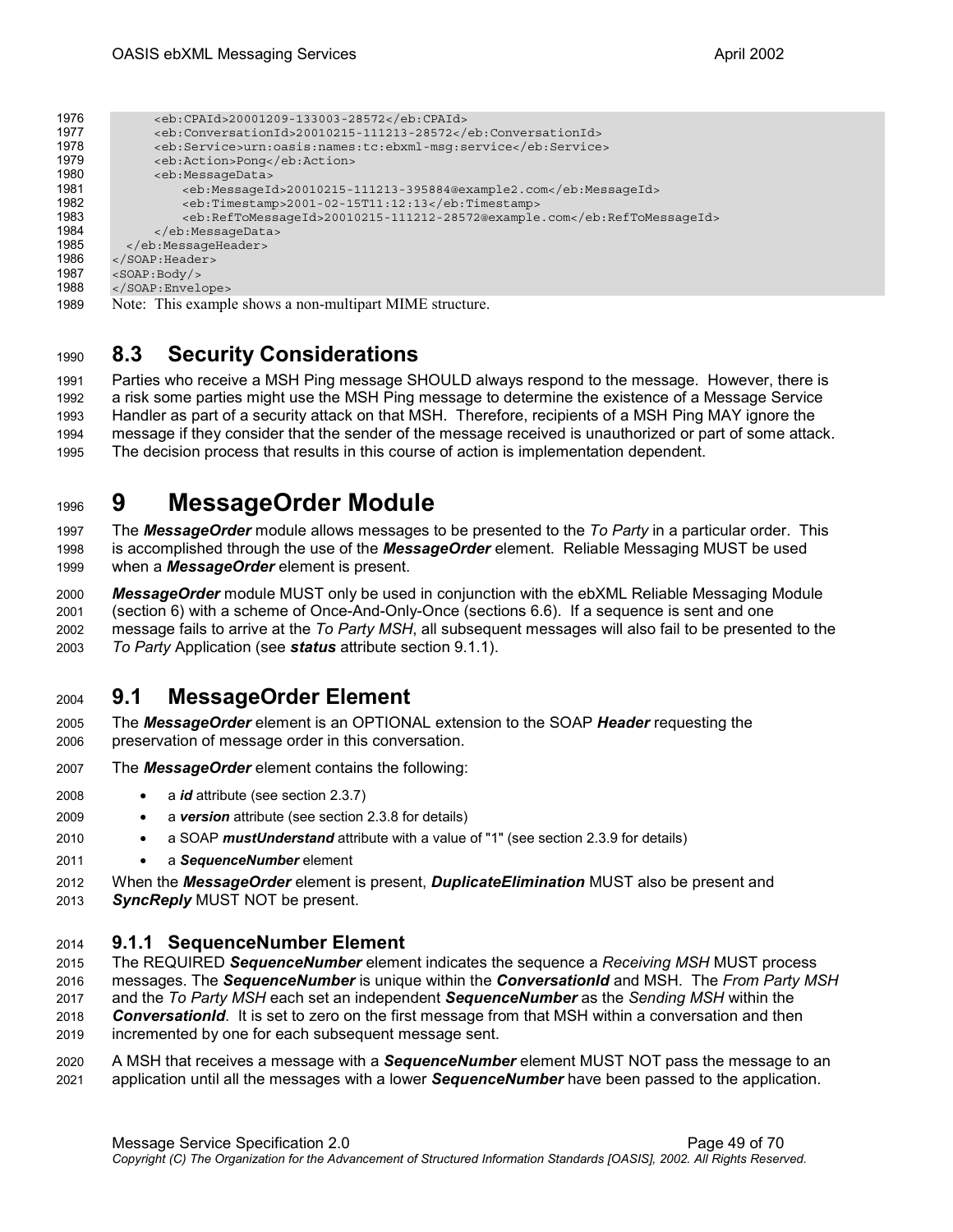```
        <eb:CPAId>20001209-133003-28572</eb:CPAId>
        <eb:ConversationId>20010215-111213-28572</eb:ConversationId>
        <eb:Service>urn:oasis:names:tc:ebxml-msg:service</eb:Service>
        <eb:Action>Pong</eb:Action>
        <eb:MessageData>
            <eb:MessageId>20010215-111213-395884@example2.com</eb:MessageId>
            <eb:Timestamp>2001-02-15T11:12:13</eb:Timestamp>
            <eb:RefToMessageId>20010215-111212-28572@example.com</eb:RefToMessageId>
        </eb:MessageData>
    </eb:MessageHeader>
</SOAP:Header>
<SOAP:Body/>
</SOAP:Envelope>
```

Note: This example shows a non-multipart MIME structure.

## 8.3 Security Considerations

Parties who receive a MSH Ping message SHOULD always respond to the message. However, there is a risk some parties might use the MSH Ping message to determine the existence of a Message Service Handler as part of a security attack on that MSH. Therefore, recipients of a MSH Ping MAY ignore the message if they consider that the sender of the message received is unauthorized or part of some attack. The decision process that results in this course of action is implementation dependent.

# 9 MessageOrder Module

The ***MessageOrder*** module allows messages to be presented to the *To Party* in a particular order. This is accomplished through the use of the ***MessageOrder*** element. Reliable Messaging MUST be used when a ***MessageOrder*** element is present.

***MessageOrder*** module MUST only be used in conjunction with the ebXML Reliable Messaging Module (section 6) with a scheme of Once-And-Only-Once (sections 6.6). If a sequence is sent and one message fails to arrive at the *To Party MSH*, all subsequent messages will also fail to be presented to the *To Party* Application (see ***status*** attribute section 9.1.1).

## 9.1 MessageOrder Element

The ***MessageOrder*** element is an OPTIONAL extension to the SOAP ***Header*** requesting the preservation of message order in this conversation.

The ***MessageOrder*** element contains the following:

- a ***id*** attribute (see section 2.3.7)
- a ***version*** attribute (see section 2.3.8 for details)
- a SOAP ***mustUnderstand*** attribute with a value of "1" (see section 2.3.9 for details)
- a ***SequenceNumber*** element

When the ***MessageOrder*** element is present, ***DuplicateElimination*** MUST also be present and ***SyncReply*** MUST NOT be present.

### 9.1.1 SequenceNumber Element

The REQUIRED ***SequenceNumber*** element indicates the sequence a *Receiving MSH* MUST process messages. The ***SequenceNumber*** is unique within the ***ConversationId*** and MSH. The *From Party MSH* and the *To Party MSH* each set an independent ***SequenceNumber*** as the *Sending MSH* within the ***ConversationId***. It is set to zero on the first message from that MSH within a conversation and then incremented by one for each subsequent message sent.

A MSH that receives a message with a ***SequenceNumber*** element MUST NOT pass the message to an application until all the messages with a lower ***SequenceNumber*** have been passed to the application.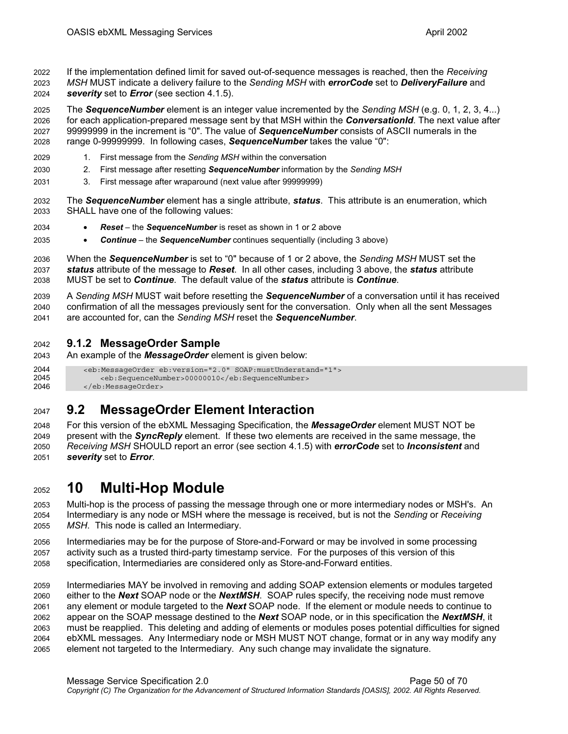If the implementation defined limit for saved out-of-sequence messages is reached, then the *Receiving MSH* MUST indicate a delivery failure to the *Sending MSH* with ***errorCode*** set to ***DeliveryFailure*** and ***severity*** set to ***Error*** (see section 4.1.5).

The ***SequenceNumber*** element is an integer value incremented by the *Sending MSH* (e.g. 0, 1, 2, 3, 4...) for each application-prepared message sent by that MSH within the ***ConversationId***. The next value after 99999999 in the increment is "0". The value of ***SequenceNumber*** consists of ASCII numerals in the range 0-99999999. In following cases, ***SequenceNumber*** takes the value "0":

1. First message from the *Sending MSH* within the conversation
2. First message after resetting ***SequenceNumber*** information by the *Sending MSH*
3. First message after wraparound (next value after 99999999)

The ***SequenceNumber*** element has a single attribute, ***status***. This attribute is an enumeration, which SHALL have one of the following values:

- ***Reset*** – the ***SequenceNumber*** is reset as shown in 1 or 2 above
- ***Continue*** – the ***SequenceNumber*** continues sequentially (including 3 above)

When the ***SequenceNumber*** is set to "0" because of 1 or 2 above, the *Sending MSH* MUST set the ***status*** attribute of the message to ***Reset***. In all other cases, including 3 above, the ***status*** attribute MUST be set to ***Continue***. The default value of the ***status*** attribute is ***Continue***.

A *Sending MSH* MUST wait before resetting the ***SequenceNumber*** of a conversation until it has received confirmation of all the messages previously sent for the conversation. Only when all the sent Messages are accounted for, can the *Sending MSH* reset the ***SequenceNumber***.

### 9.1.2 MessageOrder Sample

An example of the ***MessageOrder*** element is given below:

```
<eb:MessageOrder eb:version="2.0" SOAP:mustUnderstand="1">
    <eb:SequenceNumber>00000010</eb:SequenceNumber>
</eb:MessageOrder>
```

## 9.2 MessageOrder Element Interaction

For this version of the ebXML Messaging Specification, the ***MessageOrder*** element MUST NOT be present with the ***SyncReply*** element. If these two elements are received in the same message, the *Receiving MSH* SHOULD report an error (see section 4.1.5) with ***errorCode*** set to ***Inconsistent*** and ***severity*** set to ***Error***.

# 10 Multi-Hop Module

Multi-hop is the process of passing the message through one or more intermediary nodes or MSH's. An Intermediary is any node or MSH where the message is received, but is not the *Sending* or *Receiving MSH*. This node is called an Intermediary.

Intermediaries may be for the purpose of Store-and-Forward or may be involved in some processing activity such as a trusted third-party timestamp service. For the purposes of this version of this specification, Intermediaries are considered only as Store-and-Forward entities.

Intermediaries MAY be involved in removing and adding SOAP extension elements or modules targeted either to the ***Next*** SOAP node or the ***NextMSH***. SOAP rules specify, the receiving node must remove any element or module targeted to the ***Next*** SOAP node. If the element or module needs to continue to appear on the SOAP message destined to the ***Next*** SOAP node, or in this specification the ***NextMSH***, it must be reapplied. This deleting and adding of elements or modules poses potential difficulties for signed ebXML messages. Any Intermediary node or MSH MUST NOT change, format or in any way modify any element not targeted to the Intermediary. Any such change may invalidate the signature.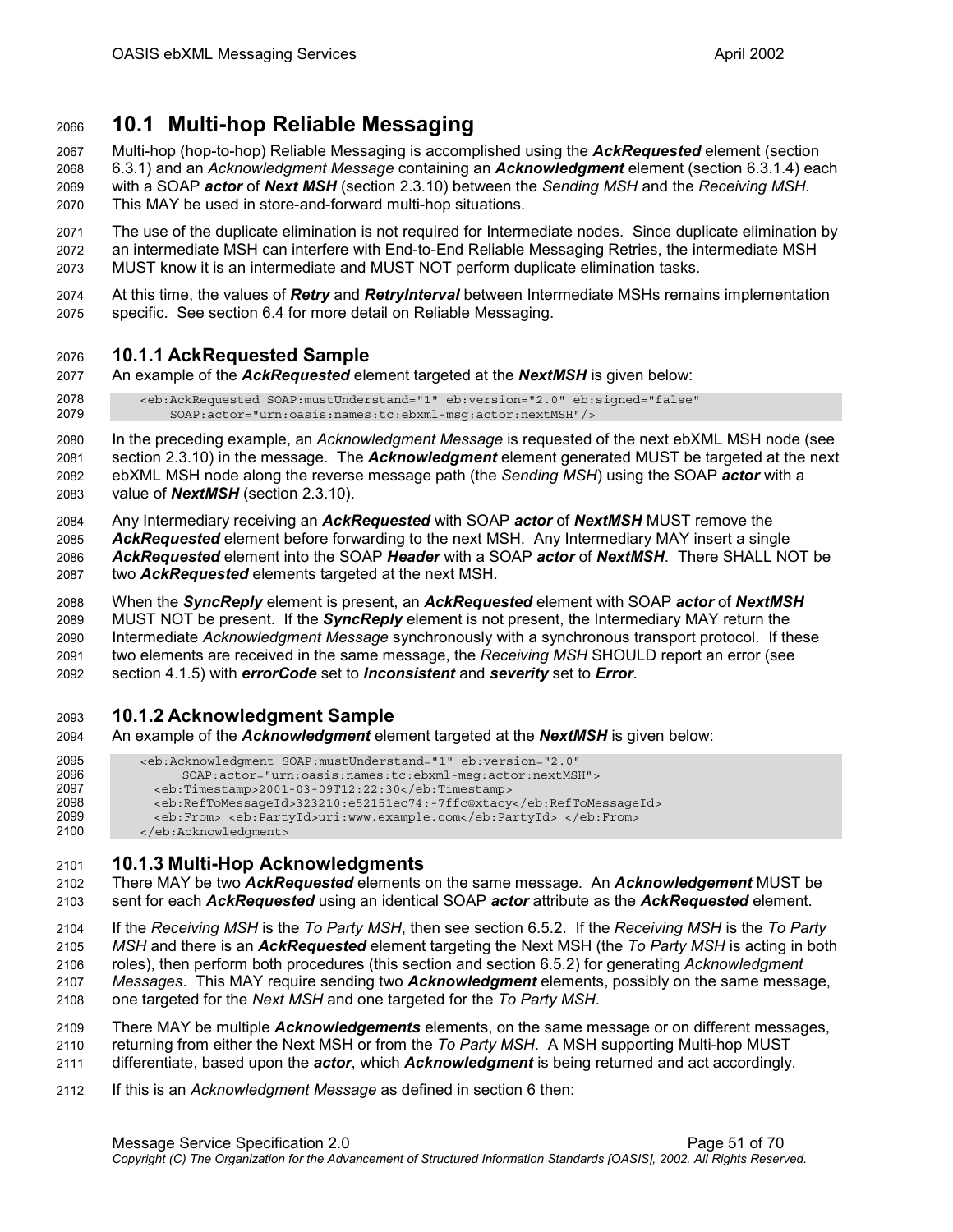## 10.1 Multi-hop Reliable Messaging

Multi-hop (hop-to-hop) Reliable Messaging is accomplished using the ***AckRequested*** element (section 6.3.1) and an *Acknowledgment Message* containing an ***Acknowledgment*** element (section 6.3.1.4) each with a SOAP ***actor*** of ***Next MSH*** (section 2.3.10) between the *Sending MSH* and the *Receiving MSH*. This MAY be used in store-and-forward multi-hop situations.

The use of the duplicate elimination is not required for Intermediate nodes. Since duplicate elimination by an intermediate MSH can interfere with End-to-End Reliable Messaging Retries, the intermediate MSH MUST know it is an intermediate and MUST NOT perform duplicate elimination tasks.

At this time, the values of ***Retry*** and ***RetryInterval*** between Intermediate MSHs remains implementation specific. See section 6.4 for more detail on Reliable Messaging.

### 10.1.1 AckRequested Sample

An example of the ***AckRequested*** element targeted at the ***NextMSH*** is given below:

```
<eb:AckRequested SOAP:mustUnderstand="1" eb:version="2.0" eb:signed="false"
    SOAP:actor="urn:oasis:names:tc:ebxml-msg:actor:nextMSH"/>
```

In the preceding example, an *Acknowledgment Message* is requested of the next ebXML MSH node (see section 2.3.10) in the message. The ***Acknowledgment*** element generated MUST be targeted at the next ebXML MSH node along the reverse message path (the *Sending MSH*) using the SOAP ***actor*** with a value of ***NextMSH*** (section 2.3.10).

Any Intermediary receiving an ***AckRequested*** with SOAP ***actor*** of ***NextMSH*** MUST remove the ***AckRequested*** element before forwarding to the next MSH. Any Intermediary MAY insert a single ***AckRequested*** element into the SOAP ***Header*** with a SOAP ***actor*** of ***NextMSH***. There SHALL NOT be two ***AckRequested*** elements targeted at the next MSH.

When the ***SyncReply*** element is present, an ***AckRequested*** element with SOAP ***actor*** of ***NextMSH*** MUST NOT be present. If the ***SyncReply*** element is not present, the Intermediary MAY return the Intermediate *Acknowledgment Message* synchronously with a synchronous transport protocol. If these two elements are received in the same message, the *Receiving MSH* SHOULD report an error (see section 4.1.5) with ***errorCode*** set to ***Inconsistent*** and ***severity*** set to ***Error***.

### 10.1.2 Acknowledgment Sample

An example of the ***Acknowledgment*** element targeted at the ***NextMSH*** is given below:

```
<eb:Acknowledgment SOAP:mustUnderstand="1" eb:version="2.0"
      SOAP:actor="urn:oasis:names:tc:ebxml-msg:actor:nextMSH">
  <eb:Timestamp>2001-03-09T12:22:30</eb:Timestamp>
  <eb:RefToMessageId>323210:e52151ec74:-7ffc@xtacy</eb:RefToMessageId>
  <eb:From> <eb:PartyId>uri:www.example.com</eb:PartyId> </eb:From>
</eb:Acknowledgment>
```

### 10.1.3 Multi-Hop Acknowledgments

There MAY be two ***AckRequested*** elements on the same message. An ***Acknowledgement*** MUST be sent for each ***AckRequested*** using an identical SOAP ***actor*** attribute as the ***AckRequested*** element.

If the *Receiving MSH* is the *To Party MSH*, then see section 6.5.2. If the *Receiving MSH* is the *To Party MSH* and there is an ***AckRequested*** element targeting the Next MSH (the *To Party MSH* is acting in both roles), then perform both procedures (this section and section 6.5.2) for generating *Acknowledgment Messages*. This MAY require sending two ***Acknowledgment*** elements, possibly on the same message, one targeted for the *Next MSH* and one targeted for the *To Party MSH*.

There MAY be multiple ***Acknowledgements*** elements, on the same message or on different messages, returning from either the Next MSH or from the *To Party MSH*. A MSH supporting Multi-hop MUST differentiate, based upon the ***actor***, which ***Acknowledgment*** is being returned and act accordingly.

If this is an *Acknowledgment Message* as defined in section 6 then: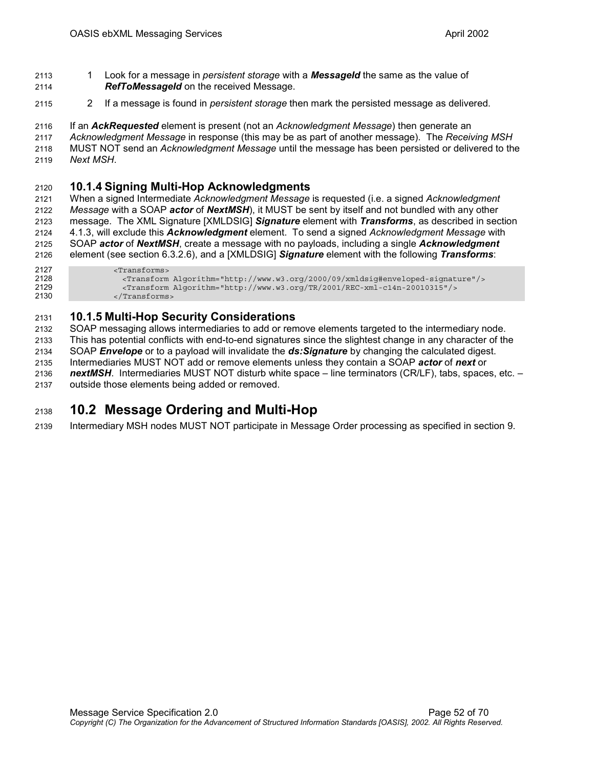1. Look for a message in *persistent storage* with a ***MessageId*** the same as the value of ***RefToMessageId*** on the received Message.
2. If a message is found in *persistent storage* then mark the persisted message as delivered.

If an ***AckRequested*** element is present (not an *Acknowledgment Message*) then generate an *Acknowledgment Message* in response (this may be as part of another message). The *Receiving MSH* MUST NOT send an *Acknowledgment Message* until the message has been persisted or delivered to the *Next MSH*.

### 10.1.4 Signing Multi-Hop Acknowledgments

When a signed Intermediate *Acknowledgment Message* is requested (i.e. a signed *Acknowledgment Message* with a SOAP ***actor*** of ***NextMSH***), it MUST be sent by itself and not bundled with any other message. The XML Signature [XMLDSIG] ***Signature*** element with ***Transforms***, as described in section 4.1.3, will exclude this ***Acknowledgment*** element. To send a signed *Acknowledgment Message* with SOAP ***actor*** of ***NextMSH***, create a message with no payloads, including a single ***Acknowledgment*** element (see section 6.3.2.6), and a [XMLDSIG] ***Signature*** element with the following ***Transforms***:

```
<Transforms>
  <Transform Algorithm="http://www.w3.org/2000/09/xmldsig#enveloped-signature"/>
  <Transform Algorithm="http://www.w3.org/TR/2001/REC-xml-c14n-20010315"/>
</Transforms>
```

### 10.1.5 Multi-Hop Security Considerations

SOAP messaging allows intermediaries to add or remove elements targeted to the intermediary node. This has potential conflicts with end-to-end signatures since the slightest change in any character of the SOAP ***Envelope*** or to a payload will invalidate the ***ds:Signature*** by changing the calculated digest. Intermediaries MUST NOT add or remove elements unless they contain a SOAP ***actor*** of ***next*** or ***nextMSH***. Intermediaries MUST NOT disturb white space – line terminators (CR/LF), tabs, spaces, etc. – outside those elements being added or removed.

## 10.2 Message Ordering and Multi-Hop

Intermediary MSH nodes MUST NOT participate in Message Order processing as specified in section 9.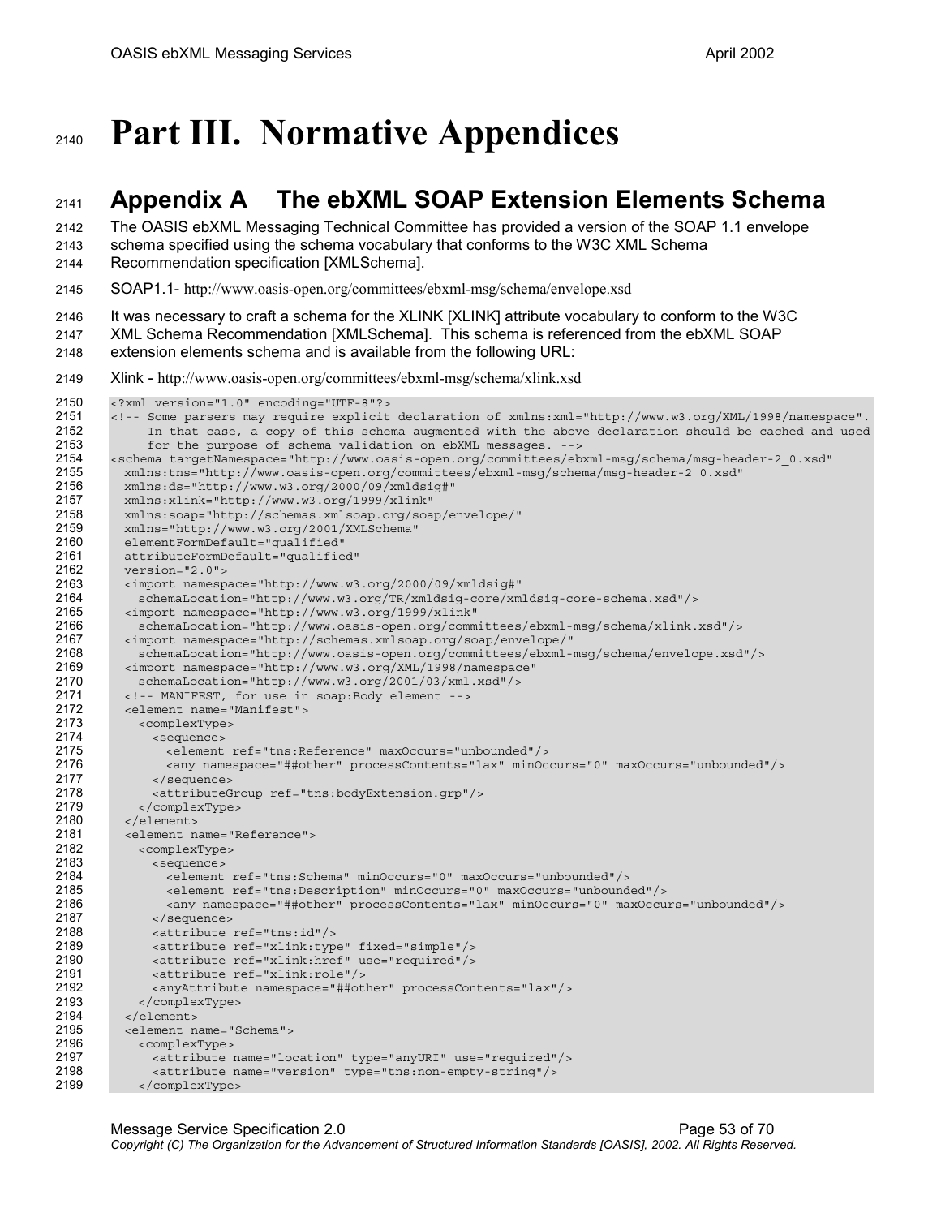# Part III. Normative Appendices

## Appendix A The ebXML SOAP Extension Elements Schema

The OASIS ebXML Messaging Technical Committee has provided a version of the SOAP 1.1 envelope schema specified using the schema vocabulary that conforms to the W3C XML Schema Recommendation specification [XMLSchema].

SOAP1.1- http://www.oasis-open.org/committees/ebxml-msg/schema/envelope.xsd

It was necessary to craft a schema for the XLINK [XLINK] attribute vocabulary to conform to the W3C XML Schema Recommendation [XMLSchema]. This schema is referenced from the ebXML SOAP extension elements schema and is available from the following URL:

Xlink - http://www.oasis-open.org/committees/ebxml-msg/schema/xlink.xsd

```
<?xml version="1.0" encoding="UTF-8"?>
<!-- Some parsers may require explicit declaration of xmlns:xml="http://www.w3.org/XML/1998/namespace".
     In that case, a copy of this schema augmented with the above declaration should be cached and used
     for the purpose of schema validation on ebXML messages. -->
<schema targetNamespace="http://www.oasis-open.org/committees/ebxml-msg/schema/msg-header-2_0.xsd"
  xmlns:tns="http://www.oasis-open.org/committees/ebxml-msg/schema/msg-header-2_0.xsd"
  xmlns:ds="http://www.w3.org/2000/09/xmldsig#"
  xmlns:xlink="http://www.w3.org/1999/xlink"
  xmlns:soap="http://schemas.xmlsoap.org/soap/envelope/"
  xmlns="http://www.w3.org/2001/XMLSchema"
  elementFormDefault="qualified"
  attributeFormDefault="qualified"
  version="2.0">
  <import namespace="http://www.w3.org/2000/09/xmldsig#"
    schemaLocation="http://www.w3.org/TR/xmldsig-core/xmldsig-core-schema.xsd"/>
  <import namespace="http://www.w3.org/1999/xlink"
    schemaLocation="http://www.oasis-open.org/committees/ebxml-msg/schema/xlink.xsd"/>
  <import namespace="http://schemas.xmlsoap.org/soap/envelope/"
    schemaLocation="http://www.oasis-open.org/committees/ebxml-msg/schema/envelope.xsd"/>
  <import namespace="http://www.w3.org/XML/1998/namespace"
    schemaLocation="http://www.w3.org/2001/03/xml.xsd"/>
  <!-- MANIFEST, for use in soap:Body element -->
  <element name="Manifest">
    <complexType>
      <sequence>
        <element ref="tns:Reference" maxOccurs="unbounded"/>
        <any namespace="##other" processContents="lax" minOccurs="0" maxOccurs="unbounded"/>
      </sequence>
      <attributeGroup ref="tns:bodyExtension.grp"/>
    </complexType>
  </element>
  <element name="Reference">
    <complexType>
      <sequence>
        <element ref="tns:Schema" minOccurs="0" maxOccurs="unbounded"/>
        <element ref="tns:Description" minOccurs="0" maxOccurs="unbounded"/>
        <any namespace="##other" processContents="lax" minOccurs="0" maxOccurs="unbounded"/>
      </sequence>
      <attribute ref="tns:id"/>
      <attribute ref="xlink:type" fixed="simple"/>
      <attribute ref="xlink:href" use="required"/>
      <attribute ref="xlink:role"/>
      <anyAttribute namespace="##other" processContents="lax"/>
    </complexType>
  </element>
  <element name="Schema">
    <complexType>
      <attribute name="location" type="anyURI" use="required"/>
      <attribute name="version" type="tns:non-empty-string"/>
    </complexType>
```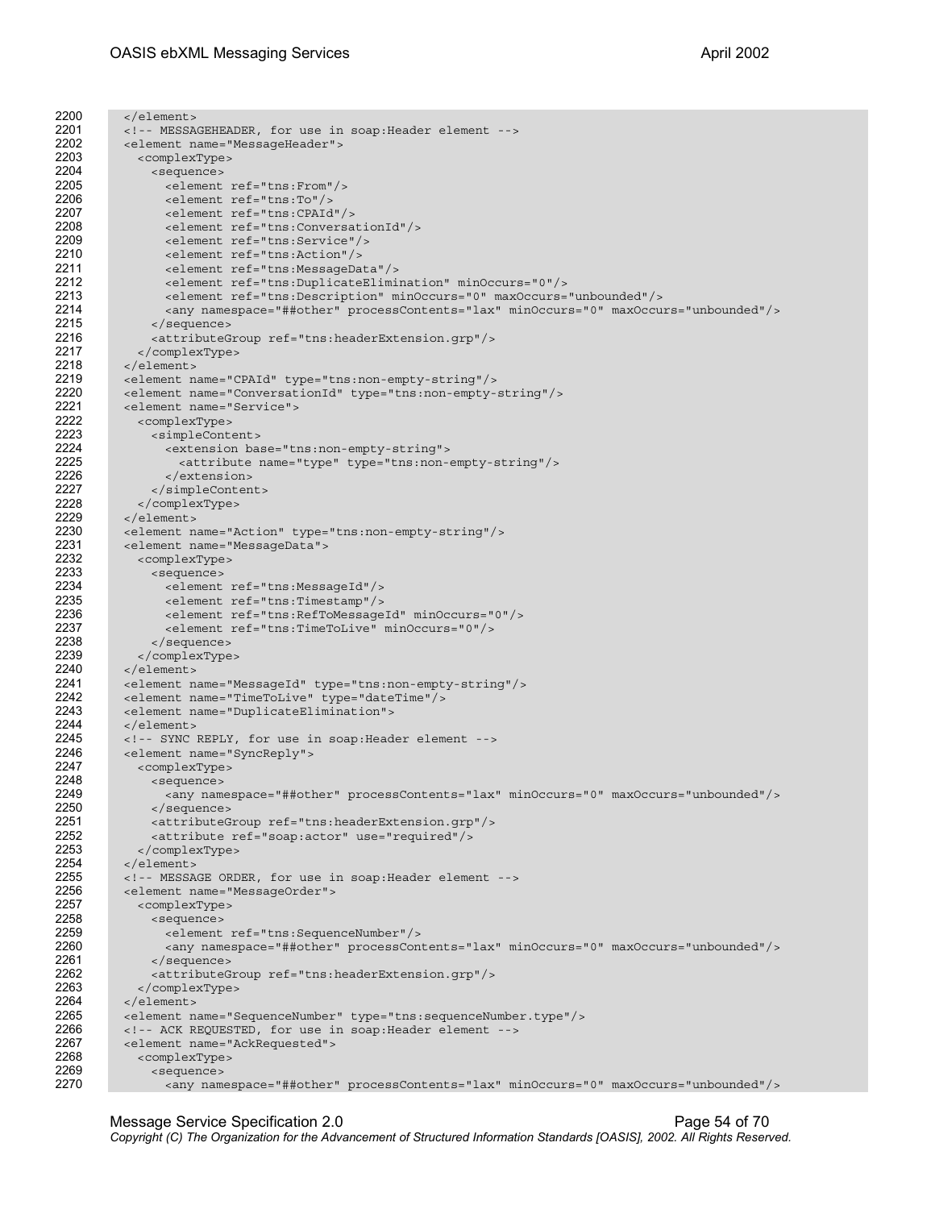```
2200      </element>
2201      <!-- MESSAGEHEADER, for use in soap:Header element -->
2202      <element name="MessageHeader">
2203        <complexType>
2204          <sequence>
2205            <element ref="tns:From"/>
2206            <element ref="tns:To"/>
2207            <element ref="tns:CPAId"/>
2208            <element ref="tns:ConversationId"/>
2209            <element ref="tns:Service"/>
2210            <element ref="tns:Action"/>
2211            <element ref="tns:MessageData"/>
2212            <element ref="tns:DuplicateElimination" minOccurs="0"/>
2213            <element ref="tns:Description" minOccurs="0" maxOccurs="unbounded"/>
2214            <any namespace="##other" processContents="lax" minOccurs="0" maxOccurs="unbounded"/>
2215          </sequence>
2216          <attributeGroup ref="tns:headerExtension.grp"/>
2217        </complexType>
2218      </element>
2219      <element name="CPAId" type="tns:non-empty-string"/>
2220      <element name="ConversationId" type="tns:non-empty-string"/>
2221      <element name="Service">
2222        <complexType>
2223          <simpleContent>
2224            <extension base="tns:non-empty-string">
2225              <attribute name="type" type="tns:non-empty-string"/>
2226            </extension>
2227          </simpleContent>
2228        </complexType>
2229      </element>
2230      <element name="Action" type="tns:non-empty-string"/>
2231      <element name="MessageData">
2232        <complexType>
2233          <sequence>
2234            <element ref="tns:MessageId"/>
2235            <element ref="tns:Timestamp"/>
2236            <element ref="tns:RefToMessageId" minOccurs="0"/>
2237            <element ref="tns:TimeToLive" minOccurs="0"/>
2238          </sequence>
2239        </complexType>
2240      </element>
2241      <element name="MessageId" type="tns:non-empty-string"/>
2242      <element name="TimeToLive" type="dateTime"/>
2243      <element name="DuplicateElimination">
2244      </element>
2245      <!-- SYNC REPLY, for use in soap:Header element -->
2246      <element name="SyncReply">
2247        <complexType>
2248          <sequence>
2249            <any namespace="##other" processContents="lax" minOccurs="0" maxOccurs="unbounded"/>
2250          </sequence>
2251          <attributeGroup ref="tns:headerExtension.grp"/>
2252          <attribute ref="soap:actor" use="required"/>
2253        </complexType>
2254      </element>
2255      <!-- MESSAGE ORDER, for use in soap:Header element -->
2256      <element name="MessageOrder">
2257        <complexType>
2258          <sequence>
2259            <element ref="tns:SequenceNumber"/>
2260            <any namespace="##other" processContents="lax" minOccurs="0" maxOccurs="unbounded"/>
2261          </sequence>
2262          <attributeGroup ref="tns:headerExtension.grp"/>
2263        </complexType>
2264      </element>
2265      <element name="SequenceNumber" type="tns:sequenceNumber.type"/>
2266      <!-- ACK REQUESTED, for use in soap:Header element -->
2267      <element name="AckRequested">
2268        <complexType>
2269          <sequence>
2270            <any namespace="##other" processContents="lax" minOccurs="0" maxOccurs="unbounded"/>
```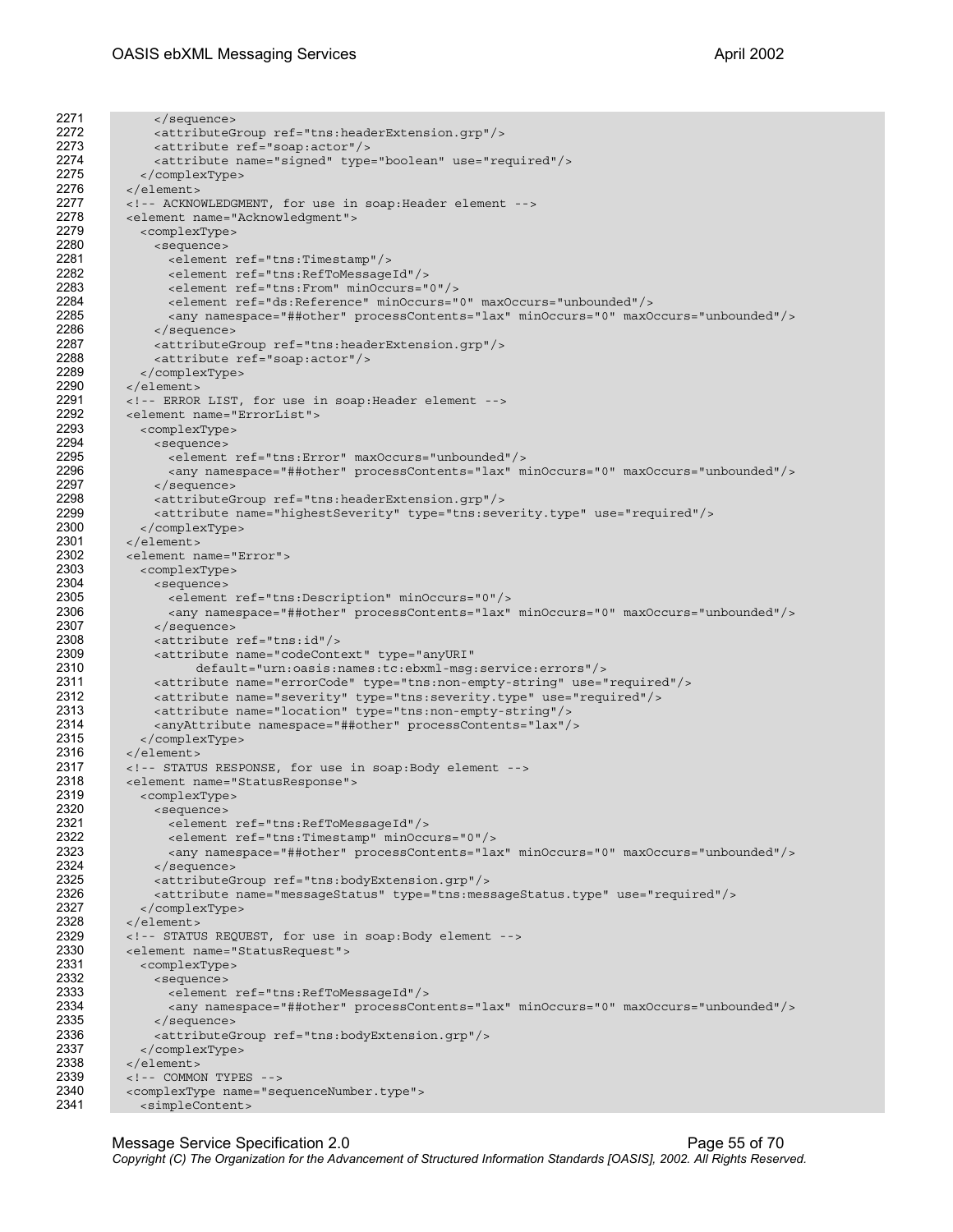```
2271          </sequence>
2272          <attributeGroup ref="tns:headerExtension.grp"/>
2273          <attribute ref="soap:actor"/>
2274          <attribute name="signed" type="boolean" use="required"/>
2275        </complexType>
2276      </element>
2277      <!-- ACKNOWLEDGMENT, for use in soap:Header element -->
2278      <element name="Acknowledgment">
2279        <complexType>
2280          <sequence>
2281            <element ref="tns:Timestamp"/>
2282            <element ref="tns:RefToMessageId"/>
2283            <element ref="tns:From" minOccurs="0"/>
2284            <element ref="ds:Reference" minOccurs="0" maxOccurs="unbounded"/>
2285            <any namespace="##other" processContents="lax" minOccurs="0" maxOccurs="unbounded"/>
2286          </sequence>
2287          <attributeGroup ref="tns:headerExtension.grp"/>
2288          <attribute ref="soap:actor"/>
2289        </complexType>
2290      </element>
2291      <!-- ERROR LIST, for use in soap:Header element -->
2292      <element name="ErrorList">
2293        <complexType>
2294          <sequence>
2295            <element ref="tns:Error" maxOccurs="unbounded"/>
2296            <any namespace="##other" processContents="lax" minOccurs="0" maxOccurs="unbounded"/>
2297          </sequence>
2298          <attributeGroup ref="tns:headerExtension.grp"/>
2299          <attribute name="highestSeverity" type="tns:severity.type" use="required"/>
2300        </complexType>
2301      </element>
2302      <element name="Error">
2303        <complexType>
2304          <sequence>
2305            <element ref="tns:Description" minOccurs="0"/>
2306            <any namespace="##other" processContents="lax" minOccurs="0" maxOccurs="unbounded"/>
2307          </sequence>
2308          <attribute ref="tns:id"/>
2309          <attribute name="codeContext" type="anyURI"
2310                default="urn:oasis:names:tc:ebxml-msg:service:errors"/>
2311          <attribute name="errorCode" type="tns:non-empty-string" use="required"/>
2312          <attribute name="severity" type="tns:severity.type" use="required"/>
2313          <attribute name="location" type="tns:non-empty-string"/>
2314          <anyAttribute namespace="##other" processContents="lax"/>
2315        </complexType>
2316      </element>
2317      <!-- STATUS RESPONSE, for use in soap:Body element -->
2318      <element name="StatusResponse">
2319        <complexType>
2320          <sequence>
2321            <element ref="tns:RefToMessageId"/>
2322            <element ref="tns:Timestamp" minOccurs="0"/>
2323            <any namespace="##other" processContents="lax" minOccurs="0" maxOccurs="unbounded"/>
2324          </sequence>
2325          <attributeGroup ref="tns:bodyExtension.grp"/>
2326          <attribute name="messageStatus" type="tns:messageStatus.type" use="required"/>
2327        </complexType>
2328      </element>
2329      <!-- STATUS REQUEST, for use in soap:Body element -->
2330      <element name="StatusRequest">
2331        <complexType>
2332          <sequence>
2333            <element ref="tns:RefToMessageId"/>
2334            <any namespace="##other" processContents="lax" minOccurs="0" maxOccurs="unbounded"/>
2335          </sequence>
2336          <attributeGroup ref="tns:bodyExtension.grp"/>
2337        </complexType>
2338      </element>
2339      <!-- COMMON TYPES -->
2340      <complexType name="sequenceNumber.type">
2341        <simpleContent>
```

*Copyright (C) The Organization for the Advancement of Structured Information Standards [OASIS], 2002. All Rights Reserved.*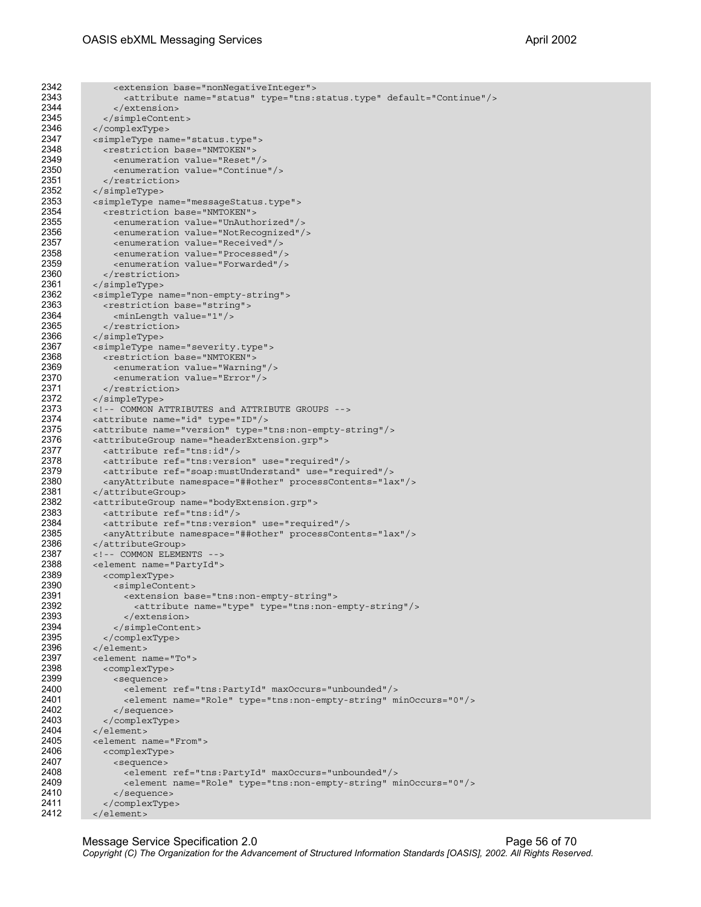```
2342          <extension base="nonNegativeInteger">
2343            <attribute name="status" type="tns:status.type" default="Continue"/>
2344          </extension>
2345        </simpleContent>
2346      </complexType>
2347      <simpleType name="status.type">
2348        <restriction base="NMTOKEN">
2349          <enumeration value="Reset"/>
2350          <enumeration value="Continue"/>
2351        </restriction>
2352      </simpleType>
2353      <simpleType name="messageStatus.type">
2354        <restriction base="NMTOKEN">
2355          <enumeration value="UnAuthorized"/>
2356          <enumeration value="NotRecognized"/>
2357          <enumeration value="Received"/>
2358          <enumeration value="Processed"/>
2359          <enumeration value="Forwarded"/>
2360        </restriction>
2361      </simpleType>
2362      <simpleType name="non-empty-string">
2363        <restriction base="string">
2364          <minLength value="1"/>
2365        </restriction>
2366      </simpleType>
2367      <simpleType name="severity.type">
2368        <restriction base="NMTOKEN">
2369          <enumeration value="Warning"/>
2370          <enumeration value="Error"/>
2371        </restriction>
2372      </simpleType>
2373      <!-- COMMON ATTRIBUTES and ATTRIBUTE GROUPS -->
2374      <attribute name="id" type="ID"/>
2375      <attribute name="version" type="tns:non-empty-string"/>
2376      <attributeGroup name="headerExtension.grp">
2377        <attribute ref="tns:id"/>
2378        <attribute ref="tns:version" use="required"/>
2379        <attribute ref="soap:mustUnderstand" use="required"/>
2380        <anyAttribute namespace="##other" processContents="lax"/>
2381      </attributeGroup>
2382      <attributeGroup name="bodyExtension.grp">
2383        <attribute ref="tns:id"/>
2384        <attribute ref="tns:version" use="required"/>
2385        <anyAttribute namespace="##other" processContents="lax"/>
2386      </attributeGroup>
2387      <!-- COMMON ELEMENTS -->
2388      <element name="PartyId">
2389        <complexType>
2390          <simpleContent>
2391            <extension base="tns:non-empty-string">
2392              <attribute name="type" type="tns:non-empty-string"/>
2393            </extension>
2394          </simpleContent>
2395        </complexType>
2396      </element>
2397      <element name="To">
2398        <complexType>
2399          <sequence>
2400            <element ref="tns:PartyId" maxOccurs="unbounded"/>
2401            <element name="Role" type="tns:non-empty-string" minOccurs="0"/>
2402          </sequence>
2403        </complexType>
2404      </element>
2405      <element name="From">
2406        <complexType>
2407          <sequence>
2408            <element ref="tns:PartyId" maxOccurs="unbounded"/>
2409            <element name="Role" type="tns:non-empty-string" minOccurs="0"/>
2410          </sequence>
2411        </complexType>
2412      </element>
```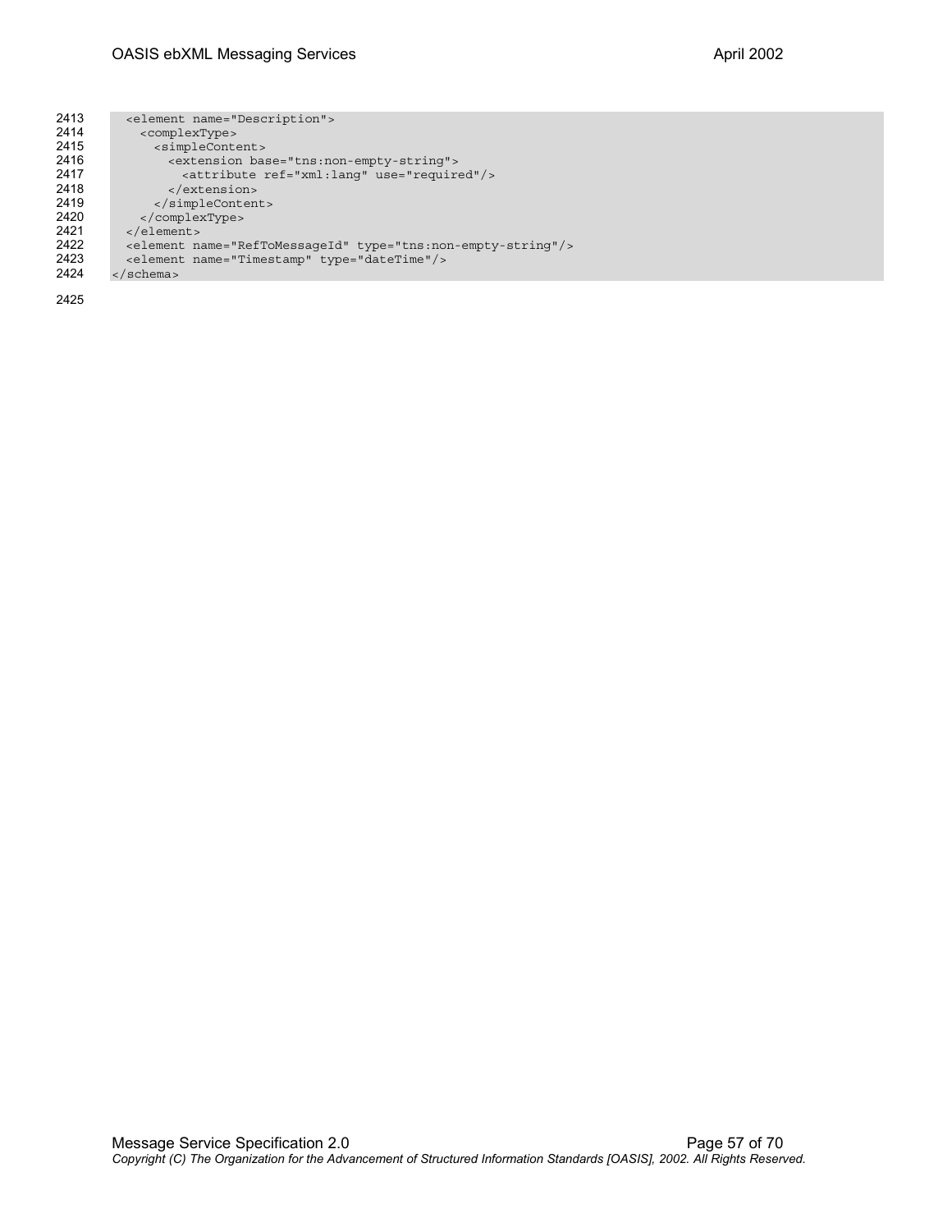```
2413    <element name="Description">
2414      <complexType>
2415        <simpleContent>
2416          <extension base="tns:non-empty-string">
2417            <attribute ref="xml:lang" use="required"/>
2418          </extension>
2419        </simpleContent>
2420      </complexType>
2421    </element>
2422    <element name="RefToMessageId" type="tns:non-empty-string"/>
2423    <element name="Timestamp" type="dateTime"/>
2424  </schema>
```

2425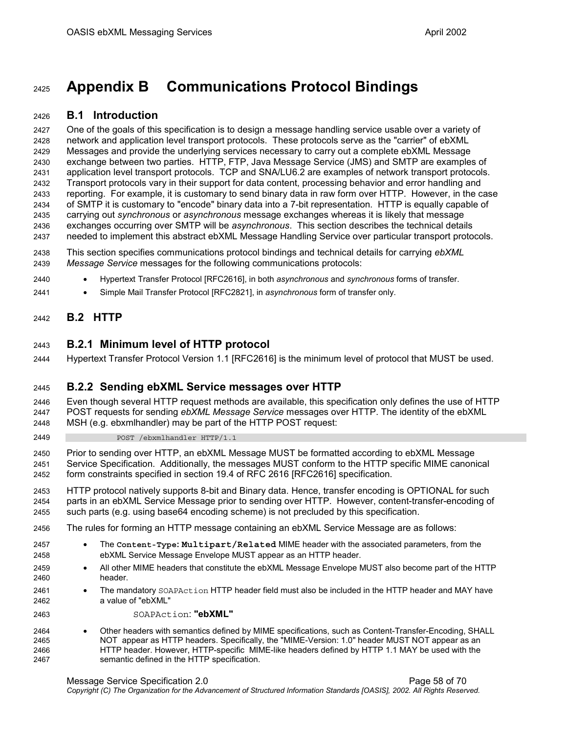# Appendix B Communications Protocol Bindings

## B.1 Introduction

One of the goals of this specification is to design a message handling service usable over a variety of network and application level transport protocols. These protocols serve as the "carrier" of ebXML Messages and provide the underlying services necessary to carry out a complete ebXML Message exchange between two parties. HTTP, FTP, Java Message Service (JMS) and SMTP are examples of application level transport protocols. TCP and SNA/LU6.2 are examples of network transport protocols. Transport protocols vary in their support for data content, processing behavior and error handling and reporting. For example, it is customary to send binary data in raw form over HTTP. However, in the case of SMTP it is customary to "encode" binary data into a 7-bit representation. HTTP is equally capable of carrying out *synchronous* or *asynchronous* message exchanges whereas it is likely that message exchanges occurring over SMTP will be *asynchronous*. This section describes the technical details needed to implement this abstract ebXML Message Handling Service over particular transport protocols.

This section specifies communications protocol bindings and technical details for carrying *ebXML Message Service* messages for the following communications protocols:

- Hypertext Transfer Protocol [RFC2616], in both *asynchronous* and *synchronous* forms of transfer.
- Simple Mail Transfer Protocol [RFC2821], in *asynchronous* form of transfer only.

## B.2 HTTP

### B.2.1 Minimum level of HTTP protocol

Hypertext Transfer Protocol Version 1.1 [RFC2616] is the minimum level of protocol that MUST be used.

### B.2.2 Sending ebXML Service messages over HTTP

Even though several HTTP request methods are available, this specification only defines the use of HTTP POST requests for sending *ebXML Message Service* messages over HTTP. The identity of the ebXML MSH (e.g. ebxmlhandler) may be part of the HTTP POST request:

```
POST /ebxmlhandler HTTP/1.1
```

Prior to sending over HTTP, an ebXML Message MUST be formatted according to ebXML Message Service Specification. Additionally, the messages MUST conform to the HTTP specific MIME canonical form constraints specified in section 19.4 of RFC 2616 [RFC2616] specification.

HTTP protocol natively supports 8-bit and Binary data. Hence, transfer encoding is OPTIONAL for such parts in an ebXML Service Message prior to sending over HTTP. However, content-transfer-encoding of such parts (e.g. using base64 encoding scheme) is not precluded by this specification.

The rules for forming an HTTP message containing an ebXML Service Message are as follows:

- The **`Content-Type: Multipart/Related`** MIME header with the associated parameters, from the ebXML Service Message Envelope MUST appear as an HTTP header.
- All other MIME headers that constitute the ebXML Message Envelope MUST also become part of the HTTP header.
- The mandatory `SOAPAction` HTTP header field must also be included in the HTTP header and MAY have a value of "ebXML"

  `SOAPAction`: **"ebXML"**

- Other headers with semantics defined by MIME specifications, such as Content-Transfer-Encoding, SHALL NOT appear as HTTP headers. Specifically, the "MIME-Version: 1.0" header MUST NOT appear as an HTTP header. However, HTTP-specific MIME-like headers defined by HTTP 1.1 MAY be used with the semantic defined in the HTTP specification.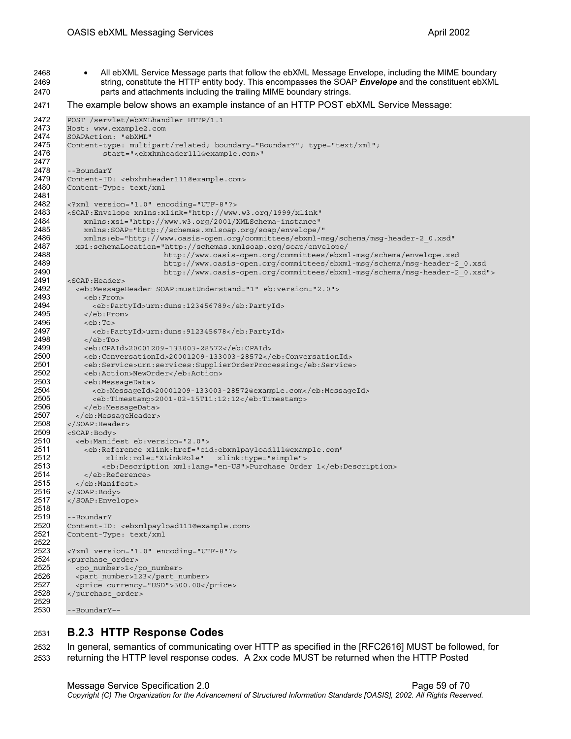- All ebXML Service Message parts that follow the ebXML Message Envelope, including the MIME boundary string, constitute the HTTP entity body. This encompasses the SOAP ***Envelope*** and the constituent ebXML parts and attachments including the trailing MIME boundary strings.

The example below shows an example instance of an HTTP POST ebXML Service Message:

```
POST /servlet/ebXMLhandler HTTP/1.1
Host: www.example2.com
SOAPAction: "ebXML"
Content-type: multipart/related; boundary="BoundaryY"; type="text/xml";
        start="<ebxhmheader111@example.com>"

--BoundarY
Content-ID: <ebxhmheader111@example.com>
Content-Type: text/xml

<?xml version="1.0" encoding="UTF-8"?>
<SOAP:Envelope xmlns:xlink="http://www.w3.org/1999/xlink"
    xmlns:xsi="http://www.w3.org/2001/XMLSchema-instance"
    xmlns:SOAP="http://schemas.xmlsoap.org/soap/envelope/"
    xmlns:eb="http://www.oasis-open.org/committees/ebxml-msg/schema/msg-header-2_0.xsd"
  xsi:schemaLocation="http://schemas.xmlsoap.org/soap/envelope/
                      http://www.oasis-open.org/committees/ebxml-msg/schema/envelope.xsd
                      http://www.oasis-open.org/committees/ebxml-msg/schema/msg-header-2_0.xsd
                      http://www.oasis-open.org/committees/ebxml-msg/schema/msg-header-2_0.xsd">
<SOAP:Header>
  <eb:MessageHeader SOAP:mustUnderstand="1" eb:version="2.0">
    <eb:From>
      <eb:PartyId>urn:duns:123456789</eb:PartyId>
    </eb:From>
    <eb:To>
      <eb:PartyId>urn:duns:912345678</eb:PartyId>
    </eb:To>
    <eb:CPAId>20001209-133003-28572</eb:CPAId>
    <eb:ConversationId>20001209-133003-28572</eb:ConversationId>
    <eb:Service>urn:services:SupplierOrderProcessing</eb:Service>
    <eb:Action>NewOrder</eb:Action>
    <eb:MessageData>
      <eb:MessageId>20001209-133003-28572@example.com</eb:MessageId>
      <eb:Timestamp>2001-02-15T11:12:12</eb:Timestamp>
    </eb:MessageData>
  </eb:MessageHeader>
</SOAP:Header>
<SOAP:Body>
  <eb:Manifest eb:version="2.0">
    <eb:Reference xlink:href="cid:ebxmlpayload111@example.com"
         xlink:role="XLinkRole"   xlink:type="simple">
        <eb:Description xml:lang="en-US">Purchase Order 1</eb:Description>
    </eb:Reference>
  </eb:Manifest>
</SOAP:Body>
</SOAP:Envelope>

--BoundarY
Content-ID: <ebxmlpayload111@example.com>
Content-Type: text/xml

<?xml version="1.0" encoding="UTF-8"?>
<purchase_order>
  <po_number>1</po_number>
  <part_number>123</part_number>
  <price currency="USD">500.00</price>
</purchase_order>

--BoundarY--
```

### B.2.3 HTTP Response Codes

In general, semantics of communicating over HTTP as specified in the [RFC2616] MUST be followed, for returning the HTTP level response codes. A 2xx code MUST be returned when the HTTP Posted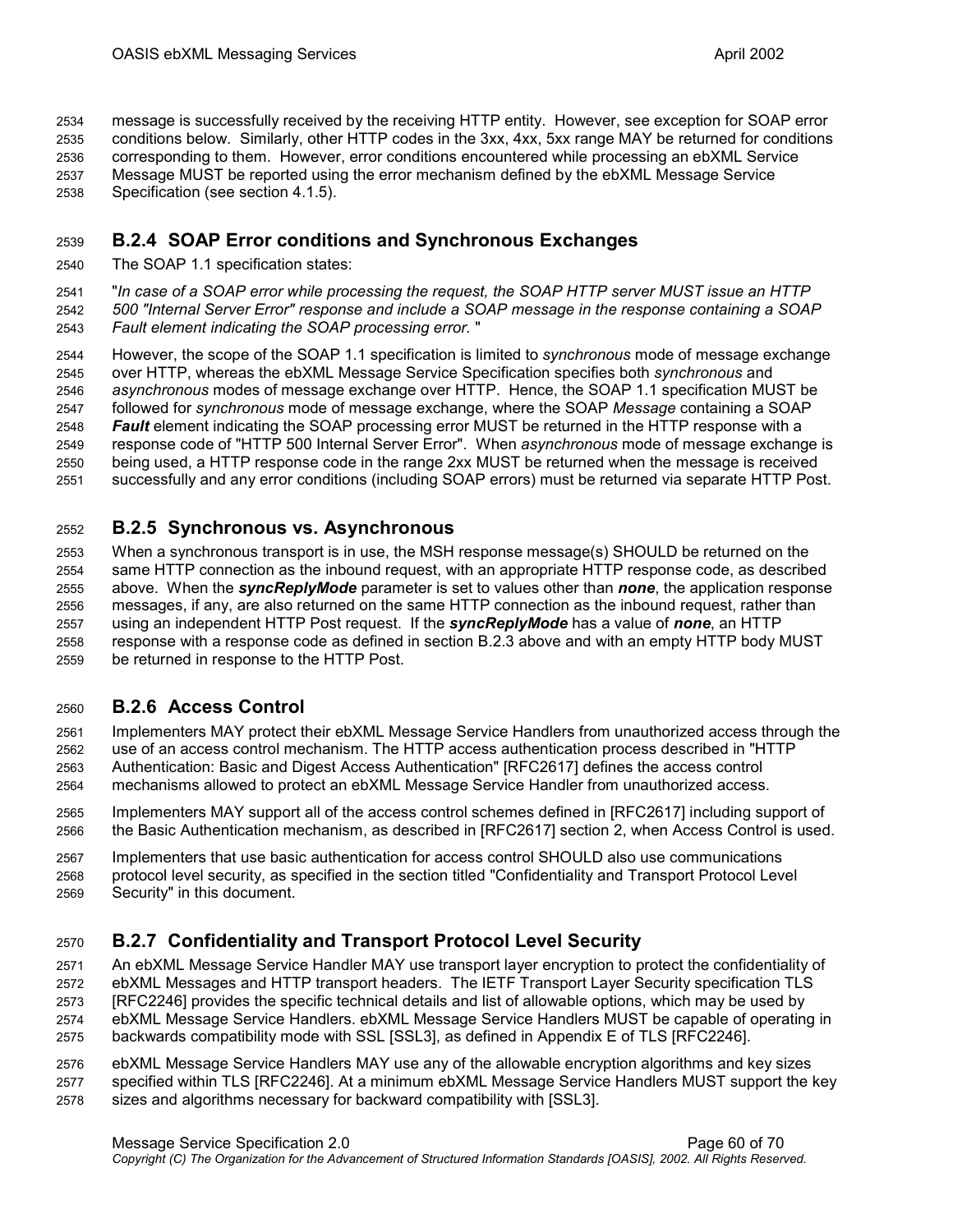message is successfully received by the receiving HTTP entity. However, see exception for SOAP error conditions below. Similarly, other HTTP codes in the 3xx, 4xx, 5xx range MAY be returned for conditions corresponding to them. However, error conditions encountered while processing an ebXML Service Message MUST be reported using the error mechanism defined by the ebXML Message Service Specification (see section 4.1.5).

### B.2.4 SOAP Error conditions and Synchronous Exchanges

The SOAP 1.1 specification states:

"*In case of a SOAP error while processing the request, the SOAP HTTP server MUST issue an HTTP 500 "Internal Server Error" response and include a SOAP message in the response containing a SOAP Fault element indicating the SOAP processing error.* "

However, the scope of the SOAP 1.1 specification is limited to *synchronous* mode of message exchange over HTTP, whereas the ebXML Message Service Specification specifies both *synchronous* and *asynchronous* modes of message exchange over HTTP. Hence, the SOAP 1.1 specification MUST be followed for *synchronous* mode of message exchange, where the SOAP *Message* containing a SOAP ***Fault*** element indicating the SOAP processing error MUST be returned in the HTTP response with a response code of "HTTP 500 Internal Server Error". When *asynchronous* mode of message exchange is being used, a HTTP response code in the range 2xx MUST be returned when the message is received successfully and any error conditions (including SOAP errors) must be returned via separate HTTP Post.

### B.2.5 Synchronous vs. Asynchronous

When a synchronous transport is in use, the MSH response message(s) SHOULD be returned on the same HTTP connection as the inbound request, with an appropriate HTTP response code, as described above. When the ***syncReplyMode*** parameter is set to values other than ***none***, the application response messages, if any, are also returned on the same HTTP connection as the inbound request, rather than using an independent HTTP Post request. If the ***syncReplyMode*** has a value of ***none***, an HTTP response with a response code as defined in section B.2.3 above and with an empty HTTP body MUST be returned in response to the HTTP Post.

### B.2.6 Access Control

Implementers MAY protect their ebXML Message Service Handlers from unauthorized access through the use of an access control mechanism. The HTTP access authentication process described in "HTTP Authentication: Basic and Digest Access Authentication" [RFC2617] defines the access control mechanisms allowed to protect an ebXML Message Service Handler from unauthorized access.

Implementers MAY support all of the access control schemes defined in [RFC2617] including support of the Basic Authentication mechanism, as described in [RFC2617] section 2, when Access Control is used.

Implementers that use basic authentication for access control SHOULD also use communications protocol level security, as specified in the section titled "Confidentiality and Transport Protocol Level Security" in this document.

### B.2.7 Confidentiality and Transport Protocol Level Security

An ebXML Message Service Handler MAY use transport layer encryption to protect the confidentiality of ebXML Messages and HTTP transport headers. The IETF Transport Layer Security specification TLS [RFC2246] provides the specific technical details and list of allowable options, which may be used by ebXML Message Service Handlers. ebXML Message Service Handlers MUST be capable of operating in backwards compatibility mode with SSL [SSL3], as defined in Appendix E of TLS [RFC2246].

ebXML Message Service Handlers MAY use any of the allowable encryption algorithms and key sizes specified within TLS [RFC2246]. At a minimum ebXML Message Service Handlers MUST support the key sizes and algorithms necessary for backward compatibility with [SSL3].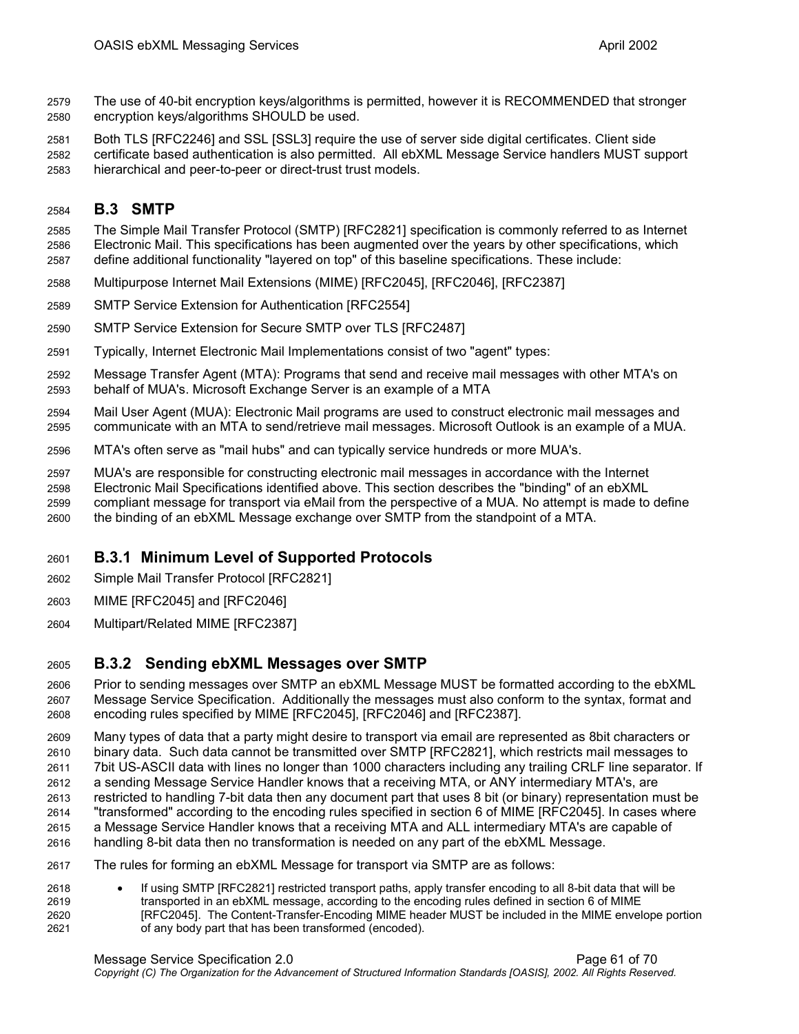The use of 40-bit encryption keys/algorithms is permitted, however it is RECOMMENDED that stronger encryption keys/algorithms SHOULD be used.

Both TLS [RFC2246] and SSL [SSL3] require the use of server side digital certificates. Client side certificate based authentication is also permitted. All ebXML Message Service handlers MUST support hierarchical and peer-to-peer or direct-trust trust models.

## B.3 SMTP

The Simple Mail Transfer Protocol (SMTP) [RFC2821] specification is commonly referred to as Internet Electronic Mail. This specifications has been augmented over the years by other specifications, which define additional functionality "layered on top" of this baseline specifications. These include:

Multipurpose Internet Mail Extensions (MIME) [RFC2045], [RFC2046], [RFC2387]

SMTP Service Extension for Authentication [RFC2554]

SMTP Service Extension for Secure SMTP over TLS [RFC2487]

Typically, Internet Electronic Mail Implementations consist of two "agent" types:

Message Transfer Agent (MTA): Programs that send and receive mail messages with other MTA's on behalf of MUA's. Microsoft Exchange Server is an example of a MTA

Mail User Agent (MUA): Electronic Mail programs are used to construct electronic mail messages and communicate with an MTA to send/retrieve mail messages. Microsoft Outlook is an example of a MUA.

MTA's often serve as "mail hubs" and can typically service hundreds or more MUA's.

MUA's are responsible for constructing electronic mail messages in accordance with the Internet Electronic Mail Specifications identified above. This section describes the "binding" of an ebXML compliant message for transport via eMail from the perspective of a MUA. No attempt is made to define the binding of an ebXML Message exchange over SMTP from the standpoint of a MTA.

### B.3.1 Minimum Level of Supported Protocols

Simple Mail Transfer Protocol [RFC2821]

MIME [RFC2045] and [RFC2046]

Multipart/Related MIME [RFC2387]

### B.3.2 Sending ebXML Messages over SMTP

Prior to sending messages over SMTP an ebXML Message MUST be formatted according to the ebXML Message Service Specification. Additionally the messages must also conform to the syntax, format and encoding rules specified by MIME [RFC2045], [RFC2046] and [RFC2387].

Many types of data that a party might desire to transport via email are represented as 8bit characters or binary data. Such data cannot be transmitted over SMTP [RFC2821], which restricts mail messages to 7bit US-ASCII data with lines no longer than 1000 characters including any trailing CRLF line separator. If a sending Message Service Handler knows that a receiving MTA, or ANY intermediary MTA's, are restricted to handling 7-bit data then any document part that uses 8 bit (or binary) representation must be "transformed" according to the encoding rules specified in section 6 of MIME [RFC2045]. In cases where a Message Service Handler knows that a receiving MTA and ALL intermediary MTA's are capable of handling 8-bit data then no transformation is needed on any part of the ebXML Message.

The rules for forming an ebXML Message for transport via SMTP are as follows:

- If using SMTP [RFC2821] restricted transport paths, apply transfer encoding to all 8-bit data that will be transported in an ebXML message, according to the encoding rules defined in section 6 of MIME [RFC2045]. The Content-Transfer-Encoding MIME header MUST be included in the MIME envelope portion of any body part that has been transformed (encoded).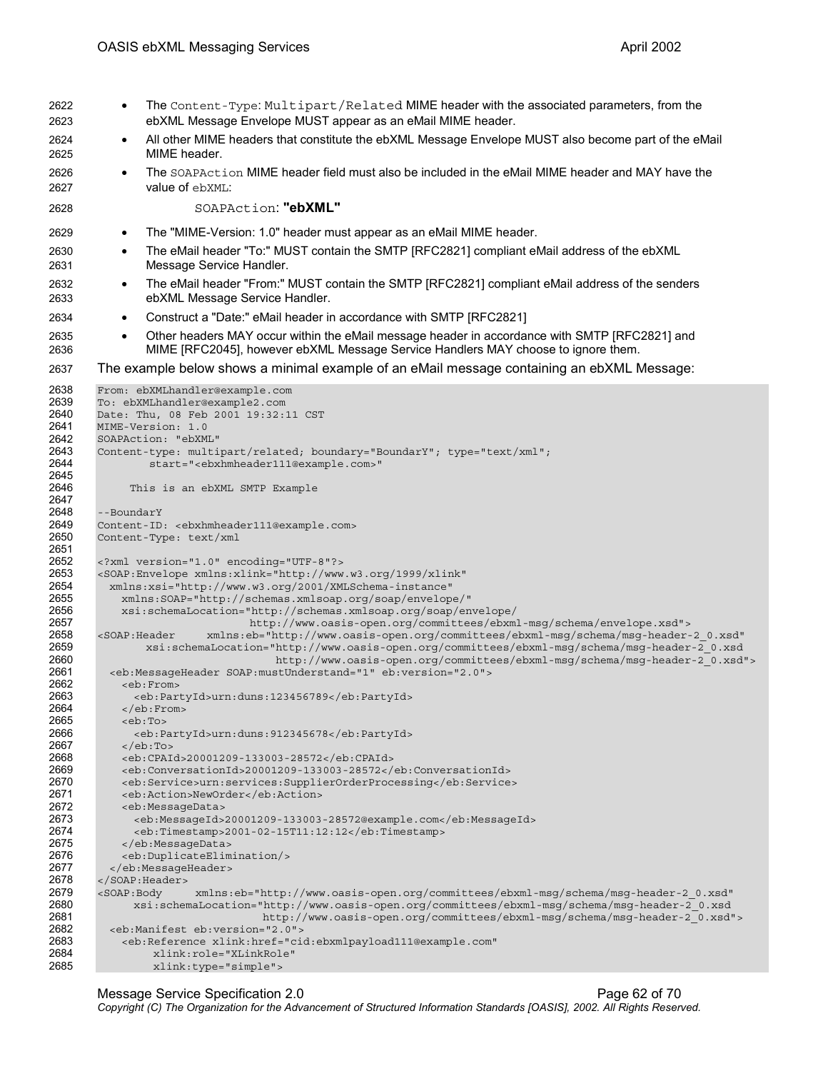- The Content-Type: Multipart/Related MIME header with the associated parameters, from the ebXML Message Envelope MUST appear as an eMail MIME header.
- All other MIME headers that constitute the ebXML Message Envelope MUST also become part of the eMail MIME header.
- The SOAPAction MIME header field must also be included in the eMail MIME header and MAY have the value of ebXML:

  SOAPAction: **"ebXML"**

- The "MIME-Version: 1.0" header must appear as an eMail MIME header.
- The eMail header "To:" MUST contain the SMTP [RFC2821] compliant eMail address of the ebXML Message Service Handler.
- The eMail header "From:" MUST contain the SMTP [RFC2821] compliant eMail address of the senders ebXML Message Service Handler.
- Construct a "Date:" eMail header in accordance with SMTP [RFC2821]
- Other headers MAY occur within the eMail message header in accordance with SMTP [RFC2821] and MIME [RFC2045], however ebXML Message Service Handlers MAY choose to ignore them.

The example below shows a minimal example of an eMail message containing an ebXML Message:

```
From: ebXMLhandler@example.com
To: ebXMLhandler@example2.com
Date: Thu, 08 Feb 2001 19:32:11 CST
MIME-Version: 1.0
SOAPAction: "ebXML"
Content-type: multipart/related; boundary="BoundaryY"; type="text/xml";
        start="<ebxhmheader111@example.com>"

     This is an ebXML SMTP Example

--BoundaryY
Content-ID: <ebxhmheader111@example.com>
Content-Type: text/xml

<?xml version="1.0" encoding="UTF-8"?>
<SOAP:Envelope xmlns:xlink="http://www.w3.org/1999/xlink"
  xmlns:xsi="http://www.w3.org/2001/XMLSchema-instance"
    xmlns:SOAP="http://schemas.xmlsoap.org/soap/envelope/"
    xsi:schemaLocation="http://schemas.xmlsoap.org/soap/envelope/
                       http://www.oasis-open.org/committees/ebxml-msg/schema/envelope.xsd">
<SOAP:Header     xmlns:eb="http://www.oasis-open.org/committees/ebxml-msg/schema/msg-header-2_0.xsd"
       xsi:schemaLocation="http://www.oasis-open.org/committees/ebxml-msg/schema/msg-header-2_0.xsd
                           http://www.oasis-open.org/committees/ebxml-msg/schema/msg-header-2_0.xsd">
  <eb:MessageHeader SOAP:mustUnderstand="1" eb:version="2.0">
    <eb:From>
      <eb:PartyId>urn:duns:123456789</eb:PartyId>
    </eb:From>
    <eb:To>
      <eb:PartyId>urn:duns:912345678</eb:PartyId>
    </eb:To>
    <eb:CPAId>20001209-133003-28572</eb:CPAId>
    <eb:ConversationId>20001209-133003-28572</eb:ConversationId>
    <eb:Service>urn:services:SupplierOrderProcessing</eb:Service>
    <eb:Action>NewOrder</eb:Action>
    <eb:MessageData>
      <eb:MessageId>20001209-133003-28572@example.com</eb:MessageId>
      <eb:Timestamp>2001-02-15T11:12:12</eb:Timestamp>
    </eb:MessageData>
    <eb:DuplicateElimination/>
  </eb:MessageHeader>
</SOAP:Header>
<SOAP:Body     xmlns:eb="http://www.oasis-open.org/committees/ebxml-msg/schema/msg-header-2_0.xsd"
      xsi:schemaLocation="http://www.oasis-open.org/committees/ebxml-msg/schema/msg-header-2_0.xsd
                          http://www.oasis-open.org/committees/ebxml-msg/schema/msg-header-2_0.xsd">
  <eb:Manifest eb:version="2.0">
    <eb:Reference xlink:href="cid:ebxmlpayload111@example.com"
         xlink:role="XLinkRole"
         xlink:type="simple">
```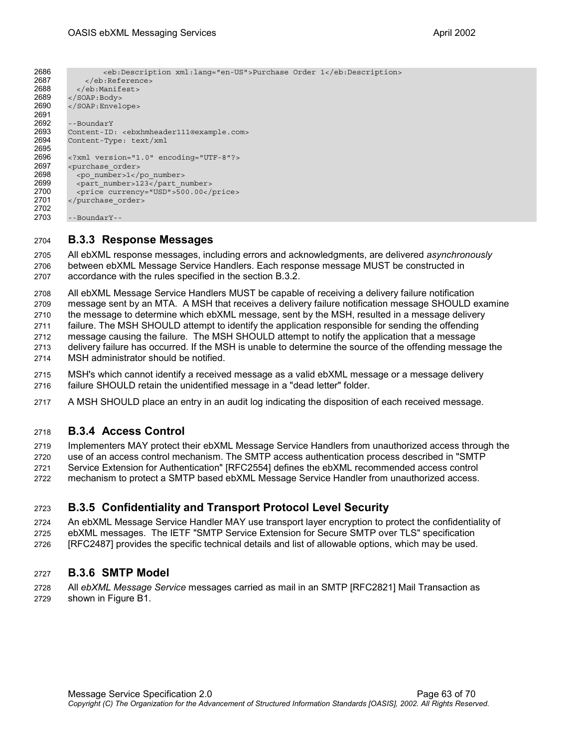```
        <eb:Description xml:lang="en-US">Purchase Order 1</eb:Description>
      </eb:Reference>
    </eb:Manifest>
  </SOAP:Body>
</SOAP:Envelope>

--BoundaryY
Content-ID: <ebxhmheader111@example.com>
Content-Type: text/xml

<?xml version="1.0" encoding="UTF-8"?>
<purchase_order>
  <po_number>1</po_number>
  <part_number>123</part_number>
  <price currency="USD">500.00</price>
</purchase_order>

--BoundaryY--
```

### B.3.3 Response Messages

All ebXML response messages, including errors and acknowledgments, are delivered *asynchronously* between ebXML Message Service Handlers. Each response message MUST be constructed in accordance with the rules specified in the section B.3.2.

All ebXML Message Service Handlers MUST be capable of receiving a delivery failure notification message sent by an MTA. A MSH that receives a delivery failure notification message SHOULD examine the message to determine which ebXML message, sent by the MSH, resulted in a message delivery failure. The MSH SHOULD attempt to identify the application responsible for sending the offending message causing the failure. The MSH SHOULD attempt to notify the application that a message delivery failure has occurred. If the MSH is unable to determine the source of the offending message the MSH administrator should be notified.

MSH's which cannot identify a received message as a valid ebXML message or a message delivery failure SHOULD retain the unidentified message in a "dead letter" folder.

A MSH SHOULD place an entry in an audit log indicating the disposition of each received message.

### B.3.4 Access Control

Implementers MAY protect their ebXML Message Service Handlers from unauthorized access through the use of an access control mechanism. The SMTP access authentication process described in "SMTP Service Extension for Authentication" [RFC2554] defines the ebXML recommended access control mechanism to protect a SMTP based ebXML Message Service Handler from unauthorized access.

### B.3.5 Confidentiality and Transport Protocol Level Security

An ebXML Message Service Handler MAY use transport layer encryption to protect the confidentiality of ebXML messages. The IETF "SMTP Service Extension for Secure SMTP over TLS" specification [RFC2487] provides the specific technical details and list of allowable options, which may be used.

### B.3.6 SMTP Model

All *ebXML Message Service* messages carried as mail in an SMTP [RFC2821] Mail Transaction as shown in Figure B1.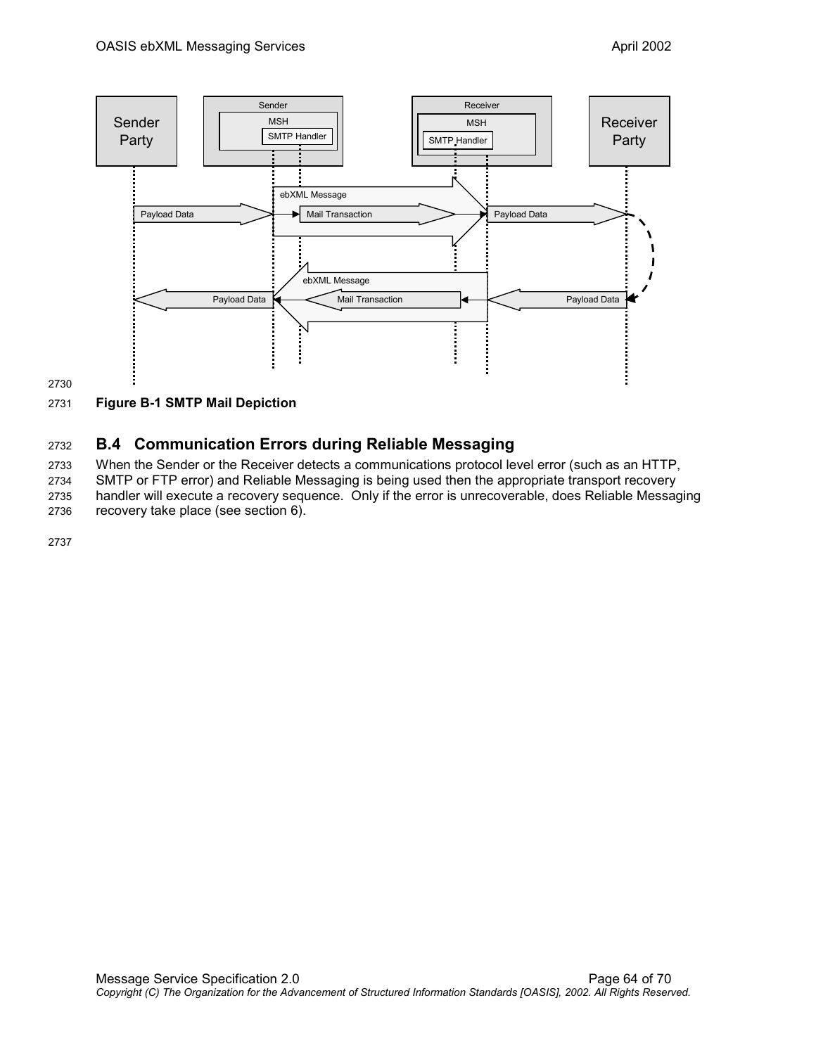**Figure B-1 SMTP Mail Depiction**

## B.4 Communication Errors during Reliable Messaging

When the Sender or the Receiver detects a communications protocol level error (such as an HTTP, SMTP or FTP error) and Reliable Messaging is being used then the appropriate transport recovery handler will execute a recovery sequence. Only if the error is unrecoverable, does Reliable Messaging recovery take place (see section 6).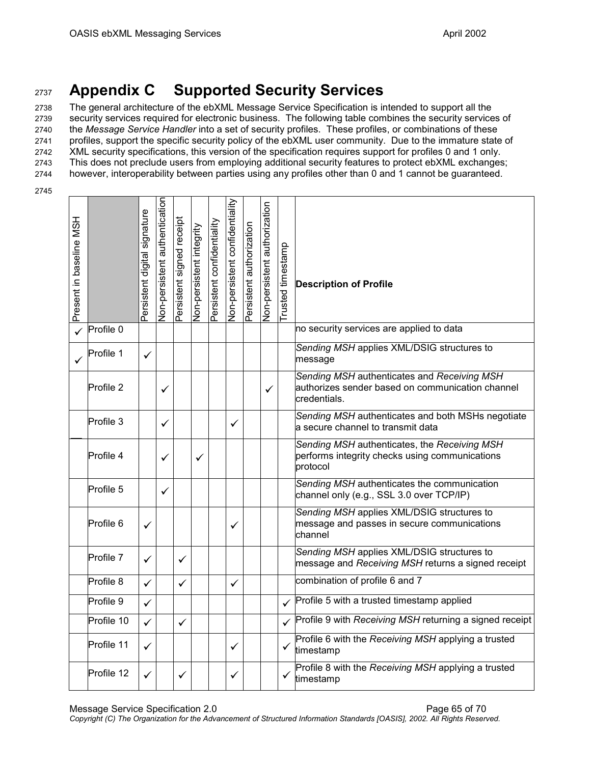# Appendix C Supported Security Services

The general architecture of the ebXML Message Service Specification is intended to support all the security services required for electronic business. The following table combines the security services of the *Message Service Handler* into a set of security profiles. These profiles, or combinations of these profiles, support the specific security policy of the ebXML user community. Due to the immature state of XML security specifications, this version of the specification requires support for profiles 0 and 1 only. This does not preclude users from employing additional security features to protect ebXML exchanges; however, interoperability between parties using any profiles other than 0 and 1 cannot be guaranteed.

| Present in baseline MSH | | Persistent digital signature | Non-persistent authentication | Persistent signed receipt | Non-persistent integrity | Persistent confidentiality | Non-persistent confidentiality | Persistent authorization | Non-persistent authorization | Trusted timestamp | Description of Profile |
|---|---|---|---|---|---|---|---|---|---|---|---|
| ✓ | Profile 0 | | | | | | | | | | no security services are applied to data |
| ✓ | Profile 1 | ✓ | | | | | | | | | *Sending MSH* applies XML/DSIG structures to message |
| | Profile 2 | | ✓ | | | | | | ✓ | | *Sending MSH* authenticates and *Receiving MSH* authorizes sender based on communication channel credentials. |
| | Profile 3 | | ✓ | | | | ✓ | | | | *Sending MSH* authenticates and both MSHs negotiate a secure channel to transmit data |
| | Profile 4 | | ✓ | | ✓ | | | | | | *Sending MSH* authenticates, the *Receiving MSH* performs integrity checks using communications protocol |
| | Profile 5 | | ✓ | | | | | | | | *Sending MSH* authenticates the communication channel only (e.g., SSL 3.0 over TCP/IP) |
| | Profile 6 | ✓ | | | | | ✓ | | | | *Sending MSH* applies XML/DSIG structures to message and passes in secure communications channel |
| | Profile 7 | ✓ | | ✓ | | | | | | | *Sending MSH* applies XML/DSIG structures to message and *Receiving MSH* returns a signed receipt |
| | Profile 8 | ✓ | | ✓ | | | ✓ | | | | combination of profile 6 and 7 |
| | Profile 9 | ✓ | | | | | | | | ✓ | Profile 5 with a trusted timestamp applied |
| | Profile 10 | ✓ | | ✓ | | | | | | ✓ | Profile 9 with *Receiving MSH* returning a signed receipt |
| | Profile 11 | ✓ | | | | | ✓ | | | ✓ | Profile 6 with the *Receiving MSH* applying a trusted timestamp |
| | Profile 12 | ✓ | | ✓ | | | ✓ | | | ✓ | Profile 8 with the *Receiving MSH* applying a trusted timestamp |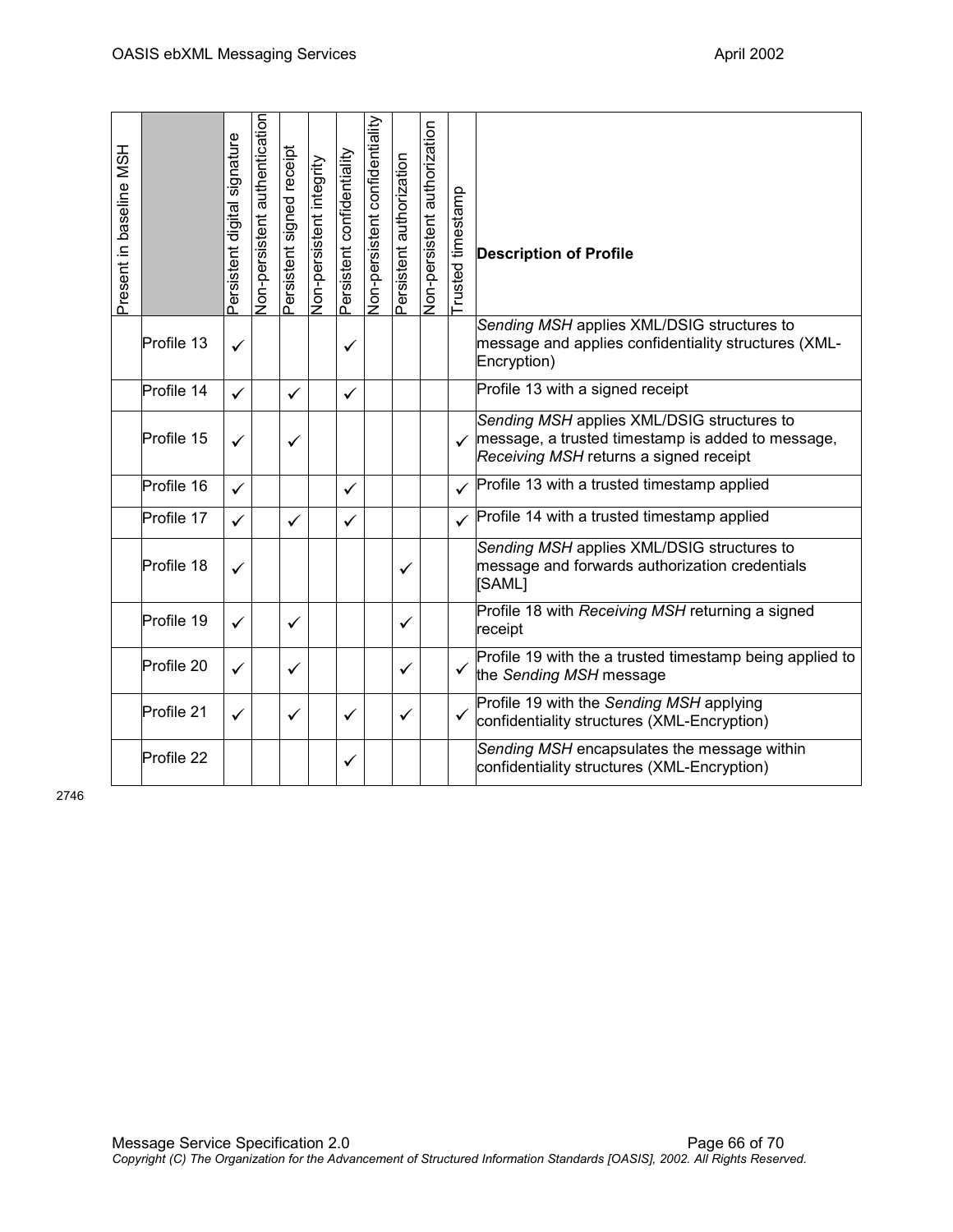| Present in baseline MSH | | Persistent digital signature | Non-persistent authentication | Persistent signed receipt | Non-persistent integrity | Persistent confidentiality | Non-persistent confidentiality | Persistent authorization | Non-persistent authorization | Trusted timestamp | **Description of Profile** |
|---|---|---|---|---|---|---|---|---|---|---|---|
| | Profile 13 | ✓ | | | | ✓ | | | | | *Sending MSH* applies XML/DSIG structures to message and applies confidentiality structures (XML-Encryption) |
| | Profile 14 | ✓ | | ✓ | | ✓ | | | | | Profile 13 with a signed receipt |
| | Profile 15 | ✓ | | ✓ | | | | | | ✓ | *Sending MSH* applies XML/DSIG structures to message, a trusted timestamp is added to message, *Receiving MSH* returns a signed receipt |
| | Profile 16 | ✓ | | | | ✓ | | | | ✓ | Profile 13 with a trusted timestamp applied |
| | Profile 17 | ✓ | | ✓ | | ✓ | | | | ✓ | Profile 14 with a trusted timestamp applied |
| | Profile 18 | ✓ | | | | | | ✓ | | | *Sending MSH* applies XML/DSIG structures to message and forwards authorization credentials [SAML] |
| | Profile 19 | ✓ | | ✓ | | | | ✓ | | | Profile 18 with *Receiving MSH* returning a signed receipt |
| | Profile 20 | ✓ | | ✓ | | | | ✓ | | ✓ | Profile 19 with the a trusted timestamp being applied to the *Sending MSH* message |
| | Profile 21 | ✓ | | ✓ | | ✓ | | ✓ | | ✓ | Profile 19 with the *Sending MSH* applying confidentiality structures (XML-Encryption) |
| | Profile 22 | | | | | ✓ | | | | | *Sending MSH* encapsulates the message within confidentiality structures (XML-Encryption) |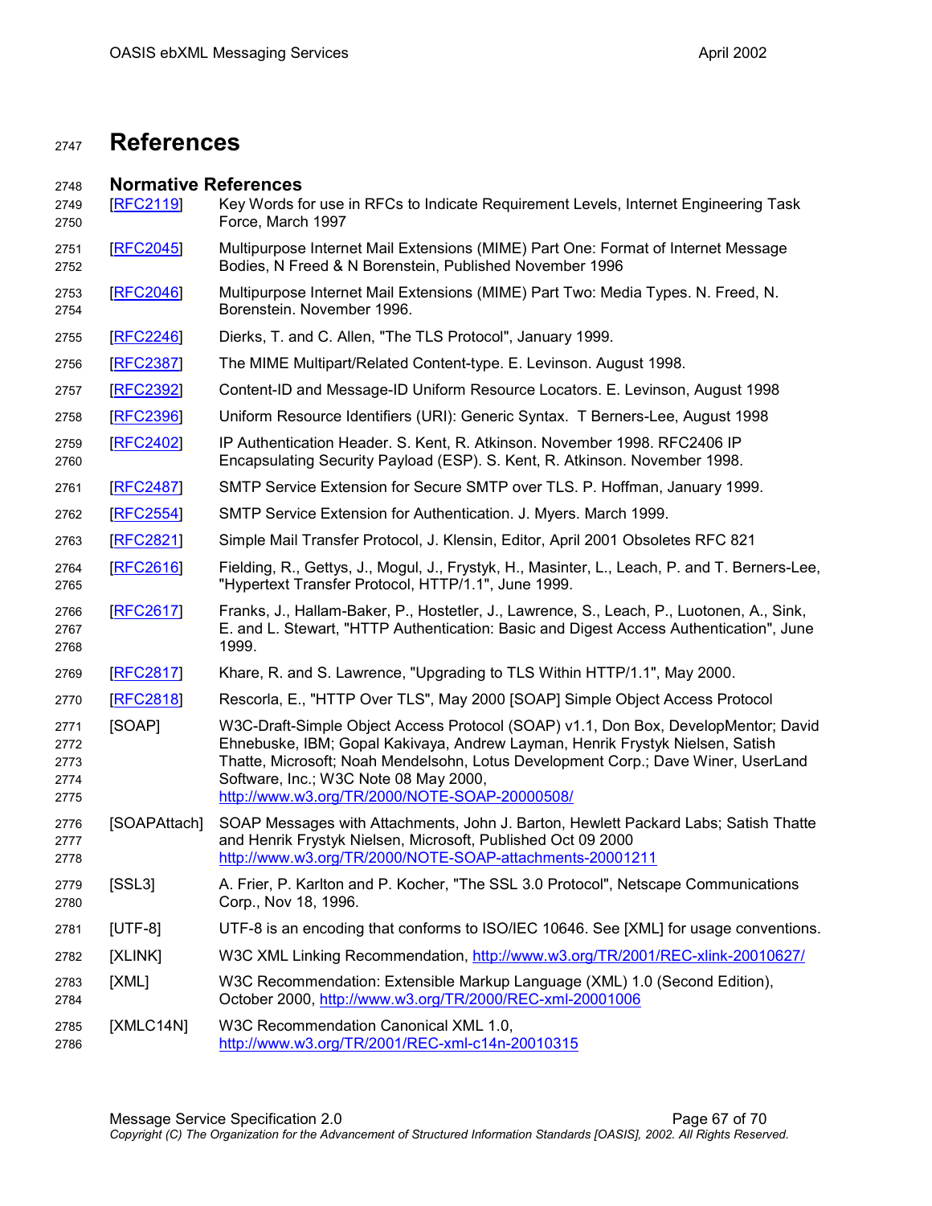# References

## Normative References

[RFC2119] Key Words for use in RFCs to Indicate Requirement Levels, Internet Engineering Task Force, March 1997

[RFC2045] Multipurpose Internet Mail Extensions (MIME) Part One: Format of Internet Message Bodies, N Freed & N Borenstein, Published November 1996

[RFC2046] Multipurpose Internet Mail Extensions (MIME) Part Two: Media Types. N. Freed, N. Borenstein. November 1996.

[RFC2246] Dierks, T. and C. Allen, "The TLS Protocol", January 1999.

[RFC2387] The MIME Multipart/Related Content-type. E. Levinson. August 1998.

[RFC2392] Content-ID and Message-ID Uniform Resource Locators. E. Levinson, August 1998

[RFC2396] Uniform Resource Identifiers (URI): Generic Syntax. T Berners-Lee, August 1998

[RFC2402] IP Authentication Header. S. Kent, R. Atkinson. November 1998. RFC2406 IP Encapsulating Security Payload (ESP). S. Kent, R. Atkinson. November 1998.

[RFC2487] SMTP Service Extension for Secure SMTP over TLS. P. Hoffman, January 1999.

[RFC2554] SMTP Service Extension for Authentication. J. Myers. March 1999.

[RFC2821] Simple Mail Transfer Protocol, J. Klensin, Editor, April 2001 Obsoletes RFC 821

[RFC2616] Fielding, R., Gettys, J., Mogul, J., Frystyk, H., Masinter, L., Leach, P. and T. Berners-Lee, "Hypertext Transfer Protocol, HTTP/1.1", June 1999.

[RFC2617] Franks, J., Hallam-Baker, P., Hostetler, J., Lawrence, S., Leach, P., Luotonen, A., Sink, E. and L. Stewart, "HTTP Authentication: Basic and Digest Access Authentication", June 1999.

[RFC2817] Khare, R. and S. Lawrence, "Upgrading to TLS Within HTTP/1.1", May 2000.

[RFC2818] Rescorla, E., "HTTP Over TLS", May 2000 [SOAP] Simple Object Access Protocol

[SOAP] W3C-Draft-Simple Object Access Protocol (SOAP) v1.1, Don Box, DevelopMentor; David Ehnebuske, IBM; Gopal Kakivaya, Andrew Layman, Henrik Frystyk Nielsen, Satish Thatte, Microsoft; Noah Mendelsohn, Lotus Development Corp.; Dave Winer, UserLand Software, Inc.; W3C Note 08 May 2000, http://www.w3.org/TR/2000/NOTE-SOAP-20000508/

[SOAPAttach] SOAP Messages with Attachments, John J. Barton, Hewlett Packard Labs; Satish Thatte and Henrik Frystyk Nielsen, Microsoft, Published Oct 09 2000 http://www.w3.org/TR/2000/NOTE-SOAP-attachments-20001211

[SSL3] A. Frier, P. Karlton and P. Kocher, "The SSL 3.0 Protocol", Netscape Communications Corp., Nov 18, 1996.

[UTF-8] UTF-8 is an encoding that conforms to ISO/IEC 10646. See [XML] for usage conventions.

[XLINK] W3C XML Linking Recommendation, http://www.w3.org/TR/2001/REC-xlink-20010627/

[XML] W3C Recommendation: Extensible Markup Language (XML) 1.0 (Second Edition), October 2000, http://www.w3.org/TR/2000/REC-xml-20001006

[XMLC14N] W3C Recommendation Canonical XML 1.0, http://www.w3.org/TR/2001/REC-xml-c14n-20010315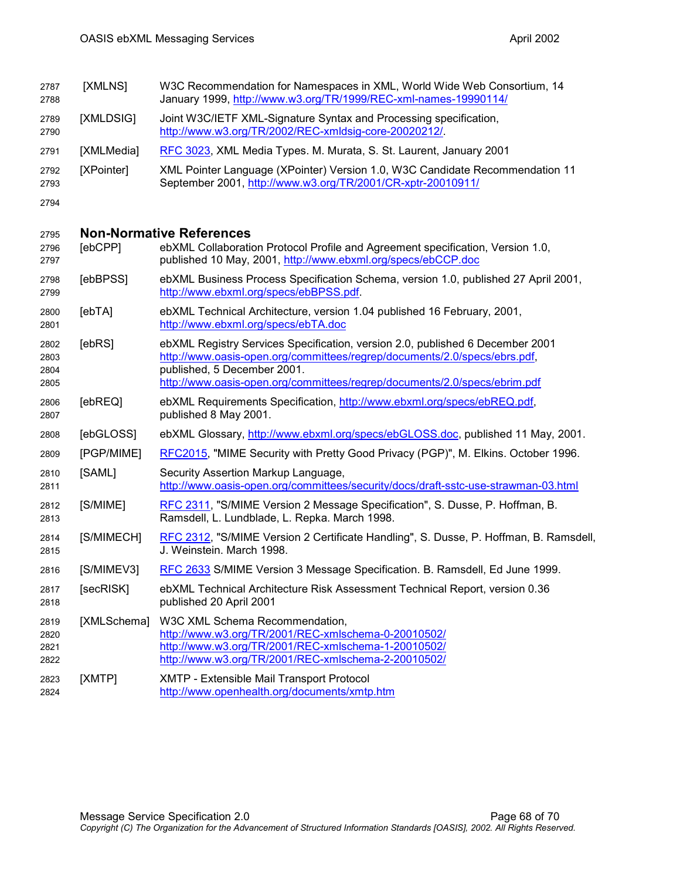[XMLNS] W3C Recommendation for Namespaces in XML, World Wide Web Consortium, 14 January 1999, http://www.w3.org/TR/1999/REC-xml-names-19990114/

[XMLDSIG] Joint W3C/IETF XML-Signature Syntax and Processing specification, http://www.w3.org/TR/2002/REC-xmldsig-core-20020212/.

[XMLMedia] RFC 3023, XML Media Types. M. Murata, S. St. Laurent, January 2001

[XPointer] XML Pointer Language (XPointer) Version 1.0, W3C Candidate Recommendation 11 September 2001, http://www.w3.org/TR/2001/CR-xptr-20010911/

## Non-Normative References

[ebCPP] ebXML Collaboration Protocol Profile and Agreement specification, Version 1.0, published 10 May, 2001, http://www.ebxml.org/specs/ebCCP.doc

[ebBPSS] ebXML Business Process Specification Schema, version 1.0, published 27 April 2001, http://www.ebxml.org/specs/ebBPSS.pdf.

[ebTA] ebXML Technical Architecture, version 1.04 published 16 February, 2001, http://www.ebxml.org/specs/ebTA.doc

[ebRS] ebXML Registry Services Specification, version 2.0, published 6 December 2001 http://www.oasis-open.org/committees/regrep/documents/2.0/specs/ebrs.pdf, published, 5 December 2001. http://www.oasis-open.org/committees/regrep/documents/2.0/specs/ebrim.pdf

[ebREQ] ebXML Requirements Specification, http://www.ebxml.org/specs/ebREQ.pdf, published 8 May 2001.

[ebGLOSS] ebXML Glossary, http://www.ebxml.org/specs/ebGLOSS.doc, published 11 May, 2001.

[PGP/MIME] RFC2015, "MIME Security with Pretty Good Privacy (PGP)", M. Elkins. October 1996.

[SAML] Security Assertion Markup Language, http://www.oasis-open.org/committees/security/docs/draft-sstc-use-strawman-03.html

[S/MIME] RFC 2311, "S/MIME Version 2 Message Specification", S. Dusse, P. Hoffman, B. Ramsdell, L. Lundblade, L. Repka. March 1998.

[S/MIMECH] RFC 2312, "S/MIME Version 2 Certificate Handling", S. Dusse, P. Hoffman, B. Ramsdell, J. Weinstein. March 1998.

[S/MIMEV3] RFC 2633 S/MIME Version 3 Message Specification. B. Ramsdell, Ed June 1999.

[secRISK] ebXML Technical Architecture Risk Assessment Technical Report, version 0.36 published 20 April 2001

[XMLSchema] W3C XML Schema Recommendation, http://www.w3.org/TR/2001/REC-xmlschema-0-20010502/ http://www.w3.org/TR/2001/REC-xmlschema-1-20010502/ http://www.w3.org/TR/2001/REC-xmlschema-2-20010502/

[XMTP] XMTP - Extensible Mail Transport Protocol http://www.openhealth.org/documents/xmtp.htm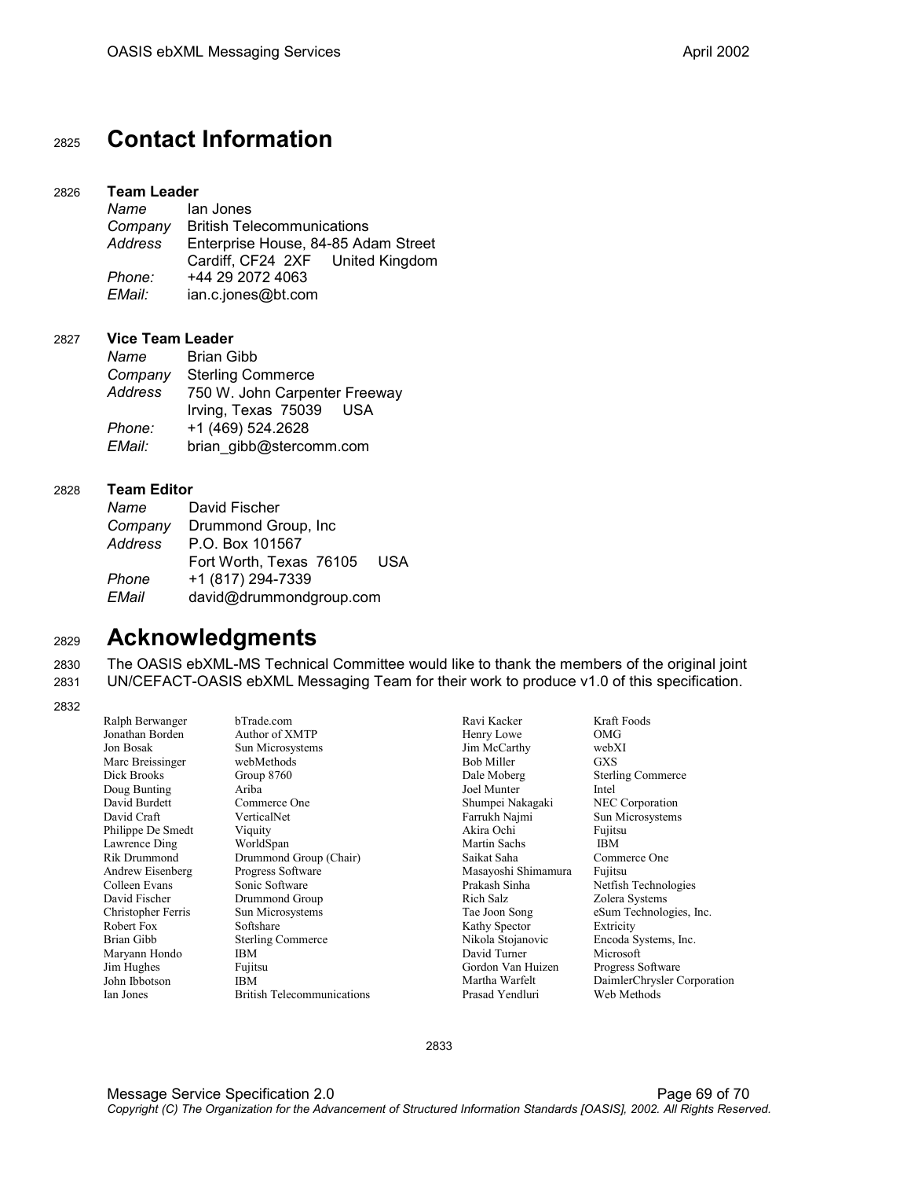# Contact Information

**Team Leader**

*Name* Ian Jones
*Company* British Telecommunications
*Address* Enterprise House, 84-85 Adam Street
Cardiff, CF24 2XF United Kingdom
*Phone:* +44 29 2072 4063
*EMail:* ian.c.jones@bt.com

**Vice Team Leader**

*Name* Brian Gibb
*Company* Sterling Commerce
*Address* 750 W. John Carpenter Freeway
Irving, Texas 75039 USA
*Phone:* +1 (469) 524.2628
*EMail:* brian_gibb@stercomm.com

**Team Editor**

*Name* David Fischer
*Company* Drummond Group, Inc
*Address* P.O. Box 101567
Fort Worth, Texas 76105 USA
*Phone* +1 (817) 294-7339
*EMail* david@drummondgroup.com

# Acknowledgments

The OASIS ebXML-MS Technical Committee would like to thank the members of the original joint UN/CEFACT-OASIS ebXML Messaging Team for their work to produce v1.0 of this specification.

| | | | |
|---|---|---|---|
| Ralph Berwanger | bTrade.com | Ravi Kacker | Kraft Foods |
| Jonathan Borden | Author of XMTP | Henry Lowe | OMG |
| Jon Bosak | Sun Microsystems | Jim McCarthy | webXI |
| Marc Breissinger | webMethods | Bob Miller | GXS |
| Dick Brooks | Group 8760 | Dale Moberg | Sterling Commerce |
| Doug Bunting | Ariba | Joel Munter | Intel |
| David Burdett | Commerce One | Shumpei Nakagaki | NEC Corporation |
| David Craft | VerticalNet | Farrukh Najmi | Sun Microsystems |
| Philippe De Smedt | Viquity | Akira Ochi | Fujitsu |
| Lawrence Ding | WorldSpan | Martin Sachs | IBM |
| Rik Drummond | Drummond Group (Chair) | Saikat Saha | Commerce One |
| Andrew Eisenberg | Progress Software | Masayoshi Shimamura | Fujitsu |
| Colleen Evans | Sonic Software | Prakash Sinha | Netfish Technologies |
| David Fischer | Drummond Group | Rich Salz | Zolera Systems |
| Christopher Ferris | Sun Microsystems | Tae Joon Song | eSum Technologies, Inc. |
| Robert Fox | Softshare | Kathy Spector | Extricity |
| Brian Gibb | Sterling Commerce | Nikola Stojanovic | Encoda Systems, Inc. |
| Maryann Hondo | IBM | David Turner | Microsoft |
| Jim Hughes | Fujitsu | Gordon Van Huizen | Progress Software |
| John Ibbotson | IBM | Martha Warfelt | DaimlerChrysler Corporation |
| Ian Jones | British Telecommunications | Prasad Yendluri | Web Methods |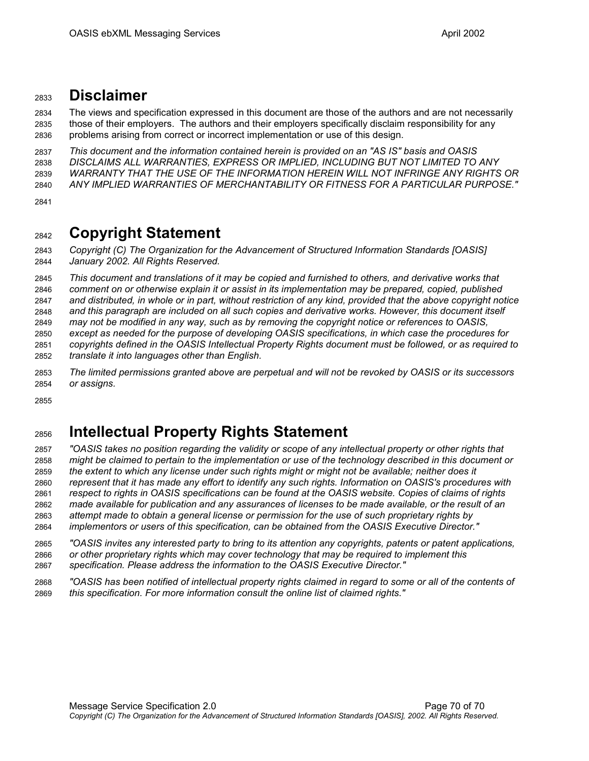# Disclaimer

The views and specification expressed in this document are those of the authors and are not necessarily those of their employers. The authors and their employers specifically disclaim responsibility for any problems arising from correct or incorrect implementation or use of this design.

*This document and the information contained herein is provided on an "AS IS" basis and OASIS DISCLAIMS ALL WARRANTIES, EXPRESS OR IMPLIED, INCLUDING BUT NOT LIMITED TO ANY WARRANTY THAT THE USE OF THE INFORMATION HEREIN WILL NOT INFRINGE ANY RIGHTS OR ANY IMPLIED WARRANTIES OF MERCHANTABILITY OR FITNESS FOR A PARTICULAR PURPOSE."*

# Copyright Statement

*Copyright (C) The Organization for the Advancement of Structured Information Standards [OASIS] January 2002. All Rights Reserved.*

*This document and translations of it may be copied and furnished to others, and derivative works that comment on or otherwise explain it or assist in its implementation may be prepared, copied, published and distributed, in whole or in part, without restriction of any kind, provided that the above copyright notice and this paragraph are included on all such copies and derivative works. However, this document itself may not be modified in any way, such as by removing the copyright notice or references to OASIS, except as needed for the purpose of developing OASIS specifications, in which case the procedures for copyrights defined in the OASIS Intellectual Property Rights document must be followed, or as required to translate it into languages other than English.*

*The limited permissions granted above are perpetual and will not be revoked by OASIS or its successors or assigns.*

# Intellectual Property Rights Statement

*"OASIS takes no position regarding the validity or scope of any intellectual property or other rights that might be claimed to pertain to the implementation or use of the technology described in this document or the extent to which any license under such rights might or might not be available; neither does it represent that it has made any effort to identify any such rights. Information on OASIS's procedures with respect to rights in OASIS specifications can be found at the OASIS website. Copies of claims of rights made available for publication and any assurances of licenses to be made available, or the result of an attempt made to obtain a general license or permission for the use of such proprietary rights by implementors or users of this specification, can be obtained from the OASIS Executive Director."*

*"OASIS invites any interested party to bring to its attention any copyrights, patents or patent applications, or other proprietary rights which may cover technology that may be required to implement this specification. Please address the information to the OASIS Executive Director."*

*"OASIS has been notified of intellectual property rights claimed in regard to some or all of the contents of this specification. For more information consult the online list of claimed rights."*